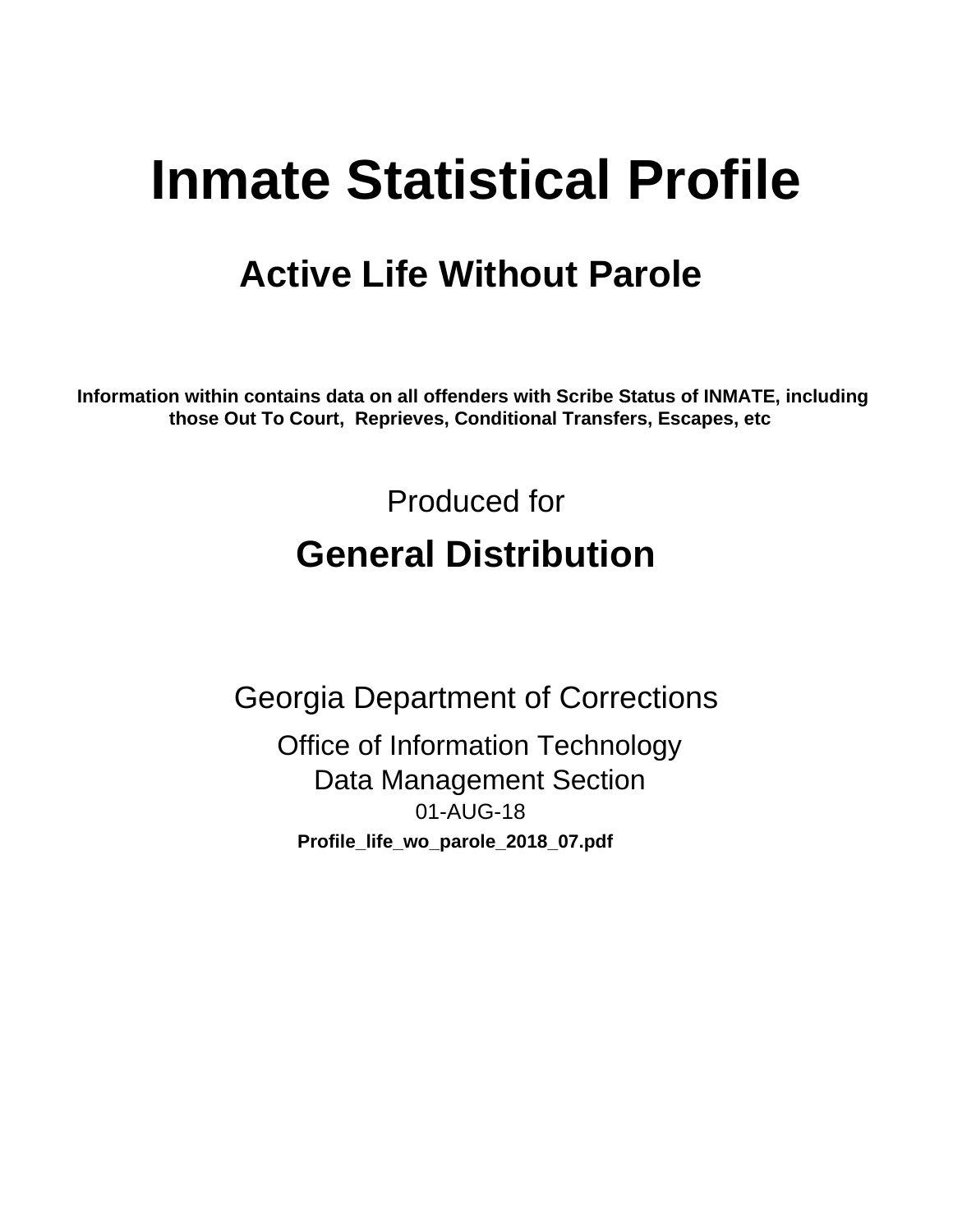# Inmate Statistical Profile

## Active Life Without Parole

**Information within contains data on all offenders with Scribe Status of INMATE, including those Out To Court, Reprieves, Conditional Transfers, Escapes, etc**

Produced for

## General Distribution

Georgia Department of Corrections

Office of Information Technology
Data Management Section
01-AUG-18

**Profile_life_wo_parole_2018_07.pdf**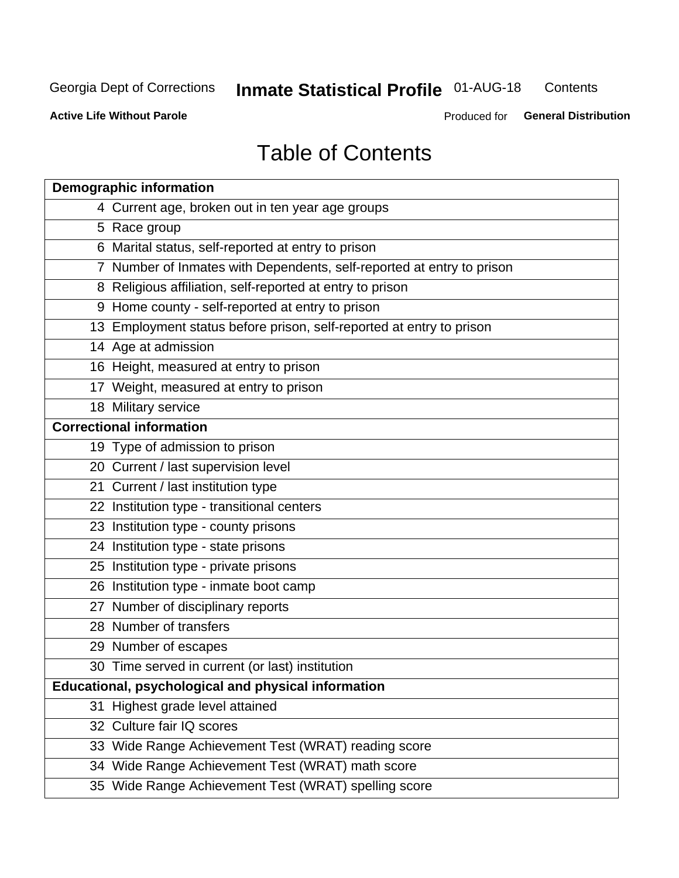Georgia Dept of Corrections **Inmate Statistical Profile** 01-AUG-18 Contents

**Active Life Without Parole** Produced for **General Distribution**

# Table of Contents

| **Demographic information** | |
|---|---|
| 4 | Current age, broken out in ten year age groups |
| 5 | Race group |
| 6 | Marital status, self-reported at entry to prison |
| 7 | Number of Inmates with Dependents, self-reported at entry to prison |
| 8 | Religious affiliation, self-reported at entry to prison |
| 9 | Home county - self-reported at entry to prison |
| 13 | Employment status before prison, self-reported at entry to prison |
| 14 | Age at admission |
| 16 | Height, measured at entry to prison |
| 17 | Weight, measured at entry to prison |
| 18 | Military service |
| **Correctional information** | |
| 19 | Type of admission to prison |
| 20 | Current / last supervision level |
| 21 | Current / last institution type |
| 22 | Institution type - transitional centers |
| 23 | Institution type - county prisons |
| 24 | Institution type - state prisons |
| 25 | Institution type - private prisons |
| 26 | Institution type - inmate boot camp |
| 27 | Number of disciplinary reports |
| 28 | Number of transfers |
| 29 | Number of escapes |
| 30 | Time served in current (or last) institution |
| **Educational, psychological and physical information** | |
| 31 | Highest grade level attained |
| 32 | Culture fair IQ scores |
| 33 | Wide Range Achievement Test (WRAT) reading score |
| 34 | Wide Range Achievement Test (WRAT) math score |
| 35 | Wide Range Achievement Test (WRAT) spelling score |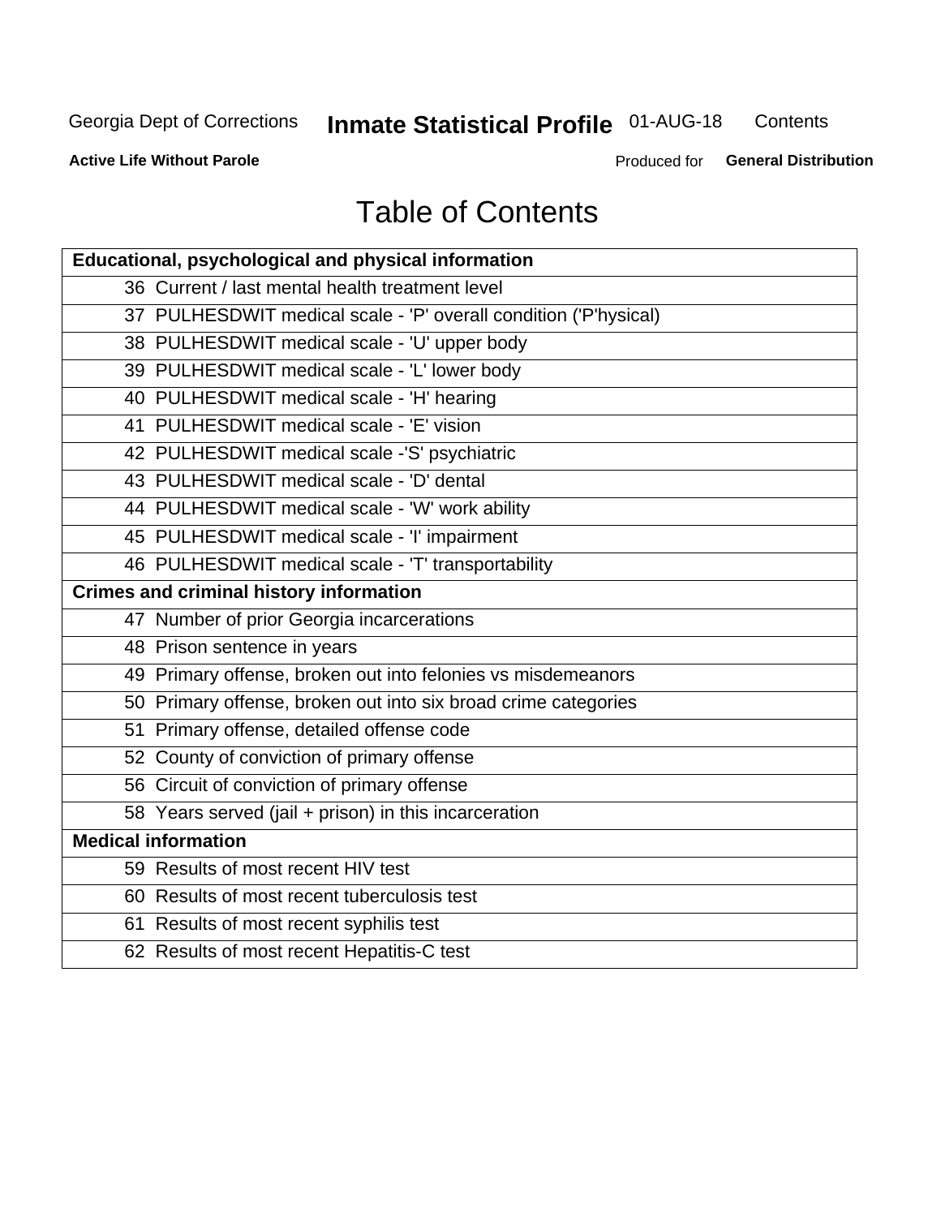# Table of Contents

| Educational, psychological and physical information |
|---|
| 36 Current / last mental health treatment level |
| 37 PULHESDWIT medical scale - 'P' overall condition ('P'hysical) |
| 38 PULHESDWIT medical scale - 'U' upper body |
| 39 PULHESDWIT medical scale - 'L' lower body |
| 40 PULHESDWIT medical scale - 'H' hearing |
| 41 PULHESDWIT medical scale - 'E' vision |
| 42 PULHESDWIT medical scale -'S' psychiatric |
| 43 PULHESDWIT medical scale - 'D' dental |
| 44 PULHESDWIT medical scale - 'W' work ability |
| 45 PULHESDWIT medical scale - 'I' impairment |
| 46 PULHESDWIT medical scale - 'T' transportability |
| **Crimes and criminal history information** |
| 47 Number of prior Georgia incarcerations |
| 48 Prison sentence in years |
| 49 Primary offense, broken out into felonies vs misdemeanors |
| 50 Primary offense, broken out into six broad crime categories |
| 51 Primary offense, detailed offense code |
| 52 County of conviction of primary offense |
| 56 Circuit of conviction of primary offense |
| 58 Years served (jail + prison) in this incarceration |
| **Medical information** |
| 59 Results of most recent HIV test |
| 60 Results of most recent tuberculosis test |
| 61 Results of most recent syphilis test |
| 62 Results of most recent Hepatitis-C test |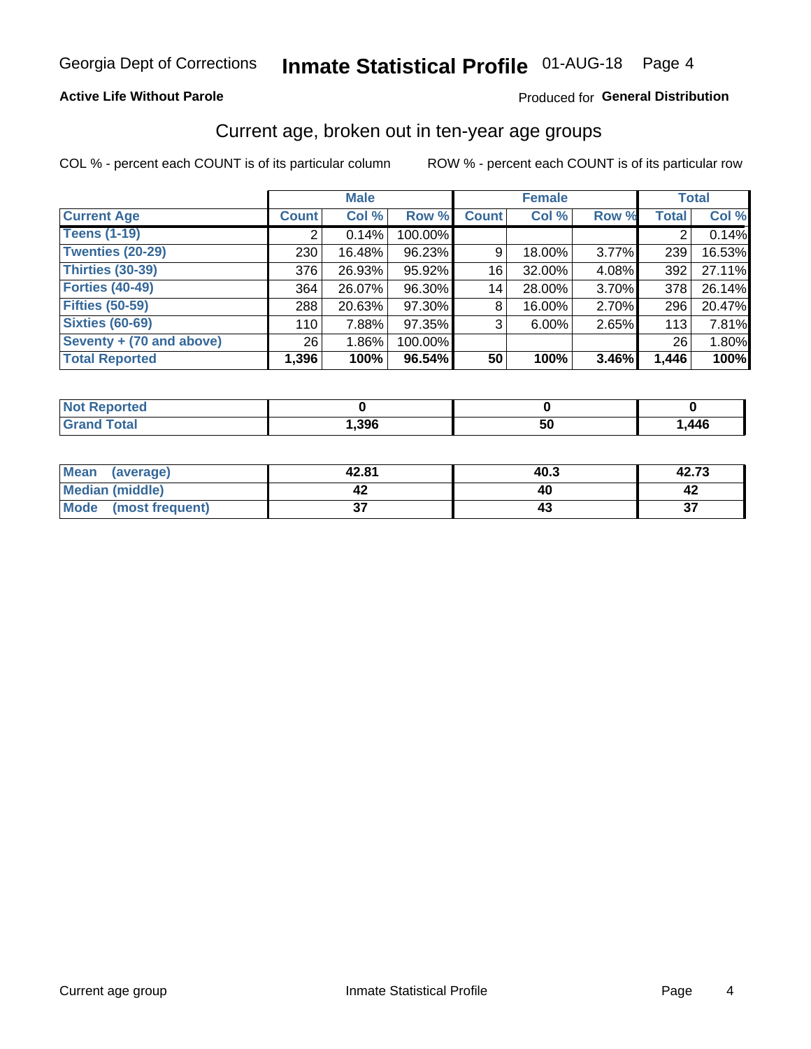# Georgia Dept of Corrections — Inmate Statistical Profile 01-AUG-18

**Active Life Without Parole** — Produced for **General Distribution**

## Current age, broken out in ten-year age groups

COL % - percent each COUNT is of its particular column     ROW % - percent each COUNT is of its particular row

| | Male | | | Female | | | Total | |
|---|---|---|---|---|---|---|---|---|
| **Current Age** | **Count** | **Col %** | **Row %** | **Count** | **Col %** | **Row %** | **Total** | **Col %** |
| Teens (1-19) | 2 | 0.14% | 100.00% | | | | 2 | 0.14% |
| Twenties (20-29) | 230 | 16.48% | 96.23% | 9 | 18.00% | 3.77% | 239 | 16.53% |
| Thirties (30-39) | 376 | 26.93% | 95.92% | 16 | 32.00% | 4.08% | 392 | 27.11% |
| Forties (40-49) | 364 | 26.07% | 96.30% | 14 | 28.00% | 3.70% | 378 | 26.14% |
| Fifties (50-59) | 288 | 20.63% | 97.30% | 8 | 16.00% | 2.70% | 296 | 20.47% |
| Sixties (60-69) | 110 | 7.88% | 97.35% | 3 | 6.00% | 2.65% | 113 | 7.81% |
| Seventy + (70 and above) | 26 | 1.86% | 100.00% | | | | 26 | 1.80% |
| **Total Reported** | **1,396** | **100%** | **96.54%** | **50** | **100%** | **3.46%** | **1,446** | **100%** |

| | Male | Female | Total |
|---|---|---|---|
| Not Reported | 0 | 0 | 0 |
| Grand Total | 1,396 | 50 | 1,446 |

| | Male | Female | Total |
|---|---|---|---|
| Mean (average) | 42.81 | 40.3 | 42.73 |
| Median (middle) | 42 | 40 | 42 |
| Mode (most frequent) | 37 | 43 | 37 |

Current age group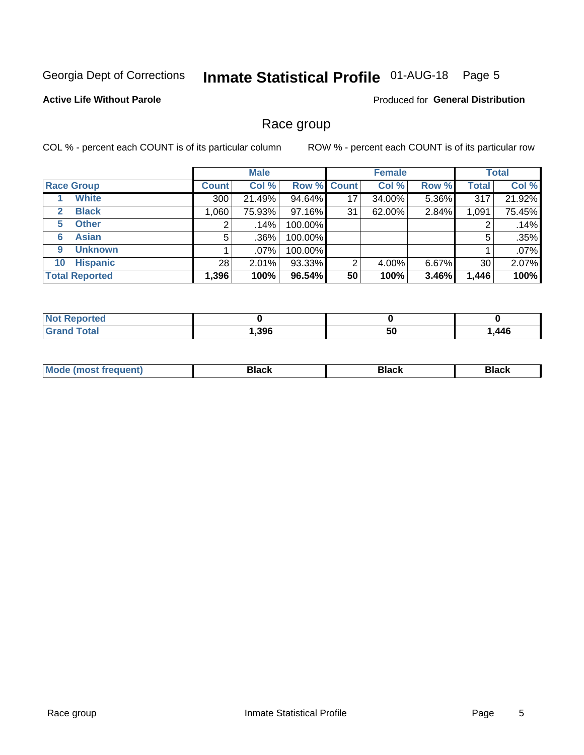Georgia Dept of Corrections **Inmate Statistical Profile** 01-AUG-18 Page 5

**Active Life Without Parole**

Produced for **General Distribution**

## Race group

COL % - percent each COUNT is of its particular column ROW % - percent each COUNT is of its particular row

| | | Male | | | Female | | | Total | |
|---|---|---|---|---|---|---|---|---|---|
| **Race Group** | | **Count** | **Col %** | **Row %** | **Count** | **Col %** | **Row %** | **Total** | **Col %** |
| 1 | **White** | 300 | 21.49% | 94.64% | 17 | 34.00% | 5.36% | 317 | 21.92% |
| 2 | **Black** | 1,060 | 75.93% | 97.16% | 31 | 62.00% | 2.84% | 1,091 | 75.45% |
| 5 | **Other** | 2 | .14% | 100.00% | | | | 2 | .14% |
| 6 | **Asian** | 5 | .36% | 100.00% | | | | 5 | .35% |
| 9 | **Unknown** | 1 | .07% | 100.00% | | | | 1 | .07% |
| 10 | **Hispanic** | 28 | 2.01% | 93.33% | 2 | 4.00% | 6.67% | 30 | 2.07% |
| **Total Reported** | | **1,396** | **100%** | **96.54%** | **50** | **100%** | **3.46%** | **1,446** | **100%** |

| | Male | Female | Total |
|---|---|---|---|
| **Not Reported** | **0** | **0** | **0** |
| **Grand Total** | **1,396** | **50** | **1,446** |

| | Male | Female | Total |
|---|---|---|---|
| **Mode (most frequent)** | **Black** | **Black** | **Black** |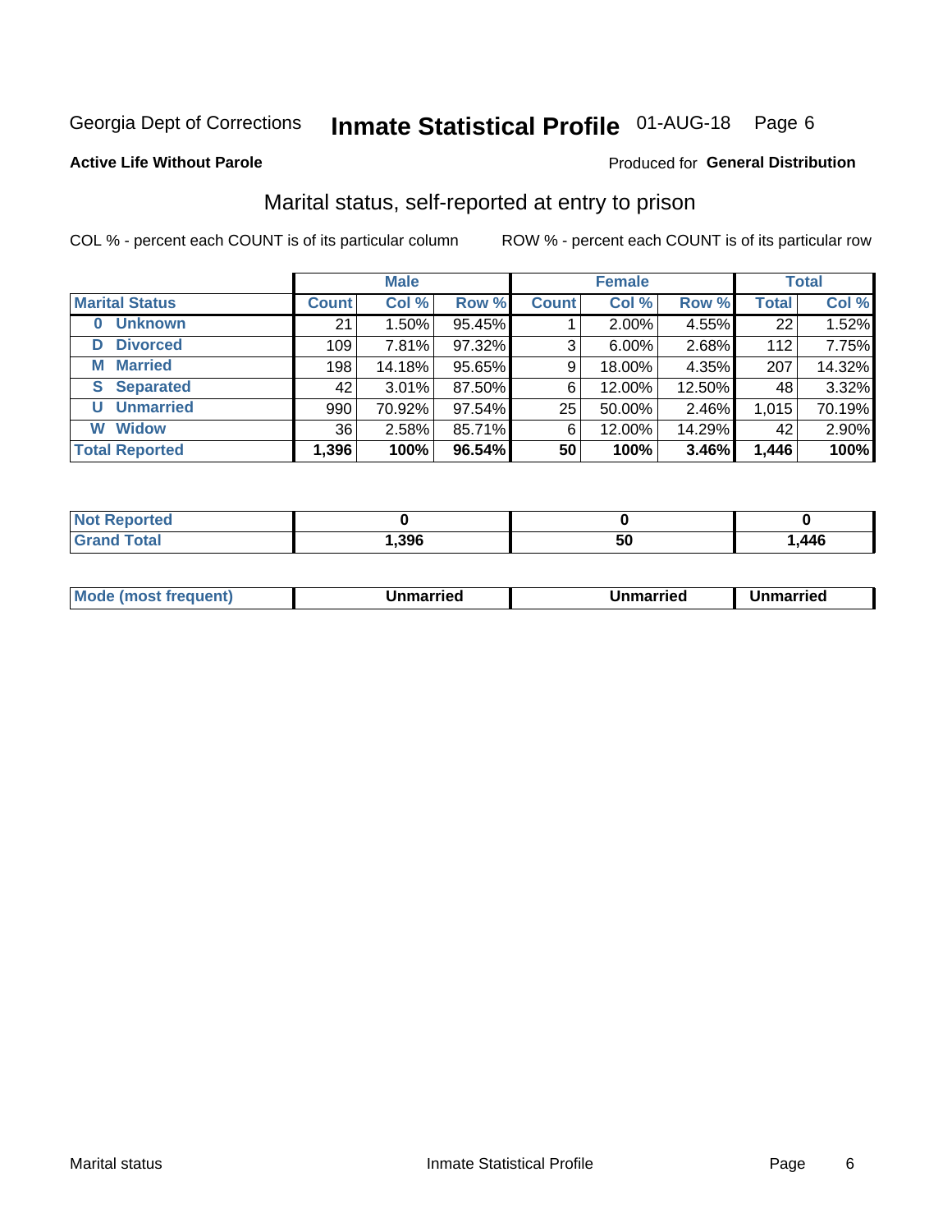Georgia Dept of Corrections **Inmate Statistical Profile** 01-AUG-18 Page 6

**Active Life Without Parole**

Produced for **General Distribution**

## Marital status, self-reported at entry to prison

COL % - percent each COUNT is of its particular column

ROW % - percent each COUNT is of its particular row

| | Male | | | Female | | | Total | |
|---|---|---|---|---|---|---|---|---|
| **Marital Status** | **Count** | **Col %** | **Row %** | **Count** | **Col %** | **Row %** | **Total** | **Col %** |
| **0 Unknown** | 21 | 1.50% | 95.45% | 1 | 2.00% | 4.55% | 22 | 1.52% |
| **D Divorced** | 109 | 7.81% | 97.32% | 3 | 6.00% | 2.68% | 112 | 7.75% |
| **M Married** | 198 | 14.18% | 95.65% | 9 | 18.00% | 4.35% | 207 | 14.32% |
| **S Separated** | 42 | 3.01% | 87.50% | 6 | 12.00% | 12.50% | 48 | 3.32% |
| **U Unmarried** | 990 | 70.92% | 97.54% | 25 | 50.00% | 2.46% | 1,015 | 70.19% |
| **W Widow** | 36 | 2.58% | 85.71% | 6 | 12.00% | 14.29% | 42 | 2.90% |
| **Total Reported** | **1,396** | **100%** | **96.54%** | **50** | **100%** | **3.46%** | **1,446** | **100%** |

| | Male | Female | Total |
|---|---|---|---|
| **Not Reported** | **0** | **0** | **0** |
| **Grand Total** | **1,396** | **50** | **1,446** |

| | Male | Female | Total |
|---|---|---|---|
| **Mode (most frequent)** | **Unmarried** | **Unmarried** | **Unmarried** |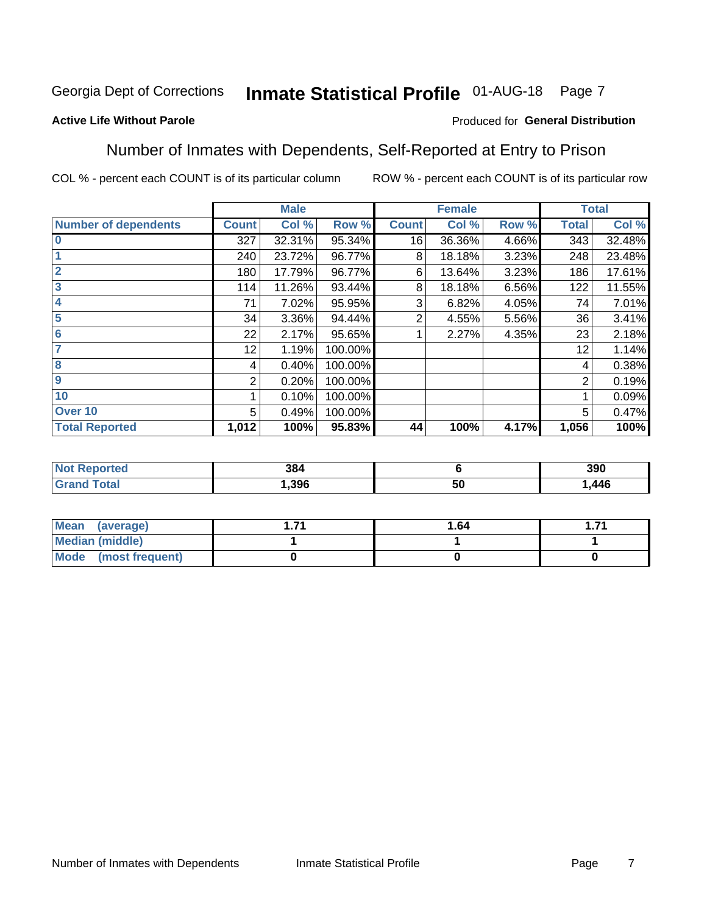Georgia Dept of Corrections **Inmate Statistical Profile** 01-AUG-18

**Active Life Without Parole** Produced for **General Distribution**

## Number of Inmates with Dependents, Self-Reported at Entry to Prison

COL % - percent each COUNT is of its particular column ROW % - percent each COUNT is of its particular row

| | Male | | | Female | | | Total | |
|---|---|---|---|---|---|---|---|---|
| **Number of dependents** | **Count** | **Col %** | **Row %** | **Count** | **Col %** | **Row %** | **Total** | **Col %** |
| **0** | 327 | 32.31% | 95.34% | 16 | 36.36% | 4.66% | 343 | 32.48% |
| **1** | 240 | 23.72% | 96.77% | 8 | 18.18% | 3.23% | 248 | 23.48% |
| **2** | 180 | 17.79% | 96.77% | 6 | 13.64% | 3.23% | 186 | 17.61% |
| **3** | 114 | 11.26% | 93.44% | 8 | 18.18% | 6.56% | 122 | 11.55% |
| **4** | 71 | 7.02% | 95.95% | 3 | 6.82% | 4.05% | 74 | 7.01% |
| **5** | 34 | 3.36% | 94.44% | 2 | 4.55% | 5.56% | 36 | 3.41% |
| **6** | 22 | 2.17% | 95.65% | 1 | 2.27% | 4.35% | 23 | 2.18% |
| **7** | 12 | 1.19% | 100.00% | | | | 12 | 1.14% |
| **8** | 4 | 0.40% | 100.00% | | | | 4 | 0.38% |
| **9** | 2 | 0.20% | 100.00% | | | | 2 | 0.19% |
| **10** | 1 | 0.10% | 100.00% | | | | 1 | 0.09% |
| **Over 10** | 5 | 0.49% | 100.00% | | | | 5 | 0.47% |
| **Total Reported** | **1,012** | **100%** | **95.83%** | **44** | **100%** | **4.17%** | **1,056** | **100%** |

| | Male | Female | Total |
|---|---|---|---|
| **Not Reported** | **384** | **6** | **390** |
| **Grand Total** | **1,396** | **50** | **1,446** |

| | Male | Female | Total |
|---|---|---|---|
| **Mean (average)** | **1.71** | **1.64** | **1.71** |
| **Median (middle)** | **1** | **1** | **1** |
| **Mode (most frequent)** | **0** | **0** | **0** |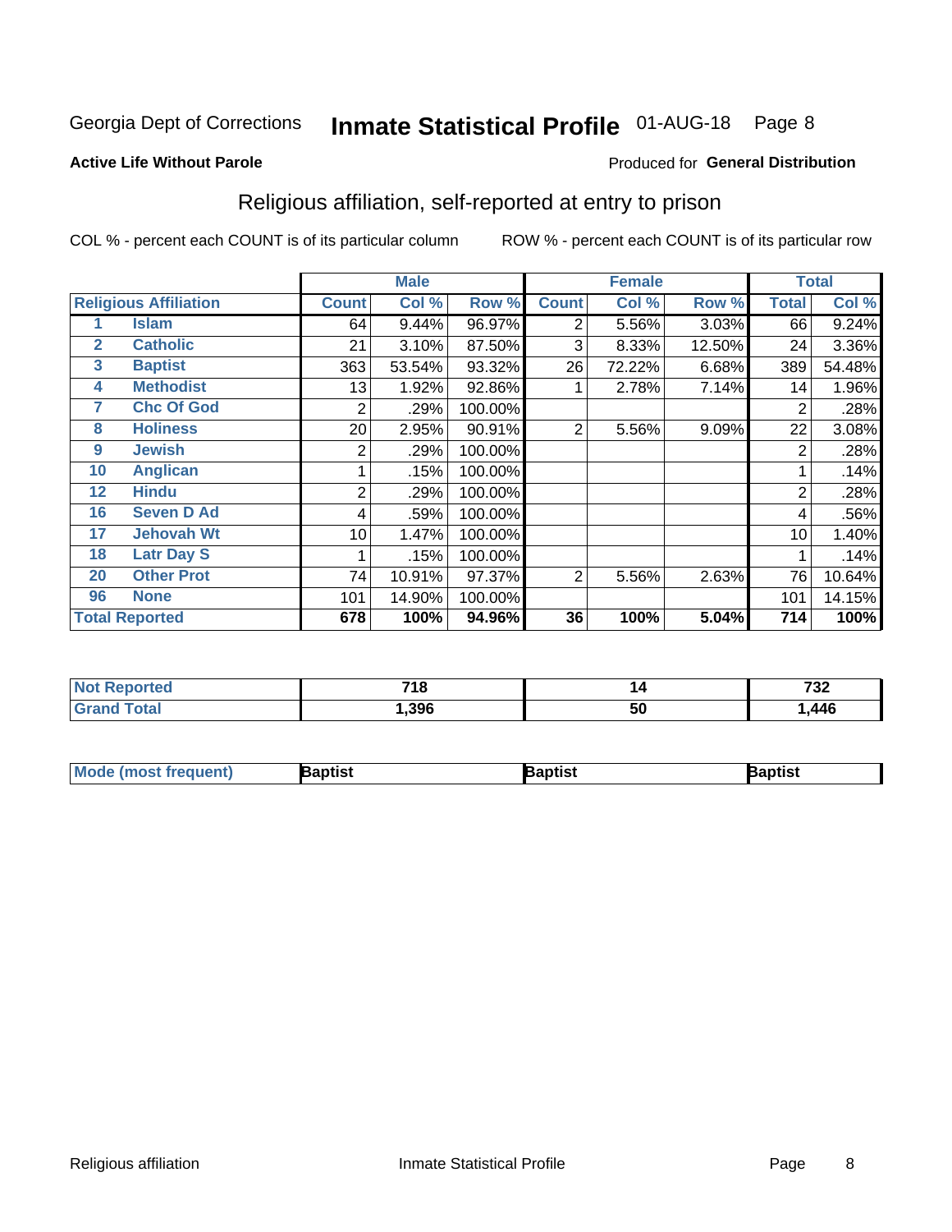Georgia Dept of Corrections **Inmate Statistical Profile** 01-AUG-18

**Active Life Without Parole**

Produced for **General Distribution**

## Religious affiliation, self-reported at entry to prison

COL % - percent each COUNT is of its particular column    ROW % - percent each COUNT is of its particular row

| Religious Affiliation | | Male | | | Female | | | Total | |
|---|---|---|---|---|---|---|---|---|---|
| | | Count | Col % | Row % | Count | Col % | Row % | Total | Col % |
| 1 | Islam | 64 | 9.44% | 96.97% | 2 | 5.56% | 3.03% | 66 | 9.24% |
| 2 | Catholic | 21 | 3.10% | 87.50% | 3 | 8.33% | 12.50% | 24 | 3.36% |
| 3 | Baptist | 363 | 53.54% | 93.32% | 26 | 72.22% | 6.68% | 389 | 54.48% |
| 4 | Methodist | 13 | 1.92% | 92.86% | 1 | 2.78% | 7.14% | 14 | 1.96% |
| 7 | Chc Of God | 2 | .29% | 100.00% | | | | 2 | .28% |
| 8 | Holiness | 20 | 2.95% | 90.91% | 2 | 5.56% | 9.09% | 22 | 3.08% |
| 9 | Jewish | 2 | .29% | 100.00% | | | | 2 | .28% |
| 10 | Anglican | 1 | .15% | 100.00% | | | | 1 | .14% |
| 12 | Hindu | 2 | .29% | 100.00% | | | | 2 | .28% |
| 16 | Seven D Ad | 4 | .59% | 100.00% | | | | 4 | .56% |
| 17 | Jehovah Wt | 10 | 1.47% | 100.00% | | | | 10 | 1.40% |
| 18 | Latr Day S | 1 | .15% | 100.00% | | | | 1 | .14% |
| 20 | Other Prot | 74 | 10.91% | 97.37% | 2 | 5.56% | 2.63% | 76 | 10.64% |
| 96 | None | 101 | 14.90% | 100.00% | | | | 101 | 14.15% |
| **Total Reported** | | **678** | **100%** | **94.96%** | **36** | **100%** | **5.04%** | **714** | **100%** |

| | Male | Female | Total |
|---|---|---|---|
| Not Reported | 718 | 14 | 732 |
| Grand Total | 1,396 | 50 | 1,446 |

| | Male | Female | Total |
|---|---|---|---|
| Mode (most frequent) | Baptist | Baptist | Baptist |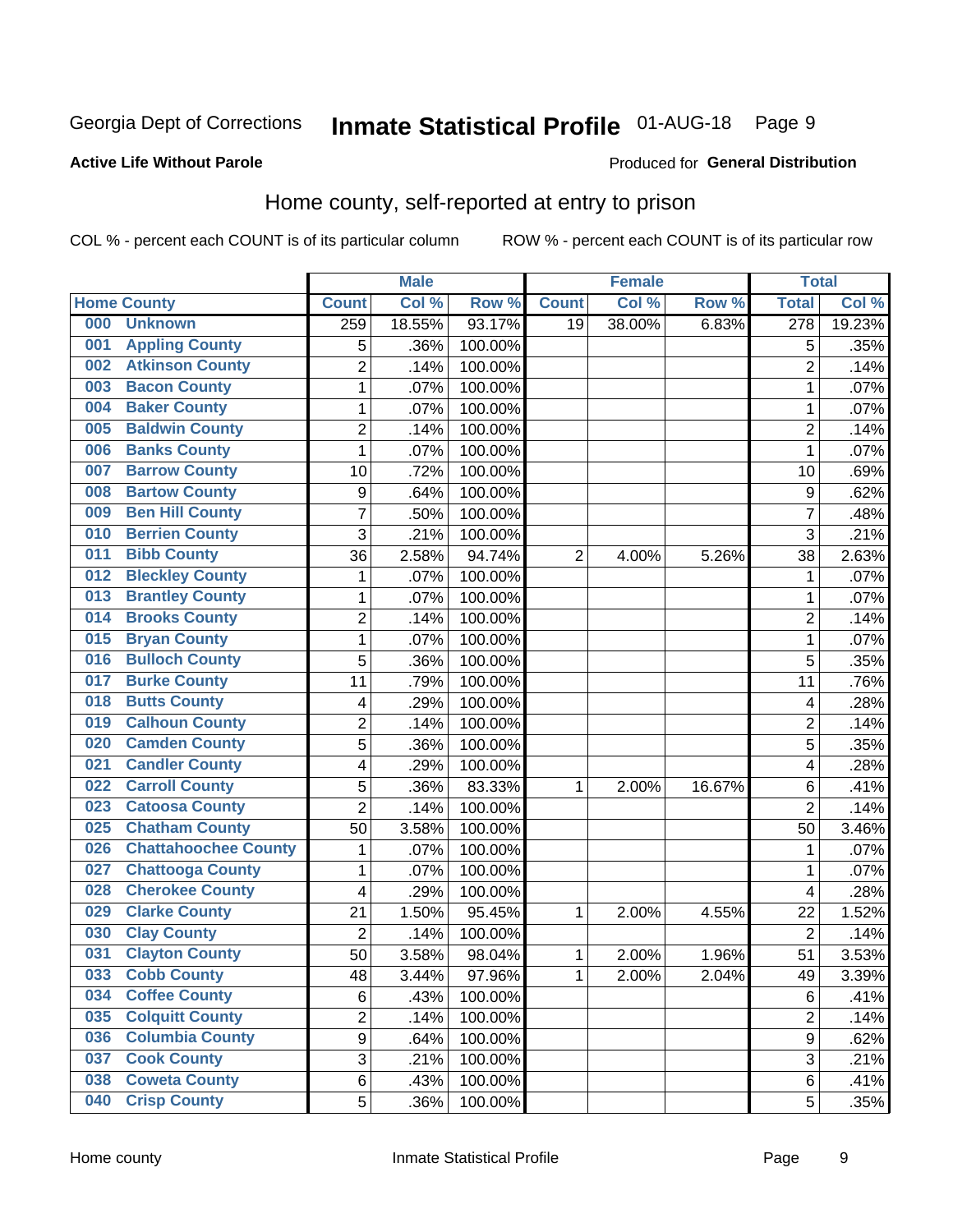Georgia Dept of Corrections **Inmate Statistical Profile** 01-AUG-18

**Active Life Without Parole**

Produced for **General Distribution**

## Home county, self-reported at entry to prison

COL % - percent each COUNT is of its particular column ROW % - percent each COUNT is of its particular row

| Home County | Male | | | Female | | | Total | |
|---|---|---|---|---|---|---|---|---|
| | Count | Col % | Row % | Count | Col % | Row % | Total | Col % |
| 000 Unknown | 259 | 18.55% | 93.17% | 19 | 38.00% | 6.83% | 278 | 19.23% |
| 001 Appling County | 5 | .36% | 100.00% | | | | 5 | .35% |
| 002 Atkinson County | 2 | .14% | 100.00% | | | | 2 | .14% |
| 003 Bacon County | 1 | .07% | 100.00% | | | | 1 | .07% |
| 004 Baker County | 1 | .07% | 100.00% | | | | 1 | .07% |
| 005 Baldwin County | 2 | .14% | 100.00% | | | | 2 | .14% |
| 006 Banks County | 1 | .07% | 100.00% | | | | 1 | .07% |
| 007 Barrow County | 10 | .72% | 100.00% | | | | 10 | .69% |
| 008 Bartow County | 9 | .64% | 100.00% | | | | 9 | .62% |
| 009 Ben Hill County | 7 | .50% | 100.00% | | | | 7 | .48% |
| 010 Berrien County | 3 | .21% | 100.00% | | | | 3 | .21% |
| 011 Bibb County | 36 | 2.58% | 94.74% | 2 | 4.00% | 5.26% | 38 | 2.63% |
| 012 Bleckley County | 1 | .07% | 100.00% | | | | 1 | .07% |
| 013 Brantley County | 1 | .07% | 100.00% | | | | 1 | .07% |
| 014 Brooks County | 2 | .14% | 100.00% | | | | 2 | .14% |
| 015 Bryan County | 1 | .07% | 100.00% | | | | 1 | .07% |
| 016 Bulloch County | 5 | .36% | 100.00% | | | | 5 | .35% |
| 017 Burke County | 11 | .79% | 100.00% | | | | 11 | .76% |
| 018 Butts County | 4 | .29% | 100.00% | | | | 4 | .28% |
| 019 Calhoun County | 2 | .14% | 100.00% | | | | 2 | .14% |
| 020 Camden County | 5 | .36% | 100.00% | | | | 5 | .35% |
| 021 Candler County | 4 | .29% | 100.00% | | | | 4 | .28% |
| 022 Carroll County | 5 | .36% | 83.33% | 1 | 2.00% | 16.67% | 6 | .41% |
| 023 Catoosa County | 2 | .14% | 100.00% | | | | 2 | .14% |
| 025 Chatham County | 50 | 3.58% | 100.00% | | | | 50 | 3.46% |
| 026 Chattahoochee County | 1 | .07% | 100.00% | | | | 1 | .07% |
| 027 Chattooga County | 1 | .07% | 100.00% | | | | 1 | .07% |
| 028 Cherokee County | 4 | .29% | 100.00% | | | | 4 | .28% |
| 029 Clarke County | 21 | 1.50% | 95.45% | 1 | 2.00% | 4.55% | 22 | 1.52% |
| 030 Clay County | 2 | .14% | 100.00% | | | | 2 | .14% |
| 031 Clayton County | 50 | 3.58% | 98.04% | 1 | 2.00% | 1.96% | 51 | 3.53% |
| 033 Cobb County | 48 | 3.44% | 97.96% | 1 | 2.00% | 2.04% | 49 | 3.39% |
| 034 Coffee County | 6 | .43% | 100.00% | | | | 6 | .41% |
| 035 Colquitt County | 2 | .14% | 100.00% | | | | 2 | .14% |
| 036 Columbia County | 9 | .64% | 100.00% | | | | 9 | .62% |
| 037 Cook County | 3 | .21% | 100.00% | | | | 3 | .21% |
| 038 Coweta County | 6 | .43% | 100.00% | | | | 6 | .41% |
| 040 Crisp County | 5 | .36% | 100.00% | | | | 5 | .35% |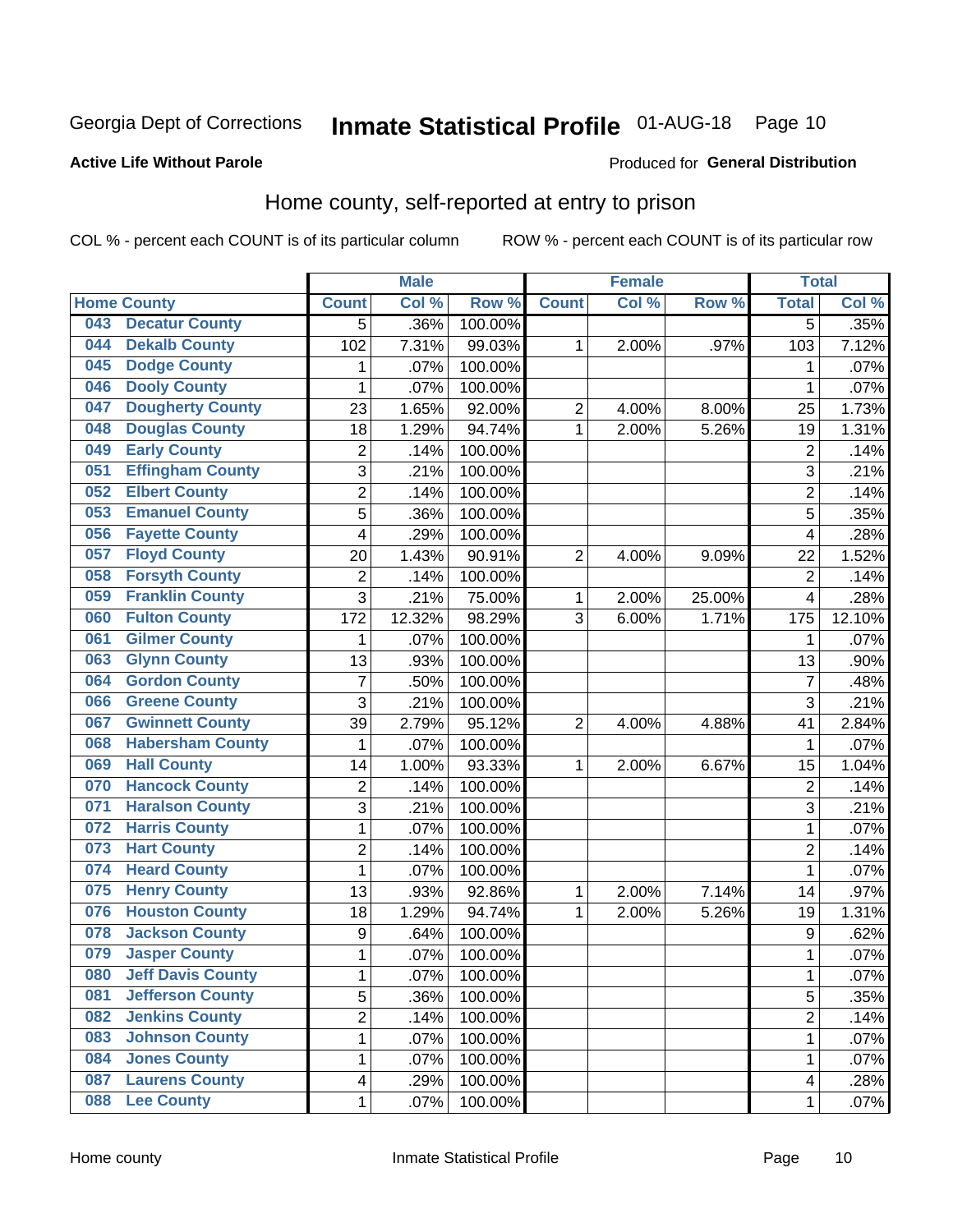Georgia Dept of Corrections **Inmate Statistical Profile** 01-AUG-18

**Active Life Without Parole**

Produced for **General Distribution**

## Home county, self-reported at entry to prison

COL % - percent each COUNT is of its particular column ROW % - percent each COUNT is of its particular row

| Home County | | Male | | | Female | | | Total | |
|---|---|---|---|---|---|---|---|---|---|
| | | Count | Col % | Row % | Count | Col % | Row % | Total | Col % |
| 043 | Decatur County | 5 | .36% | 100.00% | | | | 5 | .35% |
| 044 | Dekalb County | 102 | 7.31% | 99.03% | 1 | 2.00% | .97% | 103 | 7.12% |
| 045 | Dodge County | 1 | .07% | 100.00% | | | | 1 | .07% |
| 046 | Dooly County | 1 | .07% | 100.00% | | | | 1 | .07% |
| 047 | Dougherty County | 23 | 1.65% | 92.00% | 2 | 4.00% | 8.00% | 25 | 1.73% |
| 048 | Douglas County | 18 | 1.29% | 94.74% | 1 | 2.00% | 5.26% | 19 | 1.31% |
| 049 | Early County | 2 | .14% | 100.00% | | | | 2 | .14% |
| 051 | Effingham County | 3 | .21% | 100.00% | | | | 3 | .21% |
| 052 | Elbert County | 2 | .14% | 100.00% | | | | 2 | .14% |
| 053 | Emanuel County | 5 | .36% | 100.00% | | | | 5 | .35% |
| 056 | Fayette County | 4 | .29% | 100.00% | | | | 4 | .28% |
| 057 | Floyd County | 20 | 1.43% | 90.91% | 2 | 4.00% | 9.09% | 22 | 1.52% |
| 058 | Forsyth County | 2 | .14% | 100.00% | | | | 2 | .14% |
| 059 | Franklin County | 3 | .21% | 75.00% | 1 | 2.00% | 25.00% | 4 | .28% |
| 060 | Fulton County | 172 | 12.32% | 98.29% | 3 | 6.00% | 1.71% | 175 | 12.10% |
| 061 | Gilmer County | 1 | .07% | 100.00% | | | | 1 | .07% |
| 063 | Glynn County | 13 | .93% | 100.00% | | | | 13 | .90% |
| 064 | Gordon County | 7 | .50% | 100.00% | | | | 7 | .48% |
| 066 | Greene County | 3 | .21% | 100.00% | | | | 3 | .21% |
| 067 | Gwinnett County | 39 | 2.79% | 95.12% | 2 | 4.00% | 4.88% | 41 | 2.84% |
| 068 | Habersham County | 1 | .07% | 100.00% | | | | 1 | .07% |
| 069 | Hall County | 14 | 1.00% | 93.33% | 1 | 2.00% | 6.67% | 15 | 1.04% |
| 070 | Hancock County | 2 | .14% | 100.00% | | | | 2 | .14% |
| 071 | Haralson County | 3 | .21% | 100.00% | | | | 3 | .21% |
| 072 | Harris County | 1 | .07% | 100.00% | | | | 1 | .07% |
| 073 | Hart County | 2 | .14% | 100.00% | | | | 2 | .14% |
| 074 | Heard County | 1 | .07% | 100.00% | | | | 1 | .07% |
| 075 | Henry County | 13 | .93% | 92.86% | 1 | 2.00% | 7.14% | 14 | .97% |
| 076 | Houston County | 18 | 1.29% | 94.74% | 1 | 2.00% | 5.26% | 19 | 1.31% |
| 078 | Jackson County | 9 | .64% | 100.00% | | | | 9 | .62% |
| 079 | Jasper County | 1 | .07% | 100.00% | | | | 1 | .07% |
| 080 | Jeff Davis County | 1 | .07% | 100.00% | | | | 1 | .07% |
| 081 | Jefferson County | 5 | .36% | 100.00% | | | | 5 | .35% |
| 082 | Jenkins County | 2 | .14% | 100.00% | | | | 2 | .14% |
| 083 | Johnson County | 1 | .07% | 100.00% | | | | 1 | .07% |
| 084 | Jones County | 1 | .07% | 100.00% | | | | 1 | .07% |
| 087 | Laurens County | 4 | .29% | 100.00% | | | | 4 | .28% |
| 088 | Lee County | 1 | .07% | 100.00% | | | | 1 | .07% |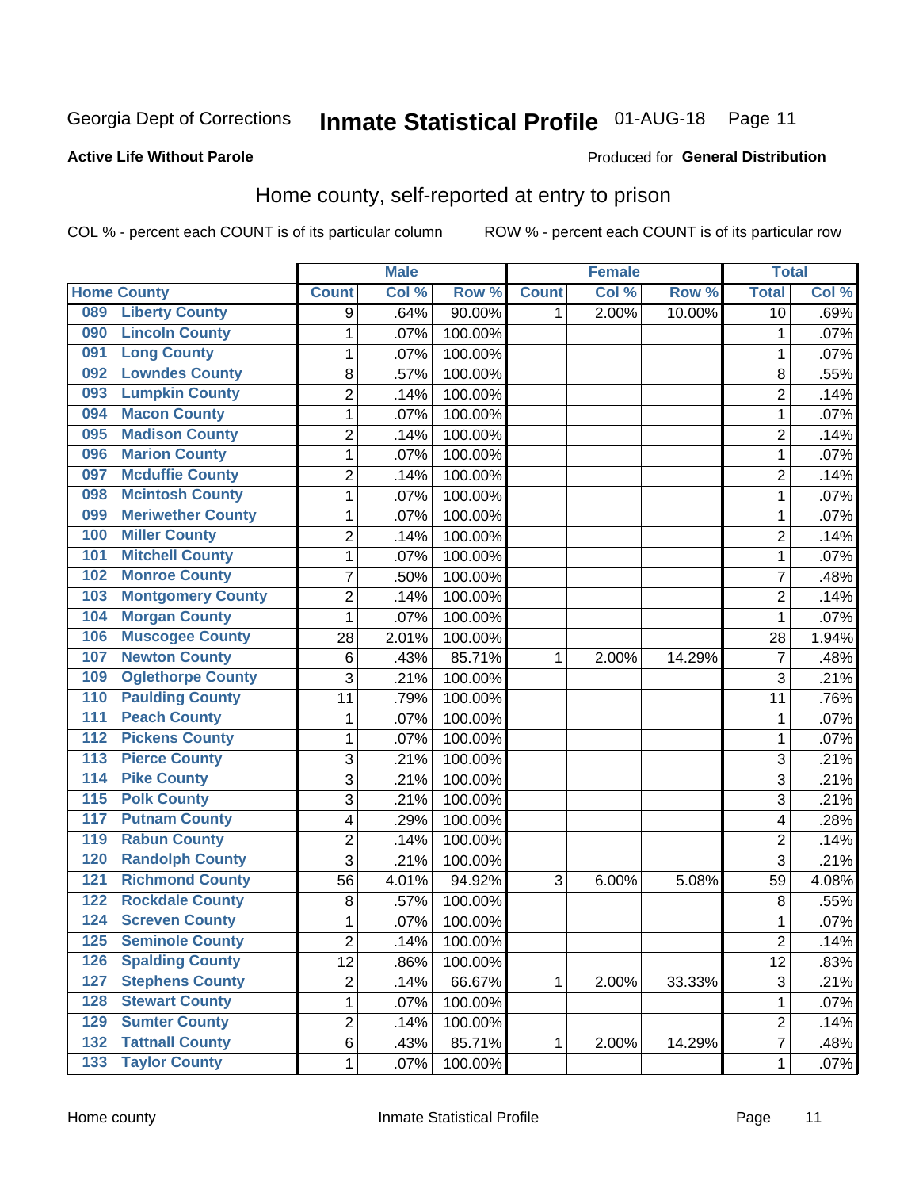Georgia Dept of Corrections **Inmate Statistical Profile** 01-AUG-18

**Active Life Without Parole**

Produced for **General Distribution**

## Home county, self-reported at entry to prison

COL % - percent each COUNT is of its particular column    ROW % - percent each COUNT is of its particular row

| Home County | | Male | | | Female | | | Total | |
|---|---|---|---|---|---|---|---|---|---|
| | | Count | Col % | Row % | Count | Col % | Row % | Total | Col % |
| 089 | Liberty County | 9 | .64% | 90.00% | 1 | 2.00% | 10.00% | 10 | .69% |
| 090 | Lincoln County | 1 | .07% | 100.00% | | | | 1 | .07% |
| 091 | Long County | 1 | .07% | 100.00% | | | | 1 | .07% |
| 092 | Lowndes County | 8 | .57% | 100.00% | | | | 8 | .55% |
| 093 | Lumpkin County | 2 | .14% | 100.00% | | | | 2 | .14% |
| 094 | Macon County | 1 | .07% | 100.00% | | | | 1 | .07% |
| 095 | Madison County | 2 | .14% | 100.00% | | | | 2 | .14% |
| 096 | Marion County | 1 | .07% | 100.00% | | | | 1 | .07% |
| 097 | Mcduffie County | 2 | .14% | 100.00% | | | | 2 | .14% |
| 098 | Mcintosh County | 1 | .07% | 100.00% | | | | 1 | .07% |
| 099 | Meriwether County | 1 | .07% | 100.00% | | | | 1 | .07% |
| 100 | Miller County | 2 | .14% | 100.00% | | | | 2 | .14% |
| 101 | Mitchell County | 1 | .07% | 100.00% | | | | 1 | .07% |
| 102 | Monroe County | 7 | .50% | 100.00% | | | | 7 | .48% |
| 103 | Montgomery County | 2 | .14% | 100.00% | | | | 2 | .14% |
| 104 | Morgan County | 1 | .07% | 100.00% | | | | 1 | .07% |
| 106 | Muscogee County | 28 | 2.01% | 100.00% | | | | 28 | 1.94% |
| 107 | Newton County | 6 | .43% | 85.71% | 1 | 2.00% | 14.29% | 7 | .48% |
| 109 | Oglethorpe County | 3 | .21% | 100.00% | | | | 3 | .21% |
| 110 | Paulding County | 11 | .79% | 100.00% | | | | 11 | .76% |
| 111 | Peach County | 1 | .07% | 100.00% | | | | 1 | .07% |
| 112 | Pickens County | 1 | .07% | 100.00% | | | | 1 | .07% |
| 113 | Pierce County | 3 | .21% | 100.00% | | | | 3 | .21% |
| 114 | Pike County | 3 | .21% | 100.00% | | | | 3 | .21% |
| 115 | Polk County | 3 | .21% | 100.00% | | | | 3 | .21% |
| 117 | Putnam County | 4 | .29% | 100.00% | | | | 4 | .28% |
| 119 | Rabun County | 2 | .14% | 100.00% | | | | 2 | .14% |
| 120 | Randolph County | 3 | .21% | 100.00% | | | | 3 | .21% |
| 121 | Richmond County | 56 | 4.01% | 94.92% | 3 | 6.00% | 5.08% | 59 | 4.08% |
| 122 | Rockdale County | 8 | .57% | 100.00% | | | | 8 | .55% |
| 124 | Screven County | 1 | .07% | 100.00% | | | | 1 | .07% |
| 125 | Seminole County | 2 | .14% | 100.00% | | | | 2 | .14% |
| 126 | Spalding County | 12 | .86% | 100.00% | | | | 12 | .83% |
| 127 | Stephens County | 2 | .14% | 66.67% | 1 | 2.00% | 33.33% | 3 | .21% |
| 128 | Stewart County | 1 | .07% | 100.00% | | | | 1 | .07% |
| 129 | Sumter County | 2 | .14% | 100.00% | | | | 2 | .14% |
| 132 | Tattnall County | 6 | .43% | 85.71% | 1 | 2.00% | 14.29% | 7 | .48% |
| 133 | Taylor County | 1 | .07% | 100.00% | | | | 1 | .07% |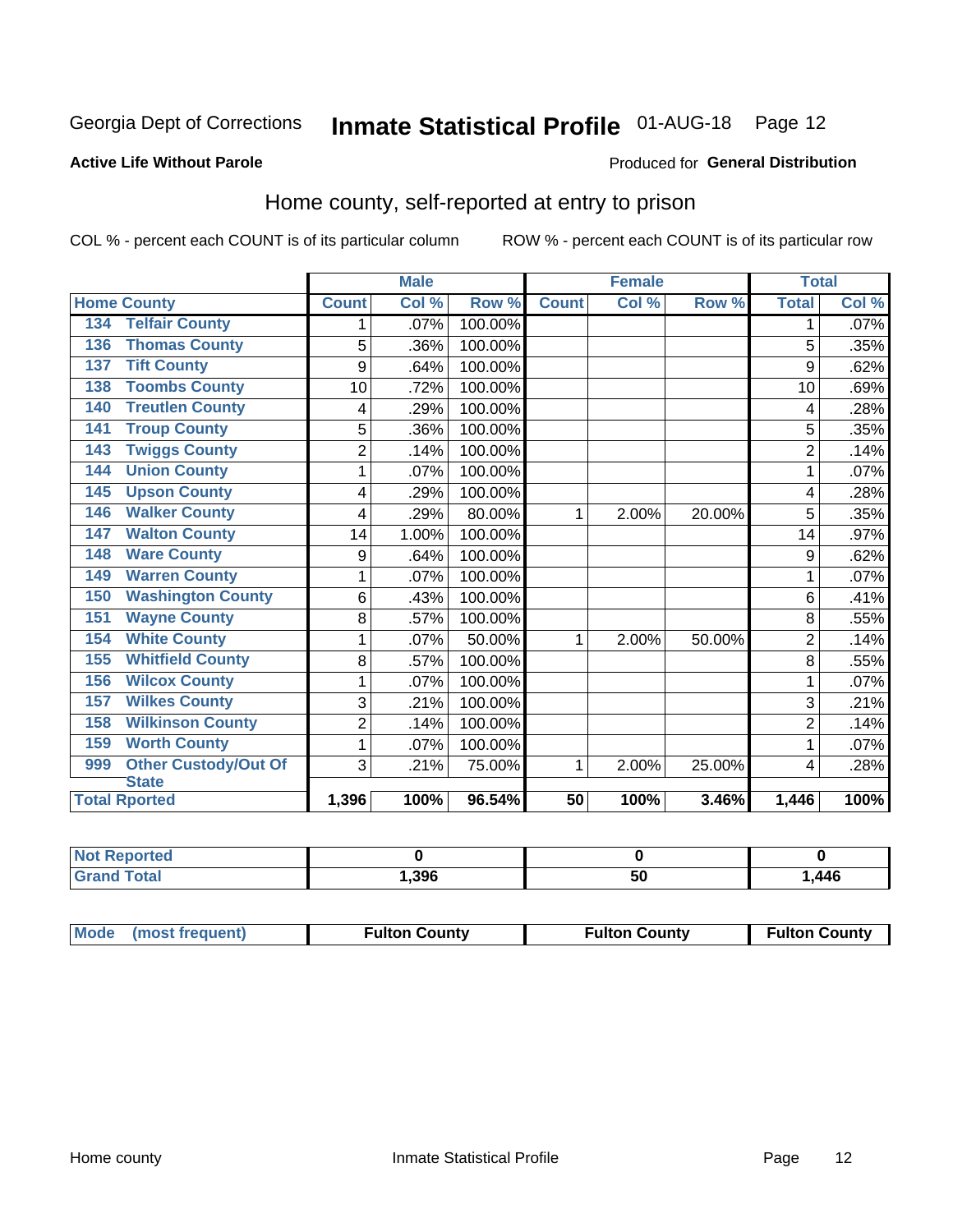Georgia Dept of Corrections **Inmate Statistical Profile** 01-AUG-18

**Active Life Without Parole**

Produced for **General Distribution**

## Home county, self-reported at entry to prison

COL % - percent each COUNT is of its particular column

ROW % - percent each COUNT is of its particular row

| Home County | | Male | | | Female | | | Total | |
|---|---|---|---|---|---|---|---|---|---|
| | | Count | Col % | Row % | Count | Col % | Row % | Total | Col % |
| 134 | Telfair County | 1 | .07% | 100.00% | | | | 1 | .07% |
| 136 | Thomas County | 5 | .36% | 100.00% | | | | 5 | .35% |
| 137 | Tift County | 9 | .64% | 100.00% | | | | 9 | .62% |
| 138 | Toombs County | 10 | .72% | 100.00% | | | | 10 | .69% |
| 140 | Treutlen County | 4 | .29% | 100.00% | | | | 4 | .28% |
| 141 | Troup County | 5 | .36% | 100.00% | | | | 5 | .35% |
| 143 | Twiggs County | 2 | .14% | 100.00% | | | | 2 | .14% |
| 144 | Union County | 1 | .07% | 100.00% | | | | 1 | .07% |
| 145 | Upson County | 4 | .29% | 100.00% | | | | 4 | .28% |
| 146 | Walker County | 4 | .29% | 80.00% | 1 | 2.00% | 20.00% | 5 | .35% |
| 147 | Walton County | 14 | 1.00% | 100.00% | | | | 14 | .97% |
| 148 | Ware County | 9 | .64% | 100.00% | | | | 9 | .62% |
| 149 | Warren County | 1 | .07% | 100.00% | | | | 1 | .07% |
| 150 | Washington County | 6 | .43% | 100.00% | | | | 6 | .41% |
| 151 | Wayne County | 8 | .57% | 100.00% | | | | 8 | .55% |
| 154 | White County | 1 | .07% | 50.00% | 1 | 2.00% | 50.00% | 2 | .14% |
| 155 | Whitfield County | 8 | .57% | 100.00% | | | | 8 | .55% |
| 156 | Wilcox County | 1 | .07% | 100.00% | | | | 1 | .07% |
| 157 | Wilkes County | 3 | .21% | 100.00% | | | | 3 | .21% |
| 158 | Wilkinson County | 2 | .14% | 100.00% | | | | 2 | .14% |
| 159 | Worth County | 1 | .07% | 100.00% | | | | 1 | .07% |
| 999 | Other Custody/Out Of State | 3 | .21% | 75.00% | 1 | 2.00% | 25.00% | 4 | .28% |
| Total Rported | | 1,396 | 100% | 96.54% | 50 | 100% | 3.46% | 1,446 | 100% |

| | Male | Female | Total |
|---|---|---|---|
| Not Reported | 0 | 0 | 0 |
| Grand Total | 1,396 | 50 | 1,446 |

| | Male | Female | Total |
|---|---|---|---|
| Mode (most frequent) | Fulton County | Fulton County | Fulton County |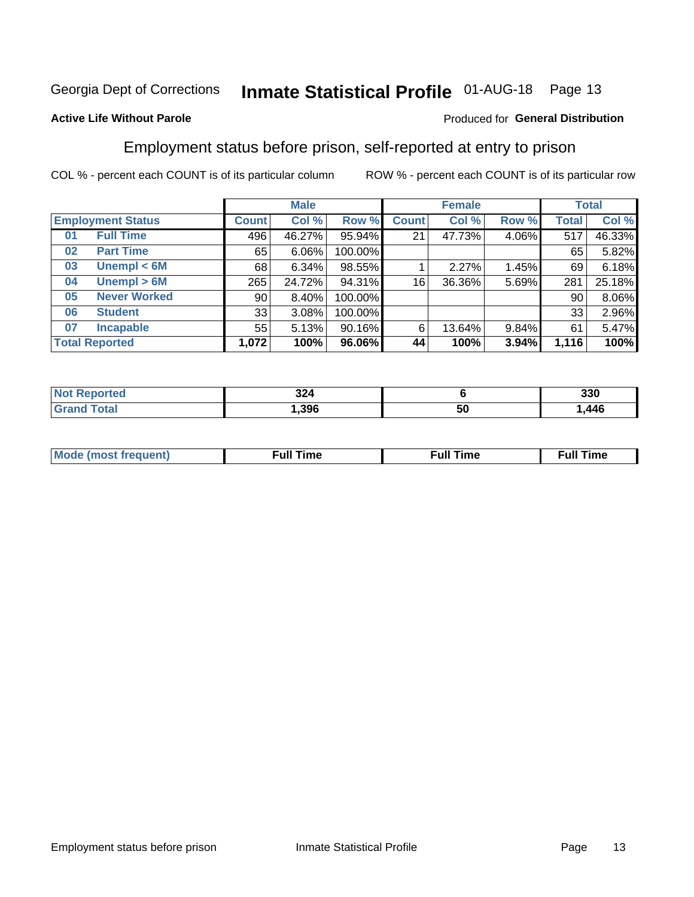Georgia Dept of Corrections **Inmate Statistical Profile** 01-AUG-18 Page 13

**Active Life Without Parole**

Produced for **General Distribution**

## Employment status before prison, self-reported at entry to prison

COL % - percent each COUNT is of its particular column ROW % - percent each COUNT is of its particular row

| Employment Status | | Male | | | Female | | | Total | |
|---|---|---|---|---|---|---|---|---|---|
| | | Count | Col % | Row % | Count | Col % | Row % | Total | Col % |
| 01 | Full Time | 496 | 46.27% | 95.94% | 21 | 47.73% | 4.06% | 517 | 46.33% |
| 02 | Part Time | 65 | 6.06% | 100.00% | | | | 65 | 5.82% |
| 03 | Unempl < 6M | 68 | 6.34% | 98.55% | 1 | 2.27% | 1.45% | 69 | 6.18% |
| 04 | Unempl > 6M | 265 | 24.72% | 94.31% | 16 | 36.36% | 5.69% | 281 | 25.18% |
| 05 | Never Worked | 90 | 8.40% | 100.00% | | | | 90 | 8.06% |
| 06 | Student | 33 | 3.08% | 100.00% | | | | 33 | 2.96% |
| 07 | Incapable | 55 | 5.13% | 90.16% | 6 | 13.64% | 9.84% | 61 | 5.47% |
| **Total Reported** | | **1,072** | **100%** | **96.06%** | **44** | **100%** | **3.94%** | **1,116** | **100%** |

| | Male | Female | Total |
|---|---|---|---|
| Not Reported | 324 | 6 | 330 |
| Grand Total | 1,396 | 50 | 1,446 |

| | Male | Female | Total |
|---|---|---|---|
| Mode (most frequent) | Full Time | Full Time | Full Time |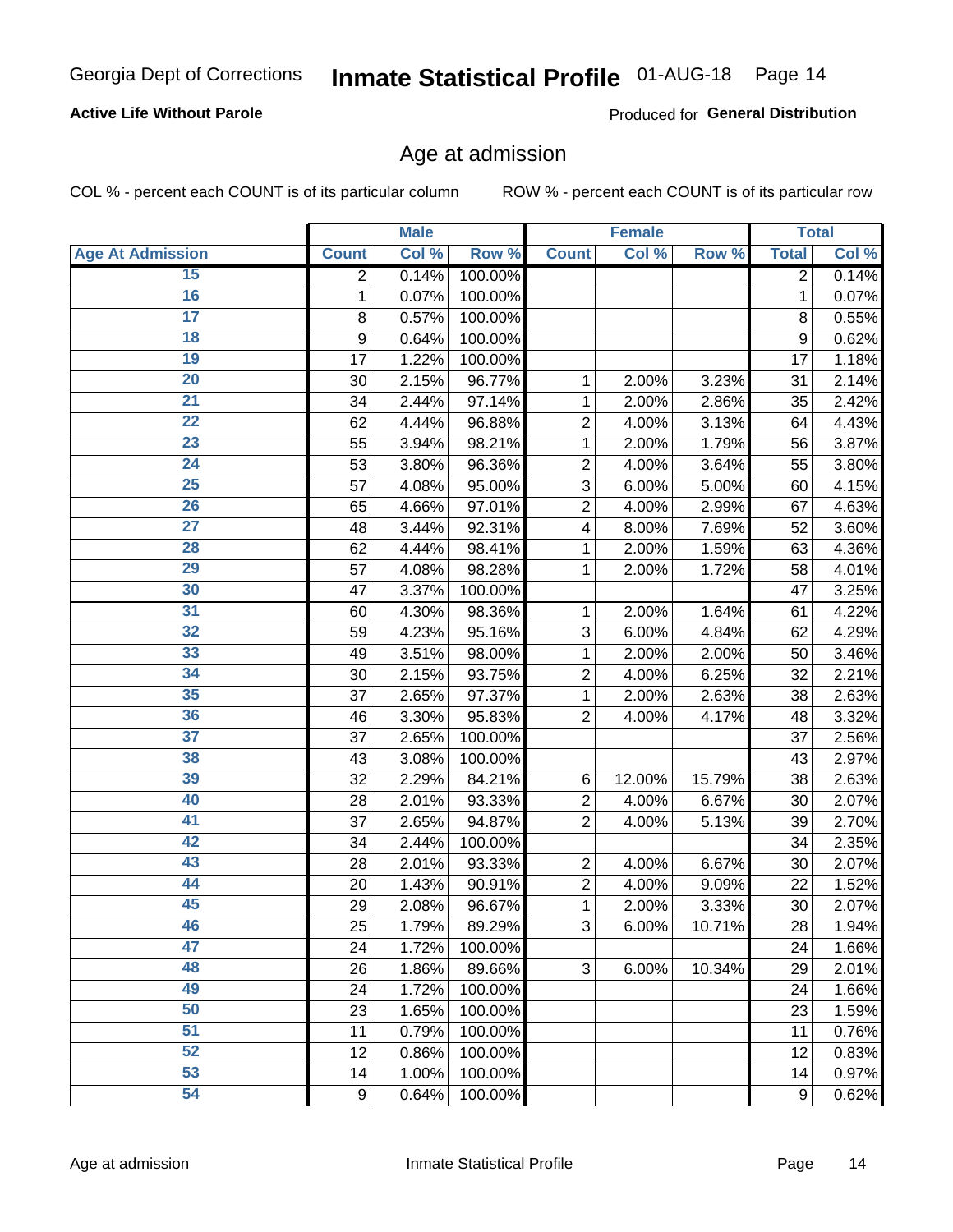Georgia Dept of Corrections **Inmate Statistical Profile** 01-AUG-18 Page 14

**Active Life Without Parole**

Produced for **General Distribution**

## Age at admission

COL % - percent each COUNT is of its particular column ROW % - percent each COUNT is of its particular row

| | Male | | | Female | | | Total | |
|---|---|---|---|---|---|---|---|---|
| Age At Admission | Count | Col % | Row % | Count | Col % | Row % | Total | Col % |
| 15 | 2 | 0.14% | 100.00% | | | | 2 | 0.14% |
| 16 | 1 | 0.07% | 100.00% | | | | 1 | 0.07% |
| 17 | 8 | 0.57% | 100.00% | | | | 8 | 0.55% |
| 18 | 9 | 0.64% | 100.00% | | | | 9 | 0.62% |
| 19 | 17 | 1.22% | 100.00% | | | | 17 | 1.18% |
| 20 | 30 | 2.15% | 96.77% | 1 | 2.00% | 3.23% | 31 | 2.14% |
| 21 | 34 | 2.44% | 97.14% | 1 | 2.00% | 2.86% | 35 | 2.42% |
| 22 | 62 | 4.44% | 96.88% | 2 | 4.00% | 3.13% | 64 | 4.43% |
| 23 | 55 | 3.94% | 98.21% | 1 | 2.00% | 1.79% | 56 | 3.87% |
| 24 | 53 | 3.80% | 96.36% | 2 | 4.00% | 3.64% | 55 | 3.80% |
| 25 | 57 | 4.08% | 95.00% | 3 | 6.00% | 5.00% | 60 | 4.15% |
| 26 | 65 | 4.66% | 97.01% | 2 | 4.00% | 2.99% | 67 | 4.63% |
| 27 | 48 | 3.44% | 92.31% | 4 | 8.00% | 7.69% | 52 | 3.60% |
| 28 | 62 | 4.44% | 98.41% | 1 | 2.00% | 1.59% | 63 | 4.36% |
| 29 | 57 | 4.08% | 98.28% | 1 | 2.00% | 1.72% | 58 | 4.01% |
| 30 | 47 | 3.37% | 100.00% | | | | 47 | 3.25% |
| 31 | 60 | 4.30% | 98.36% | 1 | 2.00% | 1.64% | 61 | 4.22% |
| 32 | 59 | 4.23% | 95.16% | 3 | 6.00% | 4.84% | 62 | 4.29% |
| 33 | 49 | 3.51% | 98.00% | 1 | 2.00% | 2.00% | 50 | 3.46% |
| 34 | 30 | 2.15% | 93.75% | 2 | 4.00% | 6.25% | 32 | 2.21% |
| 35 | 37 | 2.65% | 97.37% | 1 | 2.00% | 2.63% | 38 | 2.63% |
| 36 | 46 | 3.30% | 95.83% | 2 | 4.00% | 4.17% | 48 | 3.32% |
| 37 | 37 | 2.65% | 100.00% | | | | 37 | 2.56% |
| 38 | 43 | 3.08% | 100.00% | | | | 43 | 2.97% |
| 39 | 32 | 2.29% | 84.21% | 6 | 12.00% | 15.79% | 38 | 2.63% |
| 40 | 28 | 2.01% | 93.33% | 2 | 4.00% | 6.67% | 30 | 2.07% |
| 41 | 37 | 2.65% | 94.87% | 2 | 4.00% | 5.13% | 39 | 2.70% |
| 42 | 34 | 2.44% | 100.00% | | | | 34 | 2.35% |
| 43 | 28 | 2.01% | 93.33% | 2 | 4.00% | 6.67% | 30 | 2.07% |
| 44 | 20 | 1.43% | 90.91% | 2 | 4.00% | 9.09% | 22 | 1.52% |
| 45 | 29 | 2.08% | 96.67% | 1 | 2.00% | 3.33% | 30 | 2.07% |
| 46 | 25 | 1.79% | 89.29% | 3 | 6.00% | 10.71% | 28 | 1.94% |
| 47 | 24 | 1.72% | 100.00% | | | | 24 | 1.66% |
| 48 | 26 | 1.86% | 89.66% | 3 | 6.00% | 10.34% | 29 | 2.01% |
| 49 | 24 | 1.72% | 100.00% | | | | 24 | 1.66% |
| 50 | 23 | 1.65% | 100.00% | | | | 23 | 1.59% |
| 51 | 11 | 0.79% | 100.00% | | | | 11 | 0.76% |
| 52 | 12 | 0.86% | 100.00% | | | | 12 | 0.83% |
| 53 | 14 | 1.00% | 100.00% | | | | 14 | 0.97% |
| 54 | 9 | 0.64% | 100.00% | | | | 9 | 0.62% |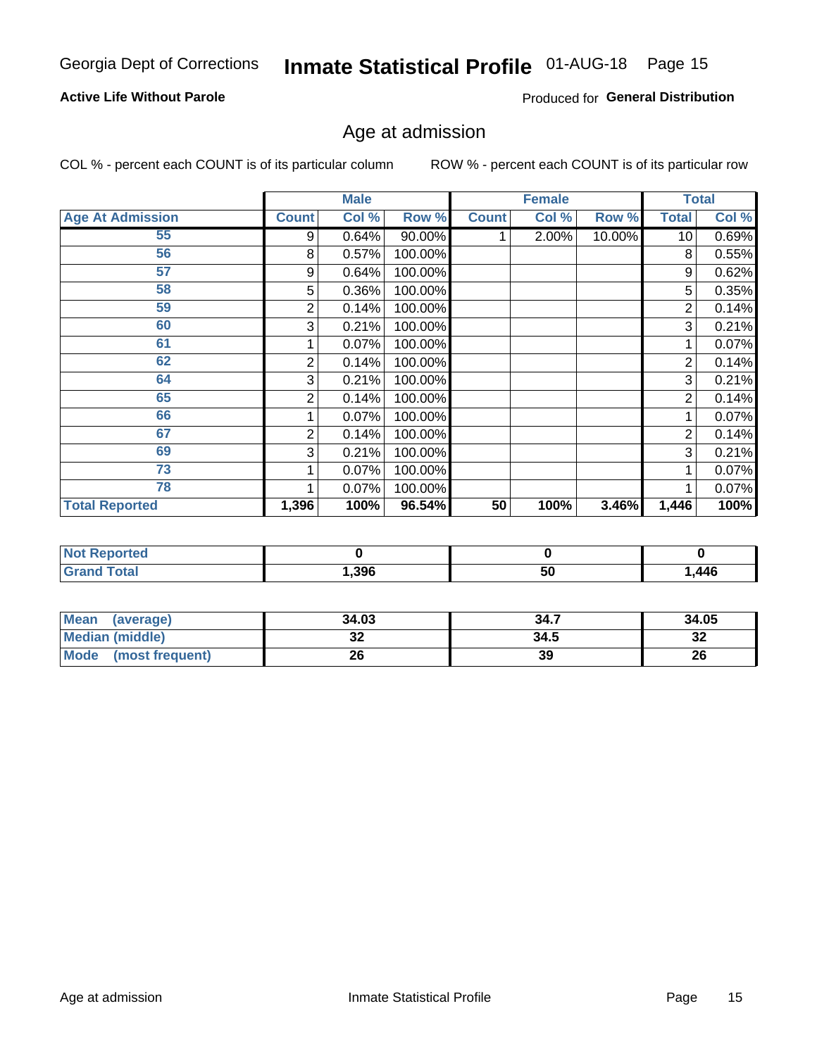Georgia Dept of Corrections **Inmate Statistical Profile** 01-AUG-18

**Active Life Without Parole**

Produced for **General Distribution**

## Age at admission

COL % - percent each COUNT is of its particular column

ROW % - percent each COUNT is of its particular row

| | Male | | | Female | | | Total | |
|---|---|---|---|---|---|---|---|---|
| **Age At Admission** | **Count** | **Col %** | **Row %** | **Count** | **Col %** | **Row %** | **Total** | **Col %** |
| 55 | 9 | 0.64% | 90.00% | 1 | 2.00% | 10.00% | 10 | 0.69% |
| 56 | 8 | 0.57% | 100.00% | | | | 8 | 0.55% |
| 57 | 9 | 0.64% | 100.00% | | | | 9 | 0.62% |
| 58 | 5 | 0.36% | 100.00% | | | | 5 | 0.35% |
| 59 | 2 | 0.14% | 100.00% | | | | 2 | 0.14% |
| 60 | 3 | 0.21% | 100.00% | | | | 3 | 0.21% |
| 61 | 1 | 0.07% | 100.00% | | | | 1 | 0.07% |
| 62 | 2 | 0.14% | 100.00% | | | | 2 | 0.14% |
| 64 | 3 | 0.21% | 100.00% | | | | 3 | 0.21% |
| 65 | 2 | 0.14% | 100.00% | | | | 2 | 0.14% |
| 66 | 1 | 0.07% | 100.00% | | | | 1 | 0.07% |
| 67 | 2 | 0.14% | 100.00% | | | | 2 | 0.14% |
| 69 | 3 | 0.21% | 100.00% | | | | 3 | 0.21% |
| 73 | 1 | 0.07% | 100.00% | | | | 1 | 0.07% |
| 78 | 1 | 0.07% | 100.00% | | | | 1 | 0.07% |
| **Total Reported** | **1,396** | **100%** | **96.54%** | **50** | **100%** | **3.46%** | **1,446** | **100%** |

| | Male | Female | Total |
|---|---|---|---|
| **Not Reported** | **0** | **0** | **0** |
| **Grand Total** | **1,396** | **50** | **1,446** |

| | Male | Female | Total |
|---|---|---|---|
| **Mean (average)** | **34.03** | **34.7** | **34.05** |
| **Median (middle)** | **32** | **34.5** | **32** |
| **Mode (most frequent)** | **26** | **39** | **26** |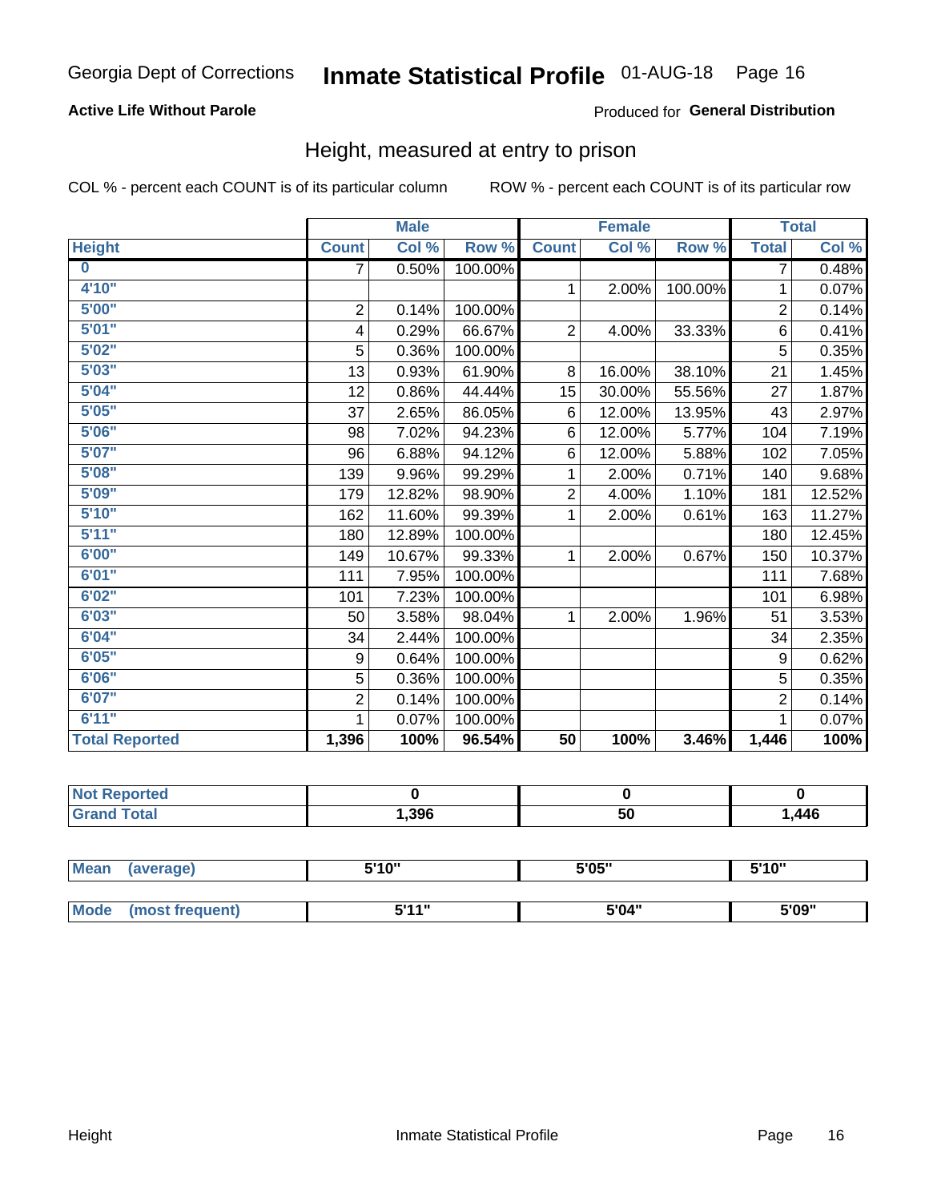Georgia Dept of Corrections **Inmate Statistical Profile** 01-AUG-18

**Active Life Without Parole**

Produced for **General Distribution**

## Height, measured at entry to prison

COL % - percent each COUNT is of its particular column

ROW % - percent each COUNT is of its particular row

| | Male | | | Female | | | Total | |
|---|---|---|---|---|---|---|---|---|
| **Height** | **Count** | **Col %** | **Row %** | **Count** | **Col %** | **Row %** | **Total** | **Col %** |
| **0** | 7 | 0.50% | 100.00% | | | | 7 | 0.48% |
| **4'10"** | | | | 1 | 2.00% | 100.00% | 1 | 0.07% |
| **5'00"** | 2 | 0.14% | 100.00% | | | | 2 | 0.14% |
| **5'01"** | 4 | 0.29% | 66.67% | 2 | 4.00% | 33.33% | 6 | 0.41% |
| **5'02"** | 5 | 0.36% | 100.00% | | | | 5 | 0.35% |
| **5'03"** | 13 | 0.93% | 61.90% | 8 | 16.00% | 38.10% | 21 | 1.45% |
| **5'04"** | 12 | 0.86% | 44.44% | 15 | 30.00% | 55.56% | 27 | 1.87% |
| **5'05"** | 37 | 2.65% | 86.05% | 6 | 12.00% | 13.95% | 43 | 2.97% |
| **5'06"** | 98 | 7.02% | 94.23% | 6 | 12.00% | 5.77% | 104 | 7.19% |
| **5'07"** | 96 | 6.88% | 94.12% | 6 | 12.00% | 5.88% | 102 | 7.05% |
| **5'08"** | 139 | 9.96% | 99.29% | 1 | 2.00% | 0.71% | 140 | 9.68% |
| **5'09"** | 179 | 12.82% | 98.90% | 2 | 4.00% | 1.10% | 181 | 12.52% |
| **5'10"** | 162 | 11.60% | 99.39% | 1 | 2.00% | 0.61% | 163 | 11.27% |
| **5'11"** | 180 | 12.89% | 100.00% | | | | 180 | 12.45% |
| **6'00"** | 149 | 10.67% | 99.33% | 1 | 2.00% | 0.67% | 150 | 10.37% |
| **6'01"** | 111 | 7.95% | 100.00% | | | | 111 | 7.68% |
| **6'02"** | 101 | 7.23% | 100.00% | | | | 101 | 6.98% |
| **6'03"** | 50 | 3.58% | 98.04% | 1 | 2.00% | 1.96% | 51 | 3.53% |
| **6'04"** | 34 | 2.44% | 100.00% | | | | 34 | 2.35% |
| **6'05"** | 9 | 0.64% | 100.00% | | | | 9 | 0.62% |
| **6'06"** | 5 | 0.36% | 100.00% | | | | 5 | 0.35% |
| **6'07"** | 2 | 0.14% | 100.00% | | | | 2 | 0.14% |
| **6'11"** | 1 | 0.07% | 100.00% | | | | 1 | 0.07% |
| **Total Reported** | **1,396** | **100%** | **96.54%** | **50** | **100%** | **3.46%** | **1,446** | **100%** |

| | Male | Female | Total |
|---|---|---|---|
| **Not Reported** | **0** | **0** | **0** |
| **Grand Total** | **1,396** | **50** | **1,446** |

| | Male | Female | Total |
|---|---|---|---|
| **Mean (average)** | **5'10"** | **5'05"** | **5'10"** |
| **Mode (most frequent)** | **5'11"** | **5'04"** | **5'09"** |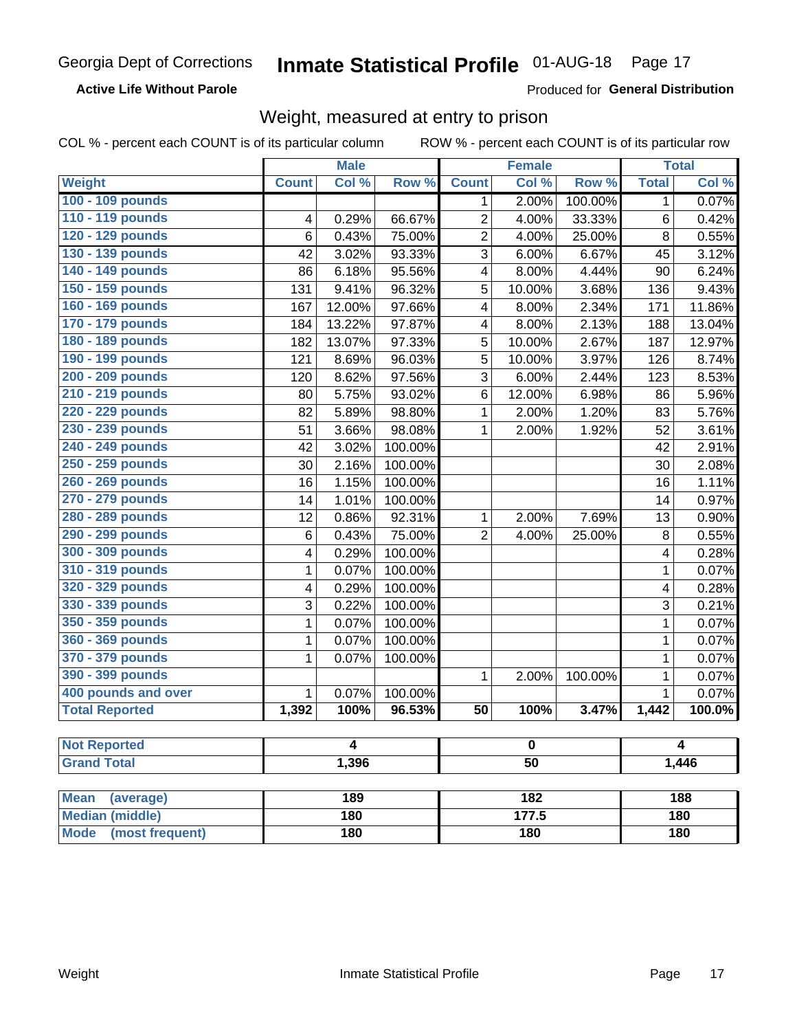Georgia Dept of Corrections **Inmate Statistical Profile** 01-AUG-18

**Active Life Without Parole**

Produced for **General Distribution**

## Weight, measured at entry to prison

COL % - percent each COUNT is of its particular column ROW % - percent each COUNT is of its particular row

| | Male | | | Female | | | Total | |
|---|---|---|---|---|---|---|---|---|
| **Weight** | **Count** | **Col %** | **Row %** | **Count** | **Col %** | **Row %** | **Total** | **Col %** |
| 100 - 109 pounds | | | | 1 | 2.00% | 100.00% | 1 | 0.07% |
| 110 - 119 pounds | 4 | 0.29% | 66.67% | 2 | 4.00% | 33.33% | 6 | 0.42% |
| 120 - 129 pounds | 6 | 0.43% | 75.00% | 2 | 4.00% | 25.00% | 8 | 0.55% |
| 130 - 139 pounds | 42 | 3.02% | 93.33% | 3 | 6.00% | 6.67% | 45 | 3.12% |
| 140 - 149 pounds | 86 | 6.18% | 95.56% | 4 | 8.00% | 4.44% | 90 | 6.24% |
| 150 - 159 pounds | 131 | 9.41% | 96.32% | 5 | 10.00% | 3.68% | 136 | 9.43% |
| 160 - 169 pounds | 167 | 12.00% | 97.66% | 4 | 8.00% | 2.34% | 171 | 11.86% |
| 170 - 179 pounds | 184 | 13.22% | 97.87% | 4 | 8.00% | 2.13% | 188 | 13.04% |
| 180 - 189 pounds | 182 | 13.07% | 97.33% | 5 | 10.00% | 2.67% | 187 | 12.97% |
| 190 - 199 pounds | 121 | 8.69% | 96.03% | 5 | 10.00% | 3.97% | 126 | 8.74% |
| 200 - 209 pounds | 120 | 8.62% | 97.56% | 3 | 6.00% | 2.44% | 123 | 8.53% |
| 210 - 219 pounds | 80 | 5.75% | 93.02% | 6 | 12.00% | 6.98% | 86 | 5.96% |
| 220 - 229 pounds | 82 | 5.89% | 98.80% | 1 | 2.00% | 1.20% | 83 | 5.76% |
| 230 - 239 pounds | 51 | 3.66% | 98.08% | 1 | 2.00% | 1.92% | 52 | 3.61% |
| 240 - 249 pounds | 42 | 3.02% | 100.00% | | | | 42 | 2.91% |
| 250 - 259 pounds | 30 | 2.16% | 100.00% | | | | 30 | 2.08% |
| 260 - 269 pounds | 16 | 1.15% | 100.00% | | | | 16 | 1.11% |
| 270 - 279 pounds | 14 | 1.01% | 100.00% | | | | 14 | 0.97% |
| 280 - 289 pounds | 12 | 0.86% | 92.31% | 1 | 2.00% | 7.69% | 13 | 0.90% |
| 290 - 299 pounds | 6 | 0.43% | 75.00% | 2 | 4.00% | 25.00% | 8 | 0.55% |
| 300 - 309 pounds | 4 | 0.29% | 100.00% | | | | 4 | 0.28% |
| 310 - 319 pounds | 1 | 0.07% | 100.00% | | | | 1 | 0.07% |
| 320 - 329 pounds | 4 | 0.29% | 100.00% | | | | 4 | 0.28% |
| 330 - 339 pounds | 3 | 0.22% | 100.00% | | | | 3 | 0.21% |
| 350 - 359 pounds | 1 | 0.07% | 100.00% | | | | 1 | 0.07% |
| 360 - 369 pounds | 1 | 0.07% | 100.00% | | | | 1 | 0.07% |
| 370 - 379 pounds | 1 | 0.07% | 100.00% | | | | 1 | 0.07% |
| 390 - 399 pounds | | | | 1 | 2.00% | 100.00% | 1 | 0.07% |
| 400 pounds and over | 1 | 0.07% | 100.00% | | | | 1 | 0.07% |
| **Total Reported** | **1,392** | **100%** | **96.53%** | **50** | **100%** | **3.47%** | **1,442** | **100.0%** |

| | Male | Female | Total |
|---|---|---|---|
| Not Reported | 4 | 0 | 4 |
| Grand Total | 1,396 | 50 | 1,446 |

| | Male | Female | Total |
|---|---|---|---|
| Mean (average) | 189 | 182 | 188 |
| Median (middle) | 180 | 177.5 | 180 |
| Mode (most frequent) | 180 | 180 | 180 |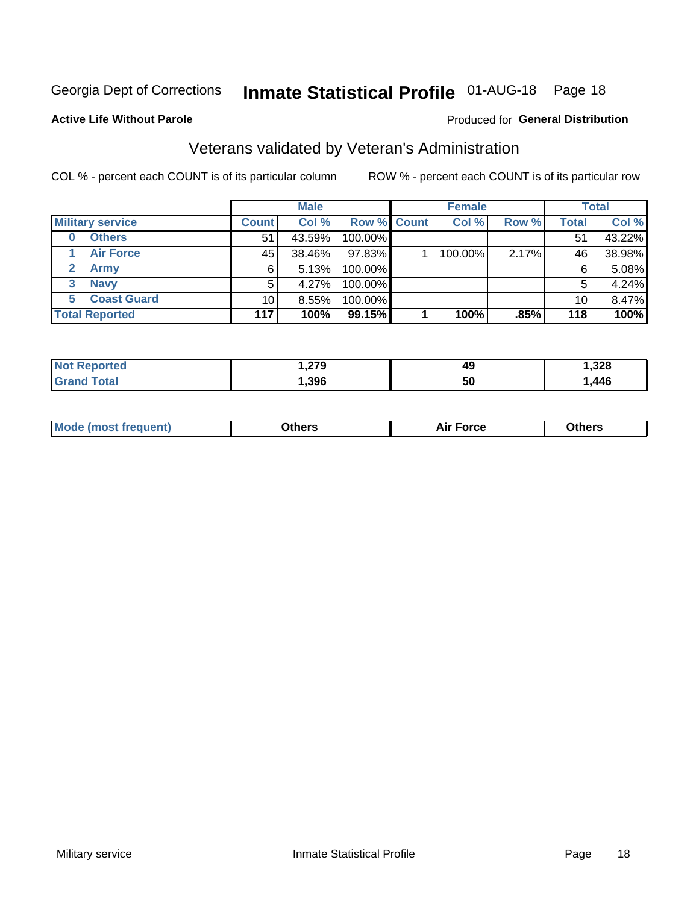Georgia Dept of Corrections **Inmate Statistical Profile** 01-AUG-18 Page 18

**Active Life Without Parole**

Produced for **General Distribution**

## Veterans validated by Veteran's Administration

COL % - percent each COUNT is of its particular column

ROW % - percent each COUNT is of its particular row

| | Male | | | Female | | | Total | |
|---|---|---|---|---|---|---|---|---|
| **Military service** | **Count** | **Col %** | **Row %** | **Count** | **Col %** | **Row %** | **Total** | **Col %** |
| **0 Others** | 51 | 43.59% | 100.00% | | | | 51 | 43.22% |
| **1 Air Force** | 45 | 38.46% | 97.83% | 1 | 100.00% | 2.17% | 46 | 38.98% |
| **2 Army** | 6 | 5.13% | 100.00% | | | | 6 | 5.08% |
| **3 Navy** | 5 | 4.27% | 100.00% | | | | 5 | 4.24% |
| **5 Coast Guard** | 10 | 8.55% | 100.00% | | | | 10 | 8.47% |
| **Total Reported** | **117** | **100%** | **99.15%** | **1** | **100%** | **.85%** | **118** | **100%** |

| | Male | Female | Total |
|---|---|---|---|
| **Not Reported** | **1,279** | **49** | **1,328** |
| **Grand Total** | **1,396** | **50** | **1,446** |

| | Male | Female | Total |
|---|---|---|---|
| **Mode (most frequent)** | **Others** | **Air Force** | **Others** |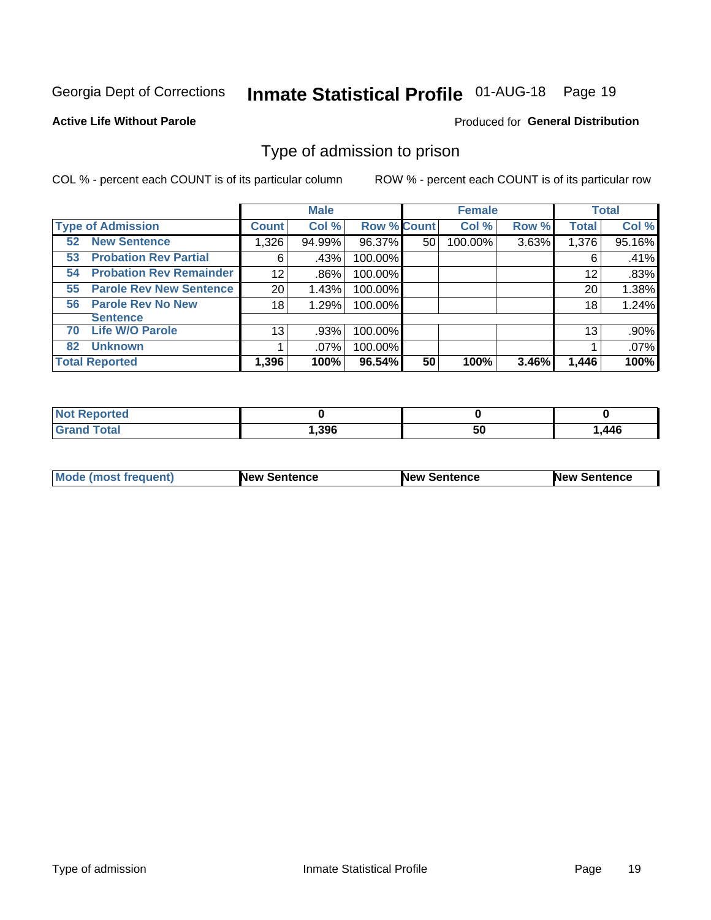Georgia Dept of Corrections **Inmate Statistical Profile** 01-AUG-18

**Active Life Without Parole**

Produced for **General Distribution**

## Type of admission to prison

COL % - percent each COUNT is of its particular column    ROW % - percent each COUNT is of its particular row

| | Male | | | Female | | | Total | |
|---|---|---|---|---|---|---|---|---|
| **Type of Admission** | **Count** | **Col %** | **Row %** | **Count** | **Col %** | **Row %** | **Total** | **Col %** |
| 52 **New Sentence** | 1,326 | 94.99% | 96.37% | 50 | 100.00% | 3.63% | 1,376 | 95.16% |
| 53 **Probation Rev Partial** | 6 | .43% | 100.00% | | | | 6 | .41% |
| 54 **Probation Rev Remainder** | 12 | .86% | 100.00% | | | | 12 | .83% |
| 55 **Parole Rev New Sentence** | 20 | 1.43% | 100.00% | | | | 20 | 1.38% |
| 56 **Parole Rev No New Sentence** | 18 | 1.29% | 100.00% | | | | 18 | 1.24% |
| 70 **Life W/O Parole** | 13 | .93% | 100.00% | | | | 13 | .90% |
| 82 **Unknown** | 1 | .07% | 100.00% | | | | 1 | .07% |
| **Total Reported** | **1,396** | **100%** | **96.54%** | **50** | **100%** | **3.46%** | **1,446** | **100%** |

| | Male | Female | Total |
|---|---|---|---|
| **Not Reported** | **0** | **0** | **0** |
| **Grand Total** | **1,396** | **50** | **1,446** |

| | Male | Female | Total |
|---|---|---|---|
| **Mode (most frequent)** | **New Sentence** | **New Sentence** | **New Sentence** |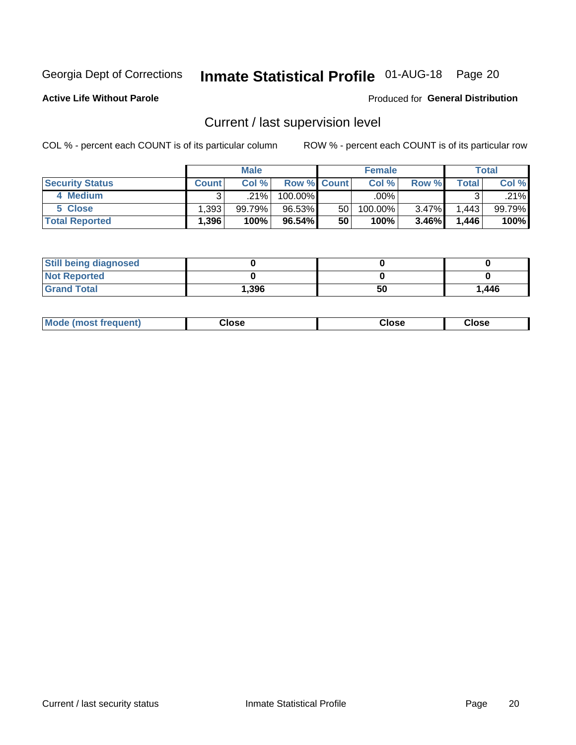Georgia Dept of Corrections **Inmate Statistical Profile** 01-AUG-18

**Active Life Without Parole**

Produced for **General Distribution**

## Current / last supervision level

COL % - percent each COUNT is of its particular column

ROW % - percent each COUNT is of its particular row

| | Male | | | Female | | | Total | |
|---|---|---|---|---|---|---|---|---|
| **Security Status** | **Count** | **Col %** | **Row %** | **Count** | **Col %** | **Row %** | **Total** | **Col %** |
| 4 Medium | 3 | .21% | 100.00% | | .00% | | 3 | .21% |
| 5 Close | 1,393 | 99.79% | 96.53% | 50 | 100.00% | 3.47% | 1,443 | 99.79% |
| **Total Reported** | **1,396** | **100%** | **96.54%** | **50** | **100%** | **3.46%** | **1,446** | **100%** |

| | Male | Female | Total |
|---|---|---|---|
| **Still being diagnosed** | **0** | **0** | **0** |
| **Not Reported** | **0** | **0** | **0** |
| **Grand Total** | **1,396** | **50** | **1,446** |

| | Male | Female | Total |
|---|---|---|---|
| **Mode (most frequent)** | **Close** | **Close** | **Close** |

Current / last security status

Inmate Statistical Profile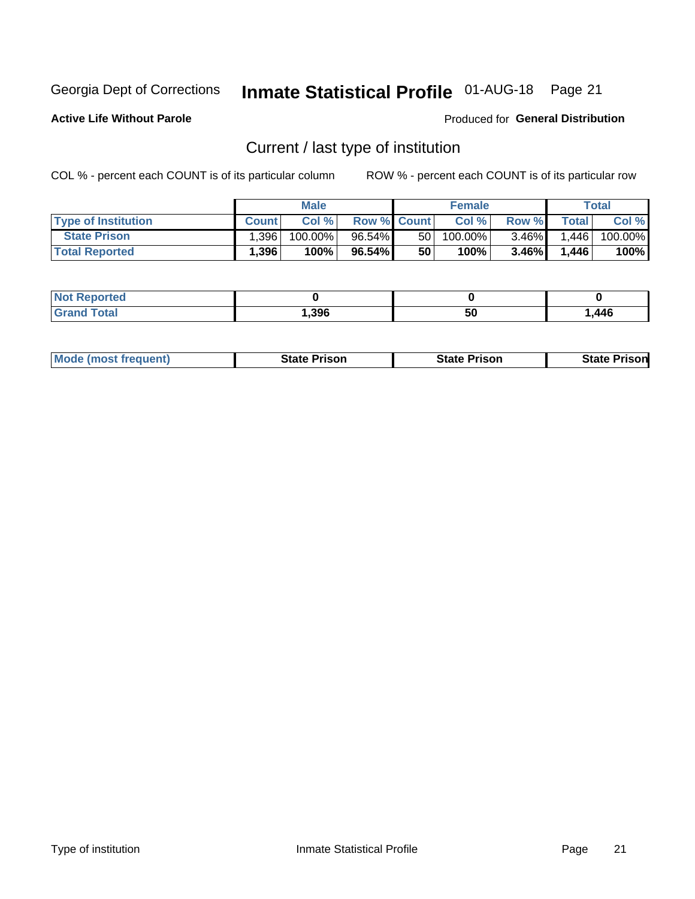Georgia Dept of Corrections **Inmate Statistical Profile** 01-AUG-18

**Active Life Without Parole**

Produced for **General Distribution**

## Current / last type of institution

COL % - percent each COUNT is of its particular column

ROW % - percent each COUNT is of its particular row

| | Male | | | Female | | | Total | |
|---|---|---|---|---|---|---|---|---|
| **Type of Institution** | **Count** | **Col %** | **Row %** | **Count** | **Col %** | **Row %** | **Total** | **Col %** |
| **State Prison** | 1,396 | 100.00% | 96.54% | 50 | 100.00% | 3.46% | 1,446 | 100.00% |
| **Total Reported** | **1,396** | **100%** | **96.54%** | **50** | **100%** | **3.46%** | **1,446** | **100%** |

| | Male | Female | Total |
|---|---|---|---|
| **Not Reported** | **0** | **0** | **0** |
| **Grand Total** | **1,396** | **50** | **1,446** |

| | Male | Female | Total |
|---|---|---|---|
| **Mode (most frequent)** | **State Prison** | **State Prison** | **State Prison** |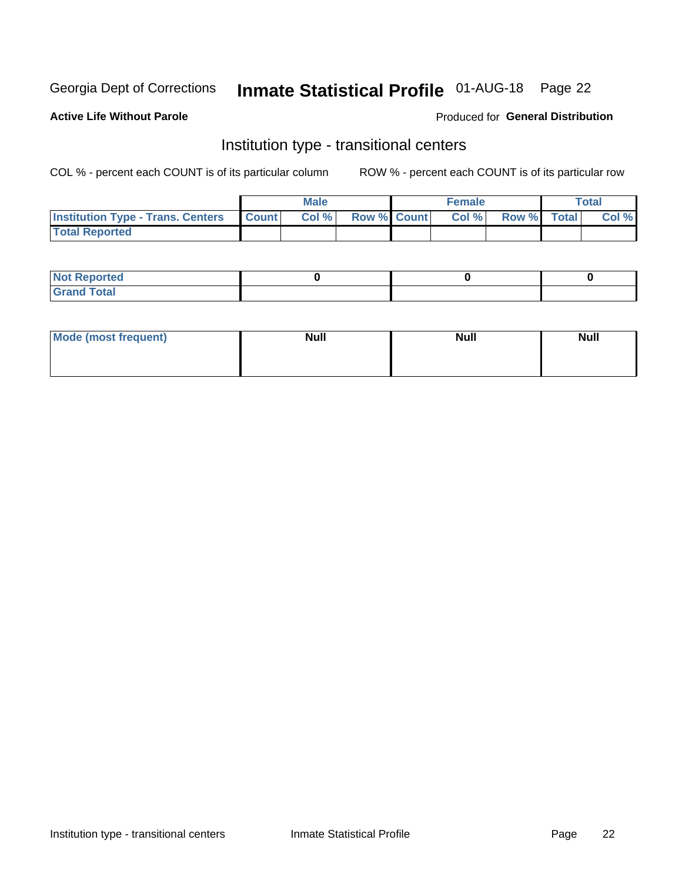Georgia Dept of Corrections **Inmate Statistical Profile** 01-AUG-18

**Active Life Without Parole**

Produced for **General Distribution**

## Institution type - transitional centers

COL % - percent each COUNT is of its particular column

ROW % - percent each COUNT is of its particular row

| | Male | | | Female | | | Total | |
|---|---|---|---|---|---|---|---|---|
| **Institution Type - Trans. Centers** | **Count** | **Col %** | **Row %** | **Count** | **Col %** | **Row %** | **Total** | **Col %** |
| **Total Reported** | | | | | | | | |

| | Male | Female | Total |
|---|---|---|---|
| **Not Reported** | 0 | 0 | 0 |
| **Grand Total** | | | |

| | Male | Female | Total |
|---|---|---|---|
| **Mode (most frequent)** | **Null** | **Null** | **Null** |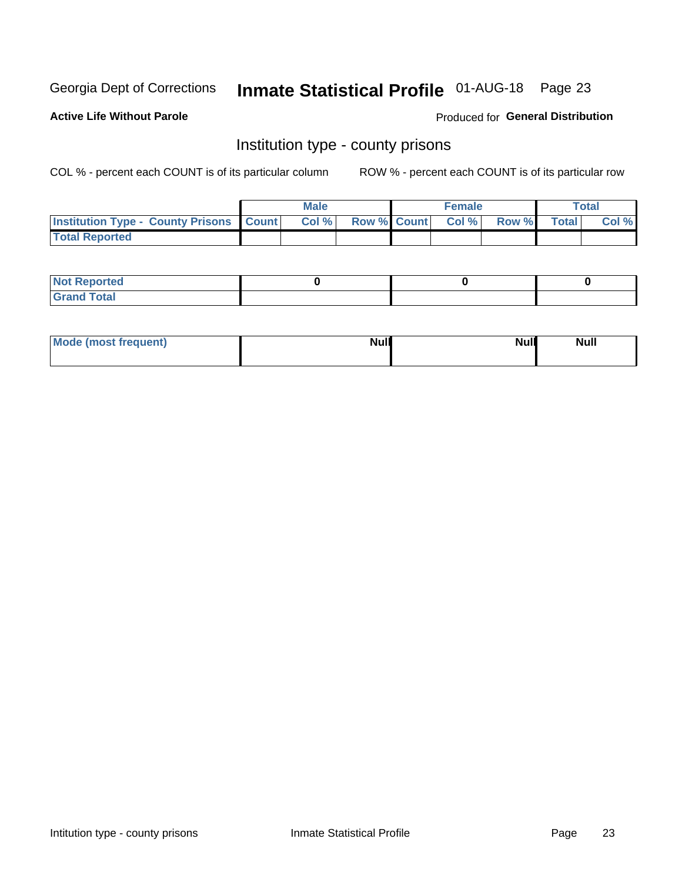Georgia Dept of Corrections **Inmate Statistical Profile** 01-AUG-18

**Active Life Without Parole**

Produced for **General Distribution**

## Institution type - county prisons

COL % - percent each COUNT is of its particular column

ROW % - percent each COUNT is of its particular row

| | Male | | | Female | | | Total | |
|---|---|---|---|---|---|---|---|---|
| **Institution Type - County Prisons** | **Count** | **Col %** | **Row %** | **Count** | **Col %** | **Row %** | **Total** | **Col %** |
| **Total Reported** | | | | | | | | |

| | Male | Female | Total |
|---|---|---|---|
| **Not Reported** | **0** | **0** | **0** |
| **Grand Total** | | | |

| | Male | Female | Total |
|---|---|---|---|
| **Mode (most frequent)** | **Null** | **Null** | **Null** |

Intitution type - county prisons    Inmate Statistical Profile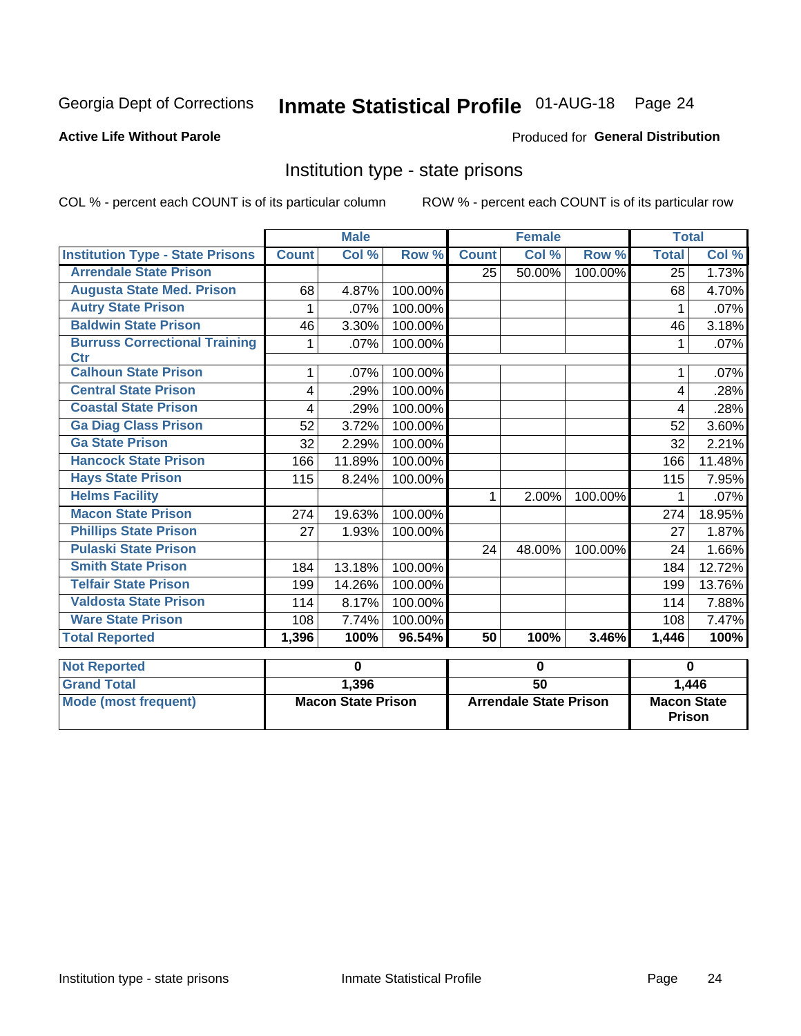Georgia Dept of Corrections **Inmate Statistical Profile** 01-AUG-18 Page 24

**Active Life Without Parole**

Produced for **General Distribution**

## Institution type - state prisons

COL % - percent each COUNT is of its particular column ROW % - percent each COUNT is of its particular row

| | Male | | | Female | | | Total | |
|---|---|---|---|---|---|---|---|---|
| **Institution Type - State Prisons** | **Count** | **Col %** | **Row %** | **Count** | **Col %** | **Row %** | **Total** | **Col %** |
| Arrendale State Prison | | | | 25 | 50.00% | 100.00% | 25 | 1.73% |
| Augusta State Med. Prison | 68 | 4.87% | 100.00% | | | | 68 | 4.70% |
| Autry State Prison | 1 | .07% | 100.00% | | | | 1 | .07% |
| Baldwin State Prison | 46 | 3.30% | 100.00% | | | | 46 | 3.18% |
| Burruss Correctional Training Ctr | 1 | .07% | 100.00% | | | | 1 | .07% |
| Calhoun State Prison | 1 | .07% | 100.00% | | | | 1 | .07% |
| Central State Prison | 4 | .29% | 100.00% | | | | 4 | .28% |
| Coastal State Prison | 4 | .29% | 100.00% | | | | 4 | .28% |
| Ga Diag Class Prison | 52 | 3.72% | 100.00% | | | | 52 | 3.60% |
| Ga State Prison | 32 | 2.29% | 100.00% | | | | 32 | 2.21% |
| Hancock State Prison | 166 | 11.89% | 100.00% | | | | 166 | 11.48% |
| Hays State Prison | 115 | 8.24% | 100.00% | | | | 115 | 7.95% |
| Helms Facility | | | | 1 | 2.00% | 100.00% | 1 | .07% |
| Macon State Prison | 274 | 19.63% | 100.00% | | | | 274 | 18.95% |
| Phillips State Prison | 27 | 1.93% | 100.00% | | | | 27 | 1.87% |
| Pulaski State Prison | | | | 24 | 48.00% | 100.00% | 24 | 1.66% |
| Smith State Prison | 184 | 13.18% | 100.00% | | | | 184 | 12.72% |
| Telfair State Prison | 199 | 14.26% | 100.00% | | | | 199 | 13.76% |
| Valdosta State Prison | 114 | 8.17% | 100.00% | | | | 114 | 7.88% |
| Ware State Prison | 108 | 7.74% | 100.00% | | | | 108 | 7.47% |
| **Total Reported** | **1,396** | **100%** | **96.54%** | **50** | **100%** | **3.46%** | **1,446** | **100%** |

| | Male | Female | Total |
|---|---|---|---|
| **Not Reported** | **0** | **0** | **0** |
| **Grand Total** | **1,396** | **50** | **1,446** |
| **Mode (most frequent)** | **Macon State Prison** | **Arrendale State Prison** | **Macon State Prison** |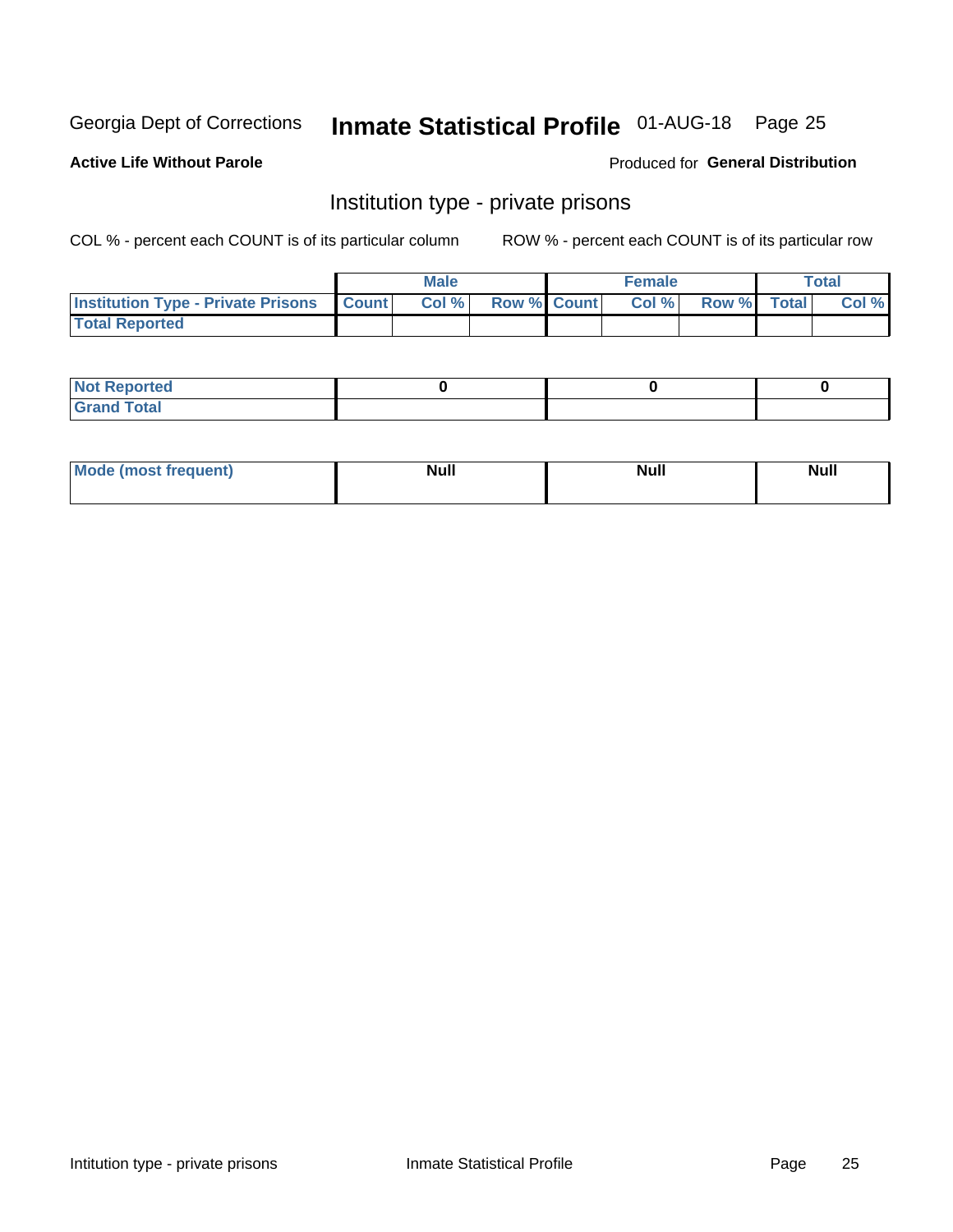Georgia Dept of Corrections **Inmate Statistical Profile** 01-AUG-18

**Active Life Without Parole**

Produced for **General Distribution**

## Institution type - private prisons

COL % - percent each COUNT is of its particular column ROW % - percent each COUNT is of its particular row

| | Male | | | Female | | | Total | |
|---|---|---|---|---|---|---|---|---|
| **Institution Type - Private Prisons** | **Count** | **Col %** | **Row %** | **Count** | **Col %** | **Row %** | **Total** | **Col %** |
| **Total Reported** | | | | | | | | |

| | Male | Female | Total |
|---|---|---|---|
| **Not Reported** | 0 | 0 | 0 |
| **Grand Total** | | | |

| | Male | Female | Total |
|---|---|---|---|
| **Mode (most frequent)** | Null | Null | Null |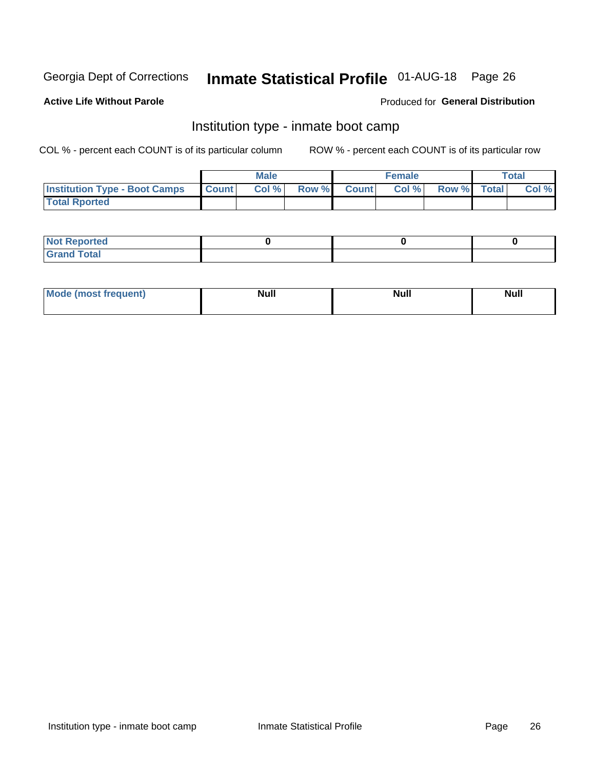Georgia Dept of Corrections **Inmate Statistical Profile** 01-AUG-18

**Active Life Without Parole**

Produced for **General Distribution**

## Institution type - inmate boot camp

COL % - percent each COUNT is of its particular column

ROW % - percent each COUNT is of its particular row

| | Male | | | Female | | | Total | |
|---|---|---|---|---|---|---|---|---|
| **Institution Type - Boot Camps** | **Count** | **Col %** | **Row %** | **Count** | **Col %** | **Row %** | **Total** | **Col %** |
| **Total Rported** | | | | | | | | |

| | Male | Female | Total |
|---|---|---|---|
| **Not Reported** | **0** | **0** | **0** |
| **Grand Total** | | | |

| | Male | Female | Total |
|---|---|---|---|
| **Mode (most frequent)** | **Null** | **Null** | **Null** |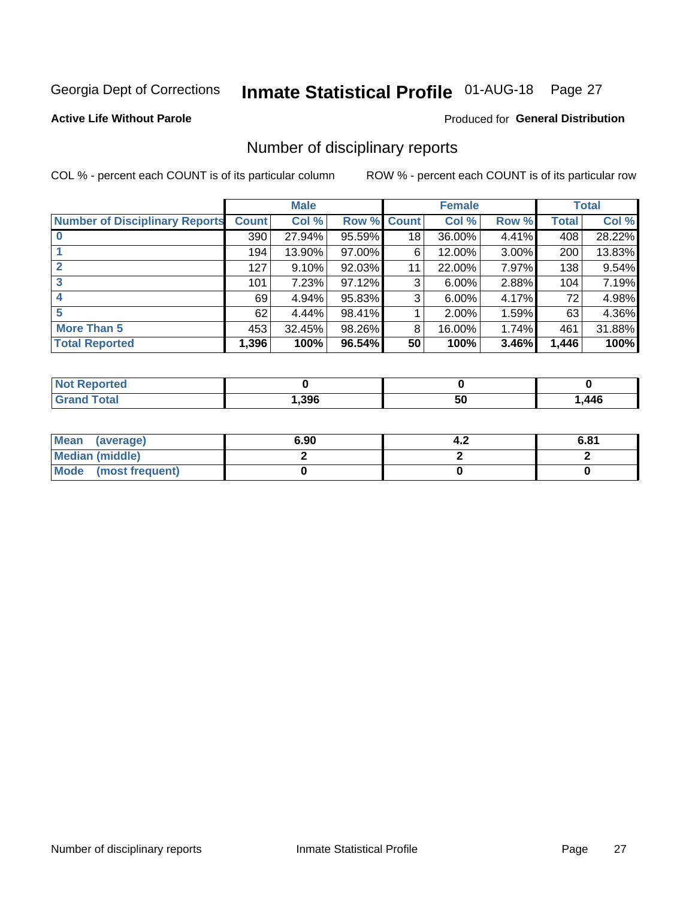Georgia Dept of Corrections **Inmate Statistical Profile** 01-AUG-18

**Active Life Without Parole**

Produced for **General Distribution**

## Number of disciplinary reports

COL % - percent each COUNT is of its particular column

ROW % - percent each COUNT is of its particular row

| | Male | | | Female | | | Total | |
|---|---|---|---|---|---|---|---|---|
| **Number of Disciplinary Reports** | **Count** | **Col %** | **Row %** | **Count** | **Col %** | **Row %** | **Total** | **Col %** |
| **0** | 390 | 27.94% | 95.59% | 18 | 36.00% | 4.41% | 408 | 28.22% |
| **1** | 194 | 13.90% | 97.00% | 6 | 12.00% | 3.00% | 200 | 13.83% |
| **2** | 127 | 9.10% | 92.03% | 11 | 22.00% | 7.97% | 138 | 9.54% |
| **3** | 101 | 7.23% | 97.12% | 3 | 6.00% | 2.88% | 104 | 7.19% |
| **4** | 69 | 4.94% | 95.83% | 3 | 6.00% | 4.17% | 72 | 4.98% |
| **5** | 62 | 4.44% | 98.41% | 1 | 2.00% | 1.59% | 63 | 4.36% |
| **More Than 5** | 453 | 32.45% | 98.26% | 8 | 16.00% | 1.74% | 461 | 31.88% |
| **Total Reported** | **1,396** | **100%** | **96.54%** | **50** | **100%** | **3.46%** | **1,446** | **100%** |

| | Male | Female | Total |
|---|---|---|---|
| **Not Reported** | **0** | **0** | **0** |
| **Grand Total** | **1,396** | **50** | **1,446** |

| | Male | Female | Total |
|---|---|---|---|
| **Mean (average)** | **6.90** | **4.2** | **6.81** |
| **Median (middle)** | **2** | **2** | **2** |
| **Mode (most frequent)** | **0** | **0** | **0** |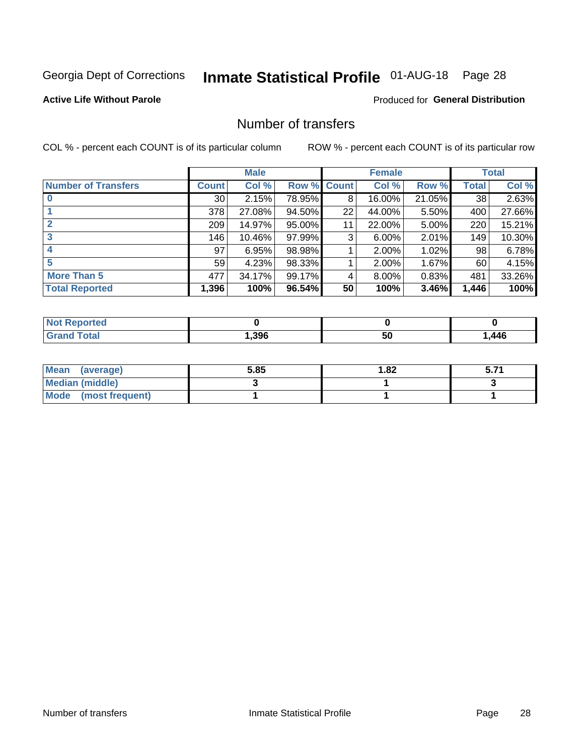Georgia Dept of Corrections **Inmate Statistical Profile** 01-AUG-18 Page 28

**Active Life Without Parole**

Produced for **General Distribution**

## Number of transfers

COL % - percent each COUNT is of its particular column

ROW % - percent each COUNT is of its particular row

| | Male | | | Female | | | Total | |
|---|---|---|---|---|---|---|---|---|
| **Number of Transfers** | **Count** | **Col %** | **Row %** | **Count** | **Col %** | **Row %** | **Total** | **Col %** |
| **0** | 30 | 2.15% | 78.95% | 8 | 16.00% | 21.05% | 38 | 2.63% |
| **1** | 378 | 27.08% | 94.50% | 22 | 44.00% | 5.50% | 400 | 27.66% |
| **2** | 209 | 14.97% | 95.00% | 11 | 22.00% | 5.00% | 220 | 15.21% |
| **3** | 146 | 10.46% | 97.99% | 3 | 6.00% | 2.01% | 149 | 10.30% |
| **4** | 97 | 6.95% | 98.98% | 1 | 2.00% | 1.02% | 98 | 6.78% |
| **5** | 59 | 4.23% | 98.33% | 1 | 2.00% | 1.67% | 60 | 4.15% |
| **More Than 5** | 477 | 34.17% | 99.17% | 4 | 8.00% | 0.83% | 481 | 33.26% |
| **Total Reported** | **1,396** | **100%** | **96.54%** | **50** | **100%** | **3.46%** | **1,446** | **100%** |

| | Male | Female | Total |
|---|---|---|---|
| **Not Reported** | **0** | **0** | **0** |
| **Grand Total** | **1,396** | **50** | **1,446** |

| | Male | Female | Total |
|---|---|---|---|
| **Mean (average)** | **5.85** | **1.82** | **5.71** |
| **Median (middle)** | **3** | **1** | **3** |
| **Mode (most frequent)** | **1** | **1** | **1** |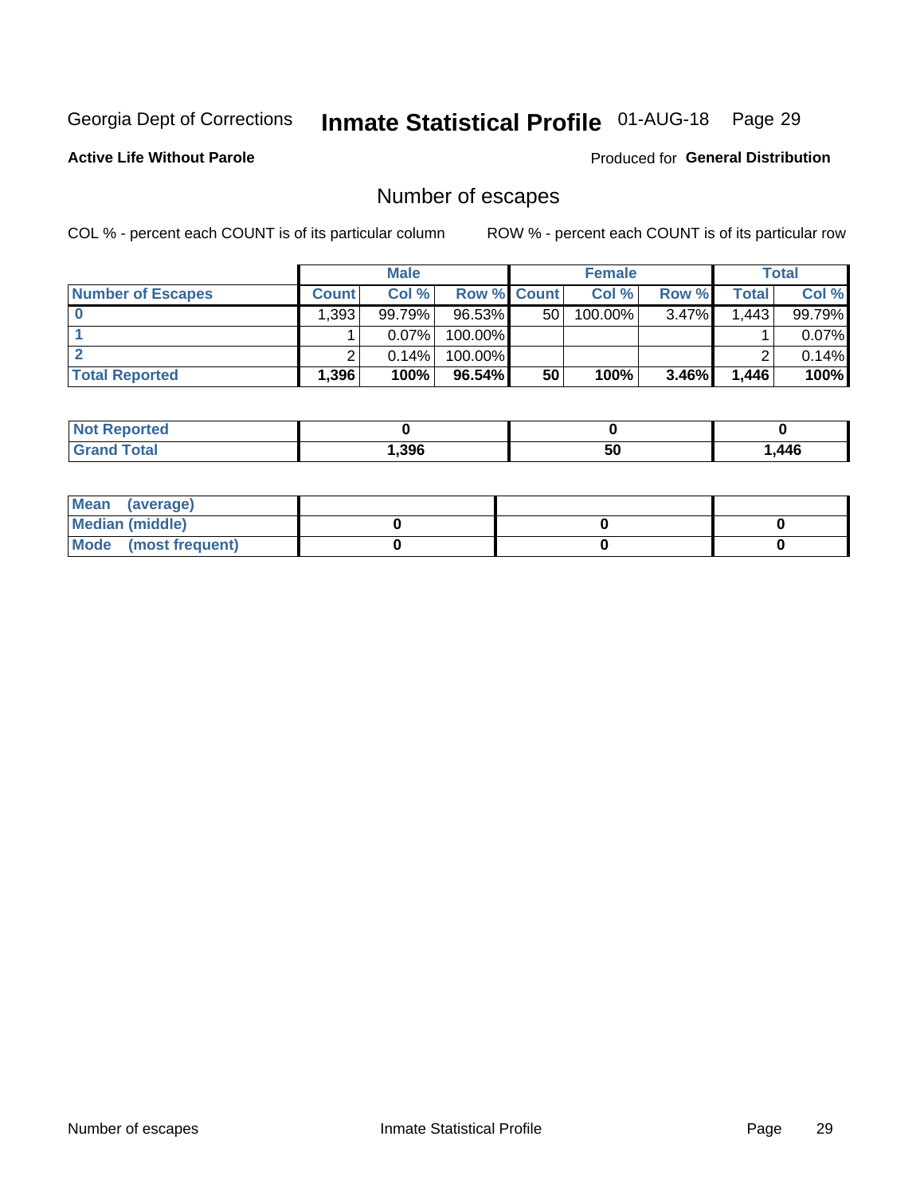Georgia Dept of Corrections **Inmate Statistical Profile** 01-AUG-18

**Active Life Without Parole**

Produced for **General Distribution**

## Number of escapes

COL % - percent each COUNT is of its particular column

ROW % - percent each COUNT is of its particular row

| | Male | | | Female | | | Total | |
|---|---|---|---|---|---|---|---|---|
| **Number of Escapes** | **Count** | **Col %** | **Row %** | **Count** | **Col %** | **Row %** | **Total** | **Col %** |
| **0** | 1,393 | 99.79% | 96.53% | 50 | 100.00% | 3.47% | 1,443 | 99.79% |
| **1** | 1 | 0.07% | 100.00% | | | | 1 | 0.07% |
| **2** | 2 | 0.14% | 100.00% | | | | 2 | 0.14% |
| **Total Reported** | **1,396** | **100%** | **96.54%** | **50** | **100%** | **3.46%** | **1,446** | **100%** |

| | Male | Female | Total |
|---|---|---|---|
| **Not Reported** | **0** | **0** | **0** |
| **Grand Total** | **1,396** | **50** | **1,446** |

| | Male | Female | Total |
|---|---|---|---|
| **Mean (average)** | | | |
| **Median (middle)** | **0** | **0** | **0** |
| **Mode (most frequent)** | **0** | **0** | **0** |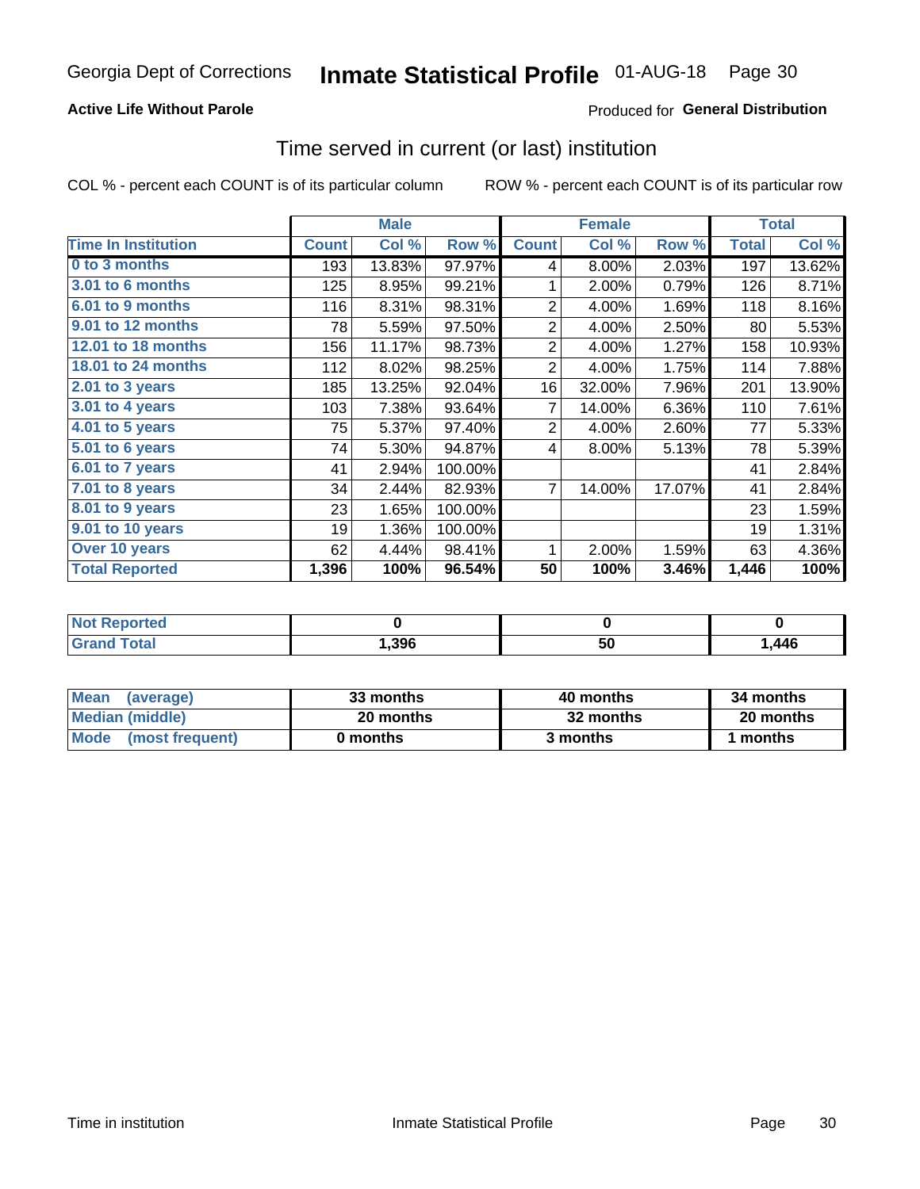Georgia Dept of Corrections **Inmate Statistical Profile** 01-AUG-18

**Active Life Without Parole**

Produced for **General Distribution**

## Time served in current (or last) institution

COL % - percent each COUNT is of its particular column

ROW % - percent each COUNT is of its particular row

| | Male | | | Female | | | Total | |
|---|---|---|---|---|---|---|---|---|
| **Time In Institution** | **Count** | **Col %** | **Row %** | **Count** | **Col %** | **Row %** | **Total** | **Col %** |
| 0 to 3 months | 193 | 13.83% | 97.97% | 4 | 8.00% | 2.03% | 197 | 13.62% |
| 3.01 to 6 months | 125 | 8.95% | 99.21% | 1 | 2.00% | 0.79% | 126 | 8.71% |
| 6.01 to 9 months | 116 | 8.31% | 98.31% | 2 | 4.00% | 1.69% | 118 | 8.16% |
| 9.01 to 12 months | 78 | 5.59% | 97.50% | 2 | 4.00% | 2.50% | 80 | 5.53% |
| 12.01 to 18 months | 156 | 11.17% | 98.73% | 2 | 4.00% | 1.27% | 158 | 10.93% |
| 18.01 to 24 months | 112 | 8.02% | 98.25% | 2 | 4.00% | 1.75% | 114 | 7.88% |
| 2.01 to 3 years | 185 | 13.25% | 92.04% | 16 | 32.00% | 7.96% | 201 | 13.90% |
| 3.01 to 4 years | 103 | 7.38% | 93.64% | 7 | 14.00% | 6.36% | 110 | 7.61% |
| 4.01 to 5 years | 75 | 5.37% | 97.40% | 2 | 4.00% | 2.60% | 77 | 5.33% |
| 5.01 to 6 years | 74 | 5.30% | 94.87% | 4 | 8.00% | 5.13% | 78 | 5.39% |
| 6.01 to 7 years | 41 | 2.94% | 100.00% | | | | 41 | 2.84% |
| 7.01 to 8 years | 34 | 2.44% | 82.93% | 7 | 14.00% | 17.07% | 41 | 2.84% |
| 8.01 to 9 years | 23 | 1.65% | 100.00% | | | | 23 | 1.59% |
| 9.01 to 10 years | 19 | 1.36% | 100.00% | | | | 19 | 1.31% |
| Over 10 years | 62 | 4.44% | 98.41% | 1 | 2.00% | 1.59% | 63 | 4.36% |
| **Total Reported** | **1,396** | **100%** | **96.54%** | **50** | **100%** | **3.46%** | **1,446** | **100%** |

| | Male | Female | Total |
|---|---|---|---|
| Not Reported | **0** | **0** | **0** |
| Grand Total | **1,396** | **50** | **1,446** |

| | Male | Female | Total |
|---|---|---|---|
| Mean (average) | **33 months** | **40 months** | **34 months** |
| Median (middle) | **20 months** | **32 months** | **20 months** |
| Mode (most frequent) | **0 months** | **3 months** | **1 months** |

Time in institution

Inmate Statistical Profile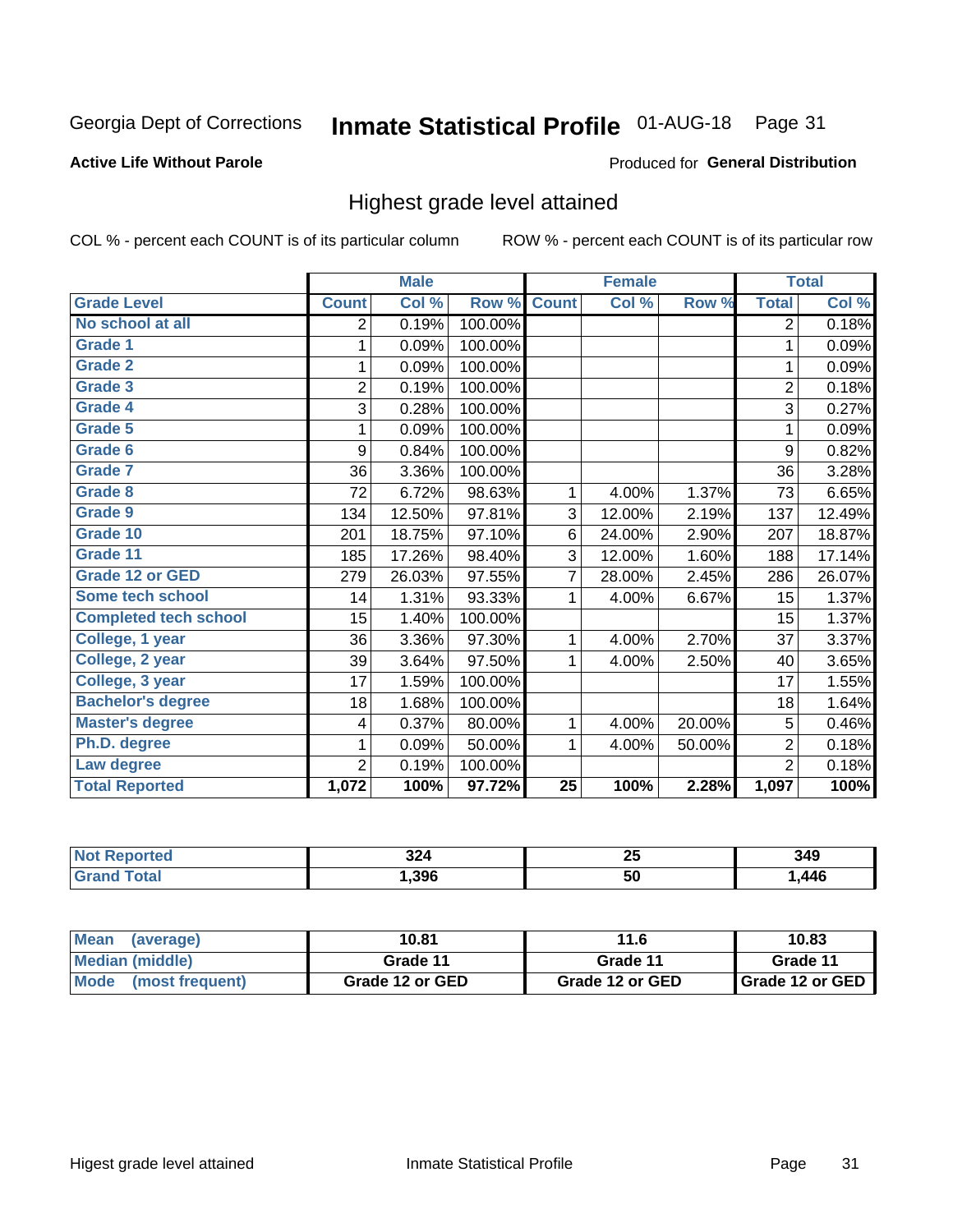Georgia Dept of Corrections **Inmate Statistical Profile** 01-AUG-18 Page 31

**Active Life Without Parole**

Produced for **General Distribution**

## Highest grade level attained

COL % - percent each COUNT is of its particular column ROW % - percent each COUNT is of its particular row

| | Male | | | Female | | | Total | |
|---|---|---|---|---|---|---|---|---|
| **Grade Level** | **Count** | **Col %** | **Row %** | **Count** | **Col %** | **Row %** | **Total** | **Col %** |
| **No school at all** | 2 | 0.19% | 100.00% | | | | 2 | 0.18% |
| **Grade 1** | 1 | 0.09% | 100.00% | | | | 1 | 0.09% |
| **Grade 2** | 1 | 0.09% | 100.00% | | | | 1 | 0.09% |
| **Grade 3** | 2 | 0.19% | 100.00% | | | | 2 | 0.18% |
| **Grade 4** | 3 | 0.28% | 100.00% | | | | 3 | 0.27% |
| **Grade 5** | 1 | 0.09% | 100.00% | | | | 1 | 0.09% |
| **Grade 6** | 9 | 0.84% | 100.00% | | | | 9 | 0.82% |
| **Grade 7** | 36 | 3.36% | 100.00% | | | | 36 | 3.28% |
| **Grade 8** | 72 | 6.72% | 98.63% | 1 | 4.00% | 1.37% | 73 | 6.65% |
| **Grade 9** | 134 | 12.50% | 97.81% | 3 | 12.00% | 2.19% | 137 | 12.49% |
| **Grade 10** | 201 | 18.75% | 97.10% | 6 | 24.00% | 2.90% | 207 | 18.87% |
| **Grade 11** | 185 | 17.26% | 98.40% | 3 | 12.00% | 1.60% | 188 | 17.14% |
| **Grade 12 or GED** | 279 | 26.03% | 97.55% | 7 | 28.00% | 2.45% | 286 | 26.07% |
| **Some tech school** | 14 | 1.31% | 93.33% | 1 | 4.00% | 6.67% | 15 | 1.37% |
| **Completed tech school** | 15 | 1.40% | 100.00% | | | | 15 | 1.37% |
| **College, 1 year** | 36 | 3.36% | 97.30% | 1 | 4.00% | 2.70% | 37 | 3.37% |
| **College, 2 year** | 39 | 3.64% | 97.50% | 1 | 4.00% | 2.50% | 40 | 3.65% |
| **College, 3 year** | 17 | 1.59% | 100.00% | | | | 17 | 1.55% |
| **Bachelor's degree** | 18 | 1.68% | 100.00% | | | | 18 | 1.64% |
| **Master's degree** | 4 | 0.37% | 80.00% | 1 | 4.00% | 20.00% | 5 | 0.46% |
| **Ph.D. degree** | 1 | 0.09% | 50.00% | 1 | 4.00% | 50.00% | 2 | 0.18% |
| **Law degree** | 2 | 0.19% | 100.00% | | | | 2 | 0.18% |
| **Total Reported** | **1,072** | **100%** | **97.72%** | **25** | **100%** | **2.28%** | **1,097** | **100%** |

| | Male | Female | Total |
|---|---|---|---|
| **Not Reported** | **324** | **25** | **349** |
| **Grand Total** | **1,396** | **50** | **1,446** |

| | Male | Female | Total |
|---|---|---|---|
| **Mean (average)** | **10.81** | **11.6** | **10.83** |
| **Median (middle)** | **Grade 11** | **Grade 11** | **Grade 11** |
| **Mode (most frequent)** | **Grade 12 or GED** | **Grade 12 or GED** | **Grade 12 or GED** |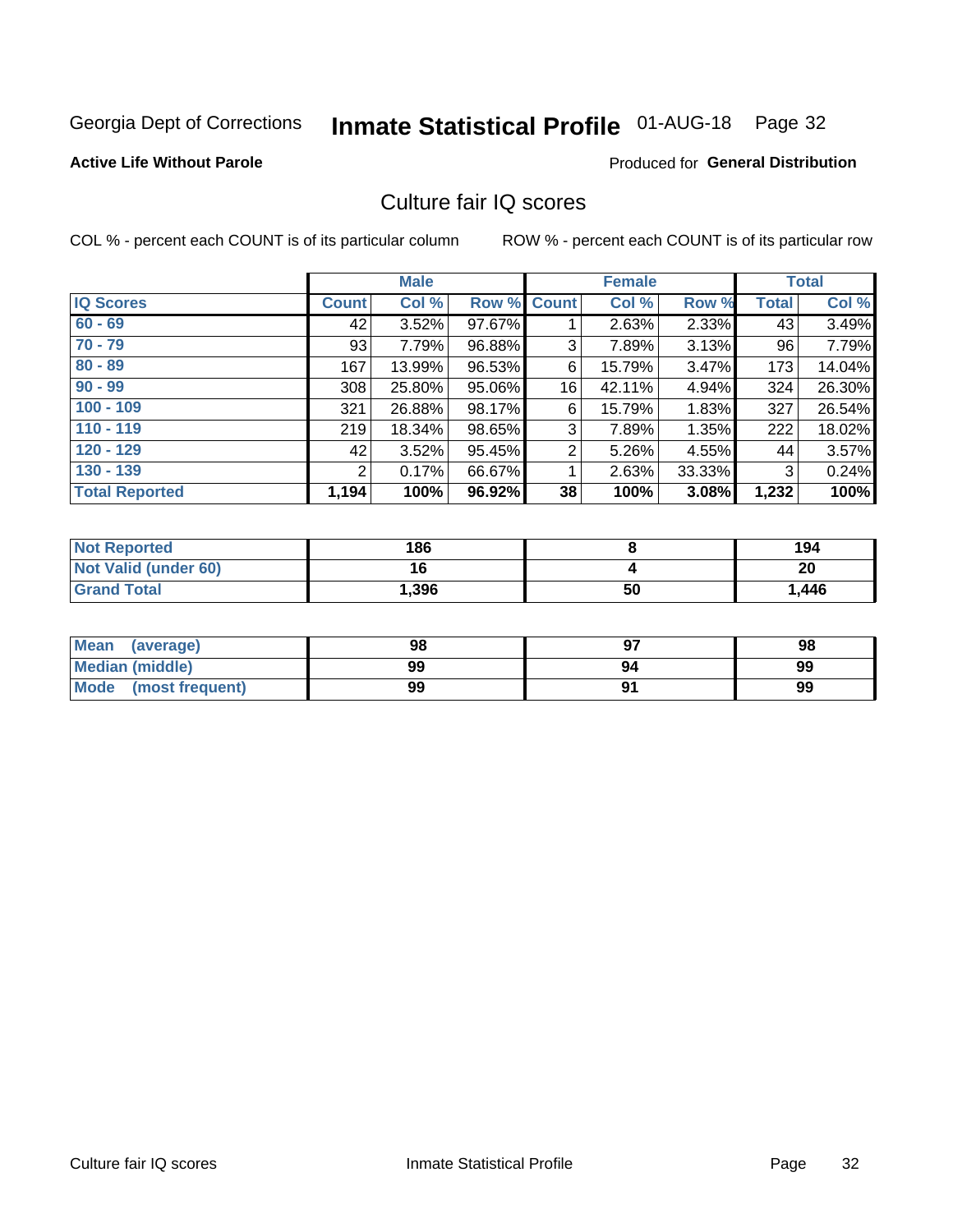Georgia Dept of Corrections **Inmate Statistical Profile** 01-AUG-18

**Active Life Without Parole**

Produced for **General Distribution**

## Culture fair IQ scores

COL % - percent each COUNT is of its particular column

ROW % - percent each COUNT is of its particular row

| | Male | | | Female | | | Total | |
|---|---|---|---|---|---|---|---|---|
| **IQ Scores** | **Count** | **Col %** | **Row %** | **Count** | **Col %** | **Row %** | **Total** | **Col %** |
| **60 - 69** | 42 | 3.52% | 97.67% | 1 | 2.63% | 2.33% | 43 | 3.49% |
| **70 - 79** | 93 | 7.79% | 96.88% | 3 | 7.89% | 3.13% | 96 | 7.79% |
| **80 - 89** | 167 | 13.99% | 96.53% | 6 | 15.79% | 3.47% | 173 | 14.04% |
| **90 - 99** | 308 | 25.80% | 95.06% | 16 | 42.11% | 4.94% | 324 | 26.30% |
| **100 - 109** | 321 | 26.88% | 98.17% | 6 | 15.79% | 1.83% | 327 | 26.54% |
| **110 - 119** | 219 | 18.34% | 98.65% | 3 | 7.89% | 1.35% | 222 | 18.02% |
| **120 - 129** | 42 | 3.52% | 95.45% | 2 | 5.26% | 4.55% | 44 | 3.57% |
| **130 - 139** | 2 | 0.17% | 66.67% | 1 | 2.63% | 33.33% | 3 | 0.24% |
| **Total Reported** | **1,194** | **100%** | **96.92%** | **38** | **100%** | **3.08%** | **1,232** | **100%** |

| | Male | Female | Total |
|---|---|---|---|
| **Not Reported** | **186** | **8** | **194** |
| **Not Valid (under 60)** | **16** | **4** | **20** |
| **Grand Total** | **1,396** | **50** | **1,446** |

| | Male | Female | Total |
|---|---|---|---|
| **Mean (average)** | **98** | **97** | **98** |
| **Median (middle)** | **99** | **94** | **99** |
| **Mode (most frequent)** | **99** | **91** | **99** |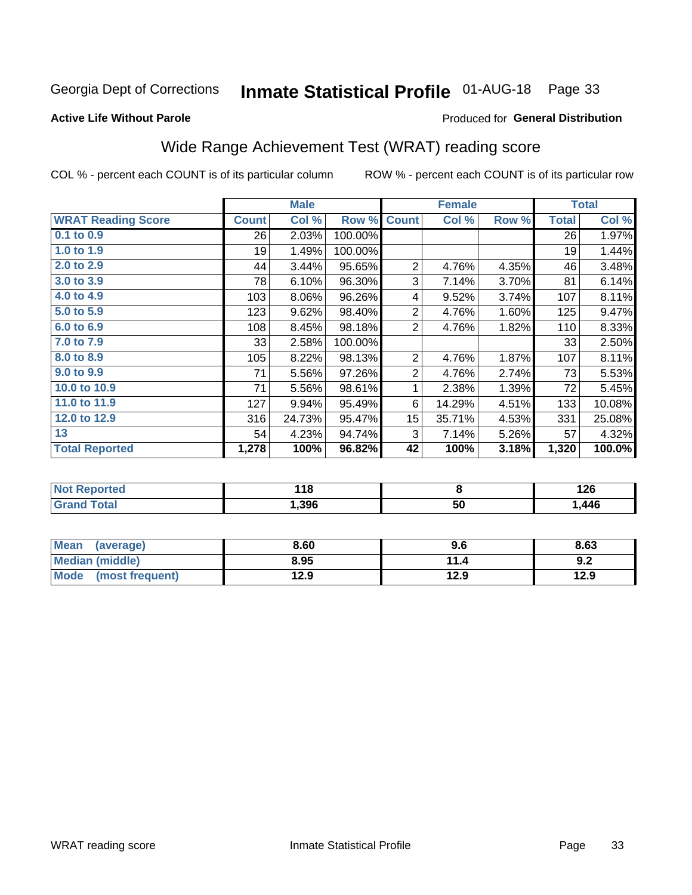Georgia Dept of Corrections **Inmate Statistical Profile** 01-AUG-18 Page 33

**Active Life Without Parole**

Produced for **General Distribution**

## Wide Range Achievement Test (WRAT) reading score

COL % - percent each COUNT is of its particular column ROW % - percent each COUNT is of its particular row

| | Male | | | Female | | | Total | |
|---|---|---|---|---|---|---|---|---|
| **WRAT Reading Score** | **Count** | **Col %** | **Row %** | **Count** | **Col %** | **Row %** | **Total** | **Col %** |
| 0.1 to 0.9 | 26 | 2.03% | 100.00% | | | | 26 | 1.97% |
| 1.0 to 1.9 | 19 | 1.49% | 100.00% | | | | 19 | 1.44% |
| 2.0 to 2.9 | 44 | 3.44% | 95.65% | 2 | 4.76% | 4.35% | 46 | 3.48% |
| 3.0 to 3.9 | 78 | 6.10% | 96.30% | 3 | 7.14% | 3.70% | 81 | 6.14% |
| 4.0 to 4.9 | 103 | 8.06% | 96.26% | 4 | 9.52% | 3.74% | 107 | 8.11% |
| 5.0 to 5.9 | 123 | 9.62% | 98.40% | 2 | 4.76% | 1.60% | 125 | 9.47% |
| 6.0 to 6.9 | 108 | 8.45% | 98.18% | 2 | 4.76% | 1.82% | 110 | 8.33% |
| 7.0 to 7.9 | 33 | 2.58% | 100.00% | | | | 33 | 2.50% |
| 8.0 to 8.9 | 105 | 8.22% | 98.13% | 2 | 4.76% | 1.87% | 107 | 8.11% |
| 9.0 to 9.9 | 71 | 5.56% | 97.26% | 2 | 4.76% | 2.74% | 73 | 5.53% |
| 10.0 to 10.9 | 71 | 5.56% | 98.61% | 1 | 2.38% | 1.39% | 72 | 5.45% |
| 11.0 to 11.9 | 127 | 9.94% | 95.49% | 6 | 14.29% | 4.51% | 133 | 10.08% |
| 12.0 to 12.9 | 316 | 24.73% | 95.47% | 15 | 35.71% | 4.53% | 331 | 25.08% |
| 13 | 54 | 4.23% | 94.74% | 3 | 7.14% | 5.26% | 57 | 4.32% |
| **Total Reported** | **1,278** | **100%** | **96.82%** | **42** | **100%** | **3.18%** | **1,320** | **100.0%** |

| | Male | Female | Total |
|---|---|---|---|
| Not Reported | 118 | 8 | 126 |
| Grand Total | 1,396 | 50 | 1,446 |

| | Male | Female | Total |
|---|---|---|---|
| Mean (average) | 8.60 | 9.6 | 8.63 |
| Median (middle) | 8.95 | 11.4 | 9.2 |
| Mode (most frequent) | 12.9 | 12.9 | 12.9 |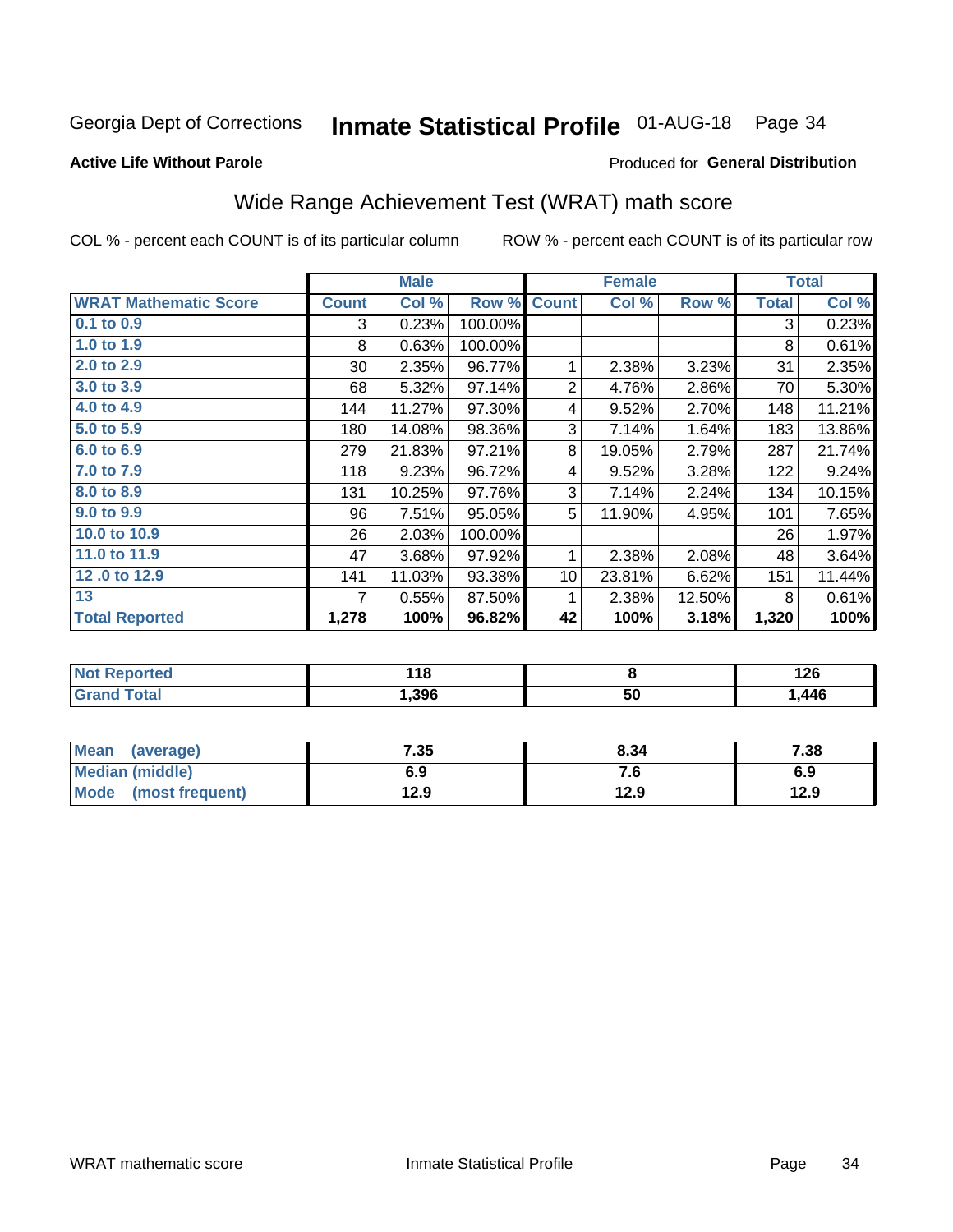Georgia Dept of Corrections **Inmate Statistical Profile** 01-AUG-18 Page 34

**Active Life Without Parole**

Produced for **General Distribution**

## Wide Range Achievement Test (WRAT) math score

COL % - percent each COUNT is of its particular column

ROW % - percent each COUNT is of its particular row

| | Male | | | Female | | | Total | |
|---|---|---|---|---|---|---|---|---|
| **WRAT Mathematic Score** | **Count** | **Col %** | **Row %** | **Count** | **Col %** | **Row %** | **Total** | **Col %** |
| 0.1 to 0.9 | 3 | 0.23% | 100.00% | | | | 3 | 0.23% |
| 1.0 to 1.9 | 8 | 0.63% | 100.00% | | | | 8 | 0.61% |
| 2.0 to 2.9 | 30 | 2.35% | 96.77% | 1 | 2.38% | 3.23% | 31 | 2.35% |
| 3.0 to 3.9 | 68 | 5.32% | 97.14% | 2 | 4.76% | 2.86% | 70 | 5.30% |
| 4.0 to 4.9 | 144 | 11.27% | 97.30% | 4 | 9.52% | 2.70% | 148 | 11.21% |
| 5.0 to 5.9 | 180 | 14.08% | 98.36% | 3 | 7.14% | 1.64% | 183 | 13.86% |
| 6.0 to 6.9 | 279 | 21.83% | 97.21% | 8 | 19.05% | 2.79% | 287 | 21.74% |
| 7.0 to 7.9 | 118 | 9.23% | 96.72% | 4 | 9.52% | 3.28% | 122 | 9.24% |
| 8.0 to 8.9 | 131 | 10.25% | 97.76% | 3 | 7.14% | 2.24% | 134 | 10.15% |
| 9.0 to 9.9 | 96 | 7.51% | 95.05% | 5 | 11.90% | 4.95% | 101 | 7.65% |
| 10.0 to 10.9 | 26 | 2.03% | 100.00% | | | | 26 | 1.97% |
| 11.0 to 11.9 | 47 | 3.68% | 97.92% | 1 | 2.38% | 2.08% | 48 | 3.64% |
| 12 .0 to 12.9 | 141 | 11.03% | 93.38% | 10 | 23.81% | 6.62% | 151 | 11.44% |
| 13 | 7 | 0.55% | 87.50% | 1 | 2.38% | 12.50% | 8 | 0.61% |
| **Total Reported** | **1,278** | **100%** | **96.82%** | **42** | **100%** | **3.18%** | **1,320** | **100%** |

| | Male | Female | Total |
|---|---|---|---|
| Not Reported | 118 | 8 | 126 |
| Grand Total | 1,396 | 50 | 1,446 |

| | Male | Female | Total |
|---|---|---|---|
| Mean (average) | 7.35 | 8.34 | 7.38 |
| Median (middle) | 6.9 | 7.6 | 6.9 |
| Mode (most frequent) | 12.9 | 12.9 | 12.9 |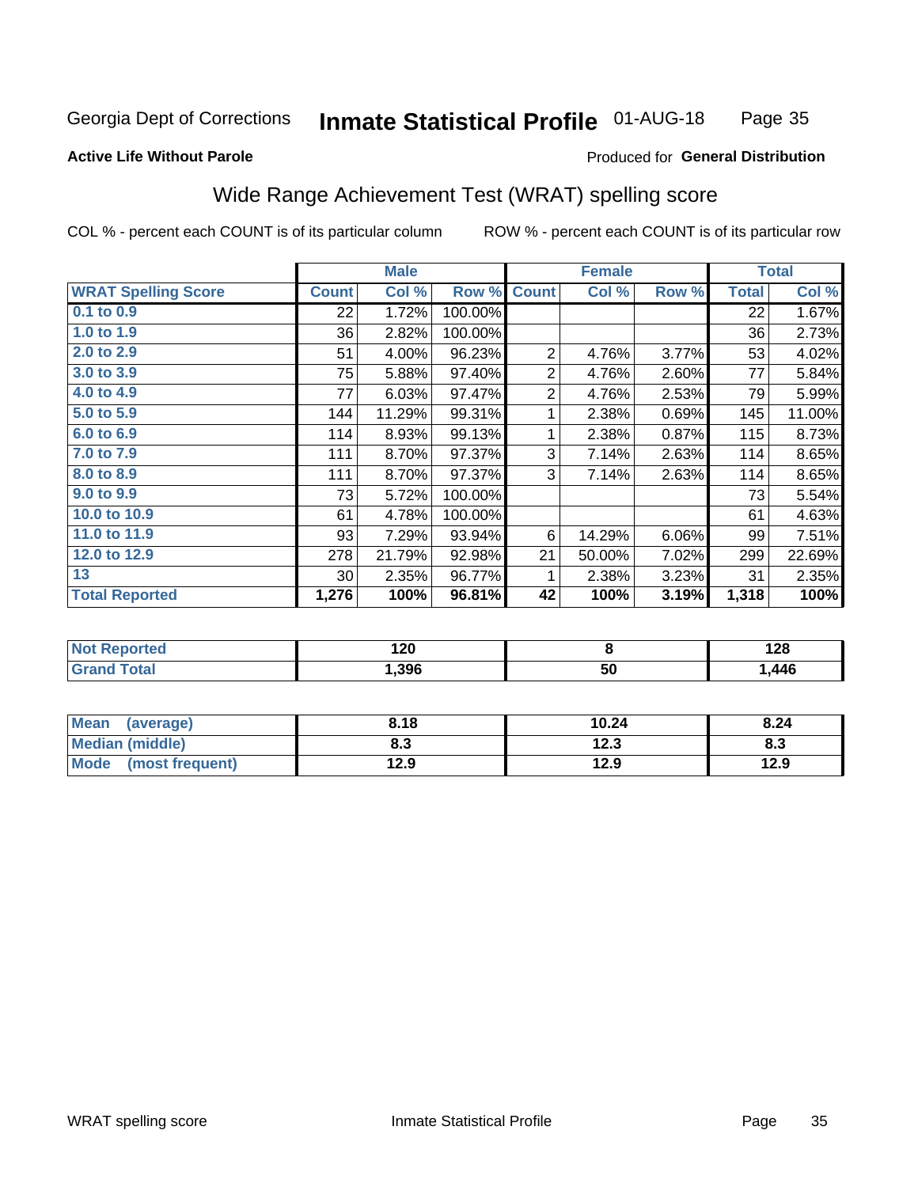Georgia Dept of Corrections **Inmate Statistical Profile** 01-AUG-18

**Active Life Without Parole**

Produced for **General Distribution**

## Wide Range Achievement Test (WRAT) spelling score

COL % - percent each COUNT is of its particular column ROW % - percent each COUNT is of its particular row

| | Male | | | Female | | | Total | |
|---|---|---|---|---|---|---|---|---|
| **WRAT Spelling Score** | **Count** | **Col %** | **Row %** | **Count** | **Col %** | **Row %** | **Total** | **Col %** |
| 0.1 to 0.9 | 22 | 1.72% | 100.00% | | | | 22 | 1.67% |
| 1.0 to 1.9 | 36 | 2.82% | 100.00% | | | | 36 | 2.73% |
| 2.0 to 2.9 | 51 | 4.00% | 96.23% | 2 | 4.76% | 3.77% | 53 | 4.02% |
| 3.0 to 3.9 | 75 | 5.88% | 97.40% | 2 | 4.76% | 2.60% | 77 | 5.84% |
| 4.0 to 4.9 | 77 | 6.03% | 97.47% | 2 | 4.76% | 2.53% | 79 | 5.99% |
| 5.0 to 5.9 | 144 | 11.29% | 99.31% | 1 | 2.38% | 0.69% | 145 | 11.00% |
| 6.0 to 6.9 | 114 | 8.93% | 99.13% | 1 | 2.38% | 0.87% | 115 | 8.73% |
| 7.0 to 7.9 | 111 | 8.70% | 97.37% | 3 | 7.14% | 2.63% | 114 | 8.65% |
| 8.0 to 8.9 | 111 | 8.70% | 97.37% | 3 | 7.14% | 2.63% | 114 | 8.65% |
| 9.0 to 9.9 | 73 | 5.72% | 100.00% | | | | 73 | 5.54% |
| 10.0 to 10.9 | 61 | 4.78% | 100.00% | | | | 61 | 4.63% |
| 11.0 to 11.9 | 93 | 7.29% | 93.94% | 6 | 14.29% | 6.06% | 99 | 7.51% |
| 12.0 to 12.9 | 278 | 21.79% | 92.98% | 21 | 50.00% | 7.02% | 299 | 22.69% |
| 13 | 30 | 2.35% | 96.77% | 1 | 2.38% | 3.23% | 31 | 2.35% |
| **Total Reported** | **1,276** | **100%** | **96.81%** | **42** | **100%** | **3.19%** | **1,318** | **100%** |

| | Male | Female | Total |
|---|---|---|---|
| Not Reported | **120** | **8** | **128** |
| Grand Total | **1,396** | **50** | **1,446** |

| | Male | Female | Total |
|---|---|---|---|
| Mean (average) | **8.18** | **10.24** | **8.24** |
| Median (middle) | **8.3** | **12.3** | **8.3** |
| Mode (most frequent) | **12.9** | **12.9** | **12.9** |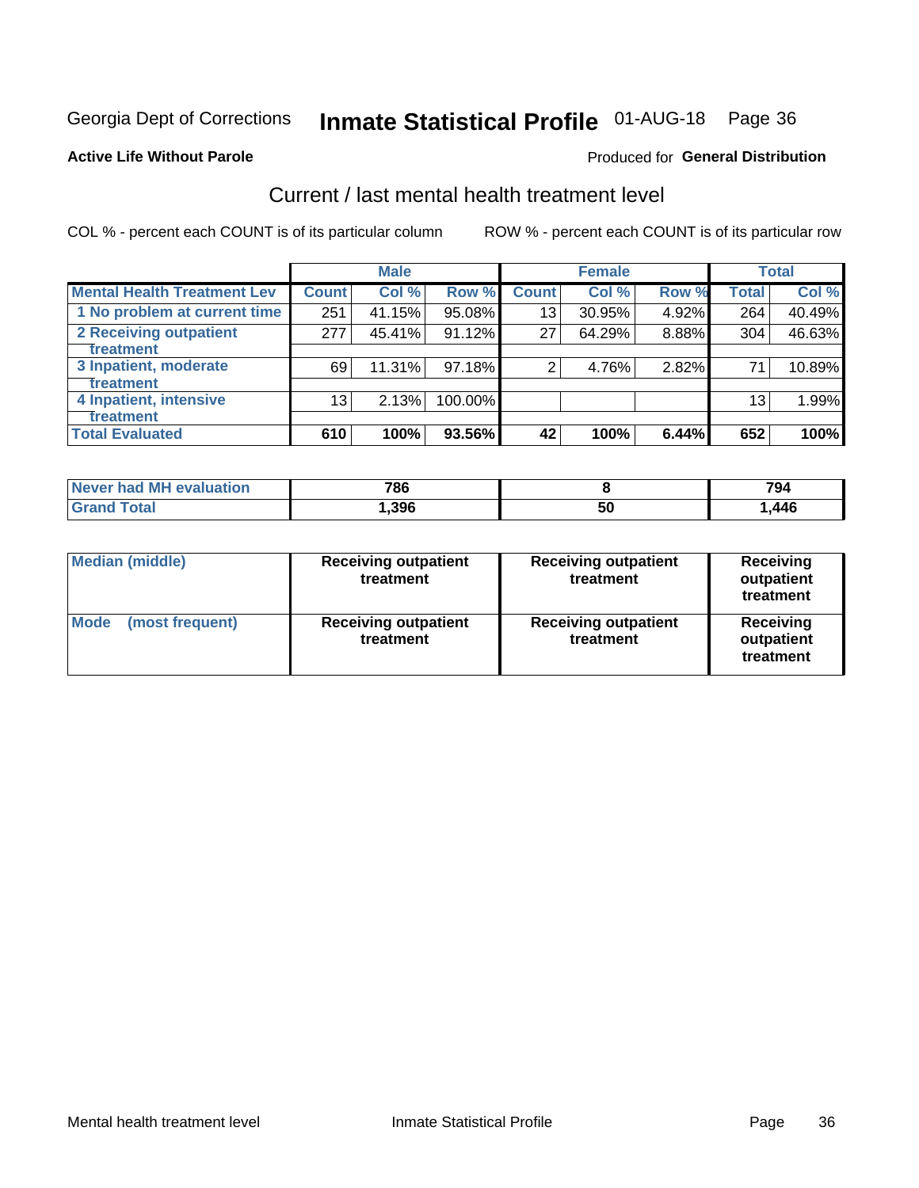Georgia Dept of Corrections **Inmate Statistical Profile** 01-AUG-18

**Active Life Without Parole**

Produced for **General Distribution**

## Current / last mental health treatment level

COL % - percent each COUNT is of its particular column

ROW % - percent each COUNT is of its particular row

| | Male | | | Female | | | Total | |
|---|---|---|---|---|---|---|---|---|
| **Mental Health Treatment Lev** | **Count** | **Col %** | **Row %** | **Count** | **Col %** | **Row %** | **Total** | **Col %** |
| 1 No problem at current time | 251 | 41.15% | 95.08% | 13 | 30.95% | 4.92% | 264 | 40.49% |
| 2 Receiving outpatient treatment | 277 | 45.41% | 91.12% | 27 | 64.29% | 8.88% | 304 | 46.63% |
| 3 Inpatient, moderate treatment | 69 | 11.31% | 97.18% | 2 | 4.76% | 2.82% | 71 | 10.89% |
| 4 Inpatient, intensive treatment | 13 | 2.13% | 100.00% | | | | 13 | 1.99% |
| **Total Evaluated** | **610** | **100%** | **93.56%** | **42** | **100%** | **6.44%** | **652** | **100%** |

| | Male | Female | Total |
|---|---|---|---|
| **Never had MH evaluation** | **786** | **8** | **794** |
| **Grand Total** | **1,396** | **50** | **1,446** |

| | Male | Female | Total |
|---|---|---|---|
| **Median (middle)** | **Receiving outpatient treatment** | **Receiving outpatient treatment** | **Receiving outpatient treatment** |
| **Mode (most frequent)** | **Receiving outpatient treatment** | **Receiving outpatient treatment** | **Receiving outpatient treatment** |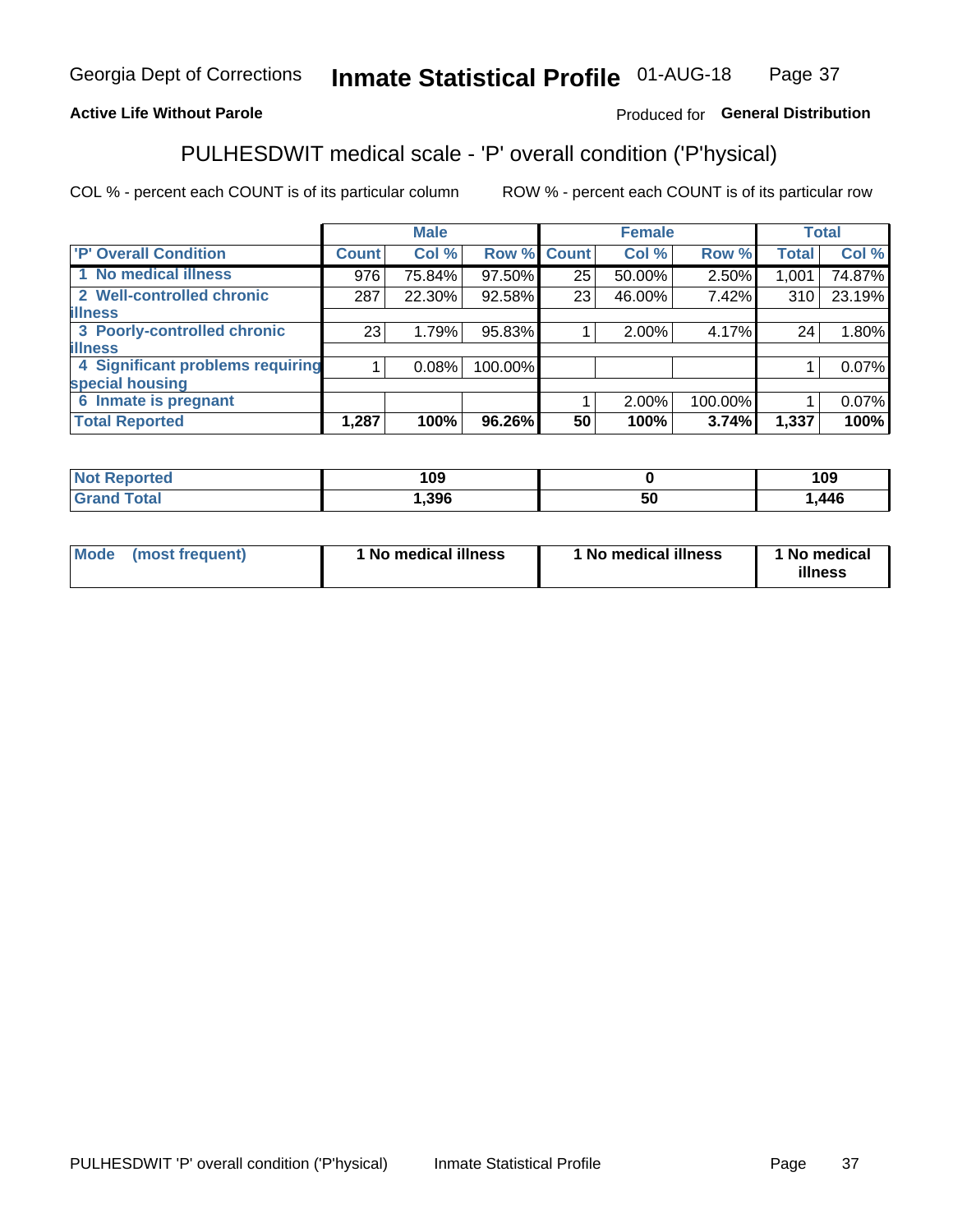Georgia Dept of Corrections **Inmate Statistical Profile** 01-AUG-18

**Active Life Without Parole**

Produced for **General Distribution**

## PULHESDWIT medical scale - 'P' overall condition ('P'hysical)

COL % - percent each COUNT is of its particular column ROW % - percent each COUNT is of its particular row

| | Male | | | Female | | | Total | |
|---|---|---|---|---|---|---|---|---|
| 'P' Overall Condition | Count | Col % | Row % | Count | Col % | Row % | Total | Col % |
| 1 No medical illness | 976 | 75.84% | 97.50% | 25 | 50.00% | 2.50% | 1,001 | 74.87% |
| 2 Well-controlled chronic illness | 287 | 22.30% | 92.58% | 23 | 46.00% | 7.42% | 310 | 23.19% |
| 3 Poorly-controlled chronic illness | 23 | 1.79% | 95.83% | 1 | 2.00% | 4.17% | 24 | 1.80% |
| 4 Significant problems requiring special housing | 1 | 0.08% | 100.00% | | | | 1 | 0.07% |
| 6 Inmate is pregnant | | | | 1 | 2.00% | 100.00% | 1 | 0.07% |
| **Total Reported** | **1,287** | **100%** | **96.26%** | **50** | **100%** | **3.74%** | **1,337** | **100%** |

| | Male | Female | Total |
|---|---|---|---|
| Not Reported | 109 | 0 | 109 |
| Grand Total | 1,396 | 50 | 1,446 |

| | Male | Female | Total |
|---|---|---|---|
| Mode (most frequent) | 1 No medical illness | 1 No medical illness | 1 No medical illness |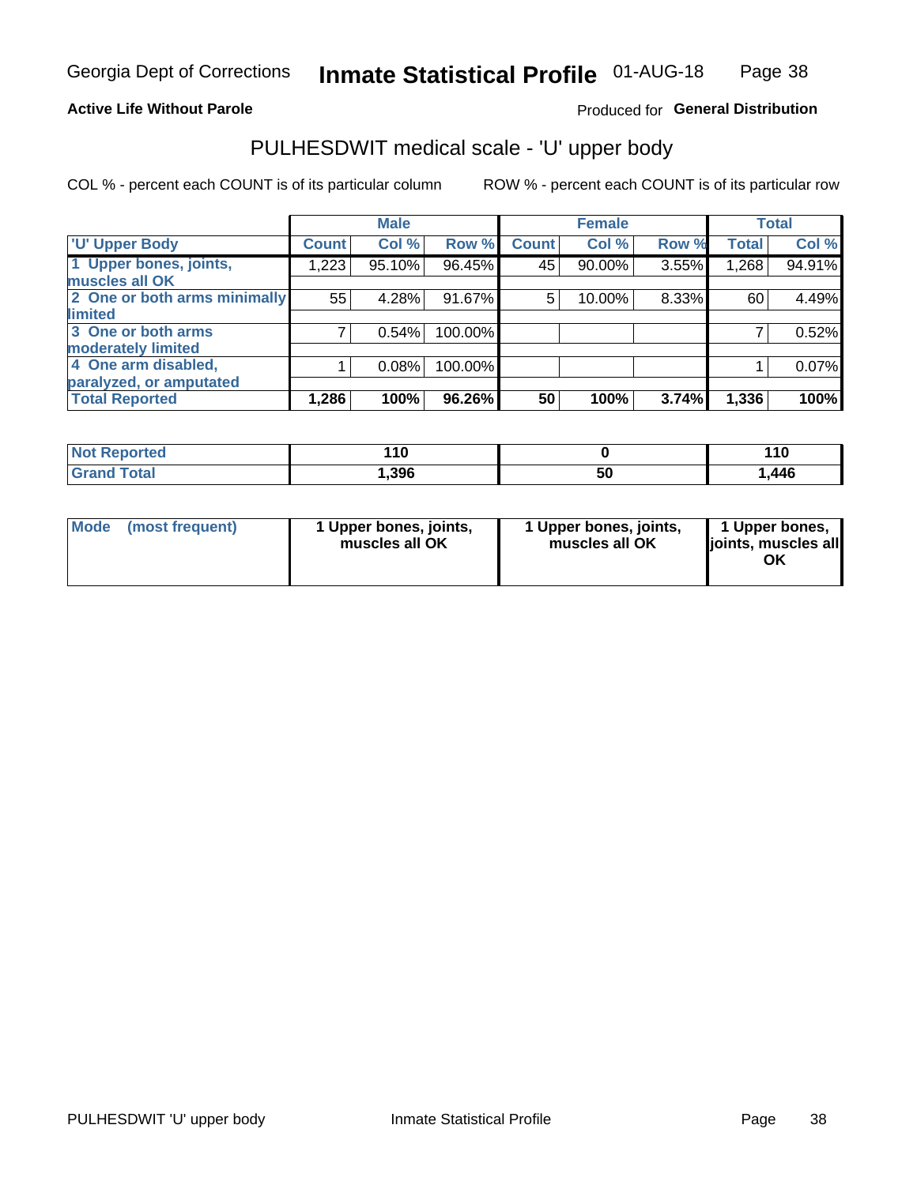Georgia Dept of Corrections **Inmate Statistical Profile** 01-AUG-18

**Active Life Without Parole**

Produced for **General Distribution**

## PULHESDWIT medical scale - 'U' upper body

COL % - percent each COUNT is of its particular column ROW % - percent each COUNT is of its particular row

| | Male | | | Female | | | Total | |
|---|---|---|---|---|---|---|---|---|
| 'U' Upper Body | Count | Col % | Row % | Count | Col % | Row % | Total | Col % |
| 1 Upper bones, joints, muscles all OK | 1,223 | 95.10% | 96.45% | 45 | 90.00% | 3.55% | 1,268 | 94.91% |
| 2 One or both arms minimally limited | 55 | 4.28% | 91.67% | 5 | 10.00% | 8.33% | 60 | 4.49% |
| 3 One or both arms moderately limited | 7 | 0.54% | 100.00% | | | | 7 | 0.52% |
| 4 One arm disabled, paralyzed, or amputated | 1 | 0.08% | 100.00% | | | | 1 | 0.07% |
| **Total Reported** | **1,286** | **100%** | **96.26%** | **50** | **100%** | **3.74%** | **1,336** | **100%** |

| | Male | Female | Total |
|---|---|---|---|
| Not Reported | 110 | 0 | 110 |
| Grand Total | 1,396 | 50 | 1,446 |

| | Male | Female | Total |
|---|---|---|---|
| Mode (most frequent) | 1 Upper bones, joints, muscles all OK | 1 Upper bones, joints, muscles all OK | 1 Upper bones, joints, muscles all OK |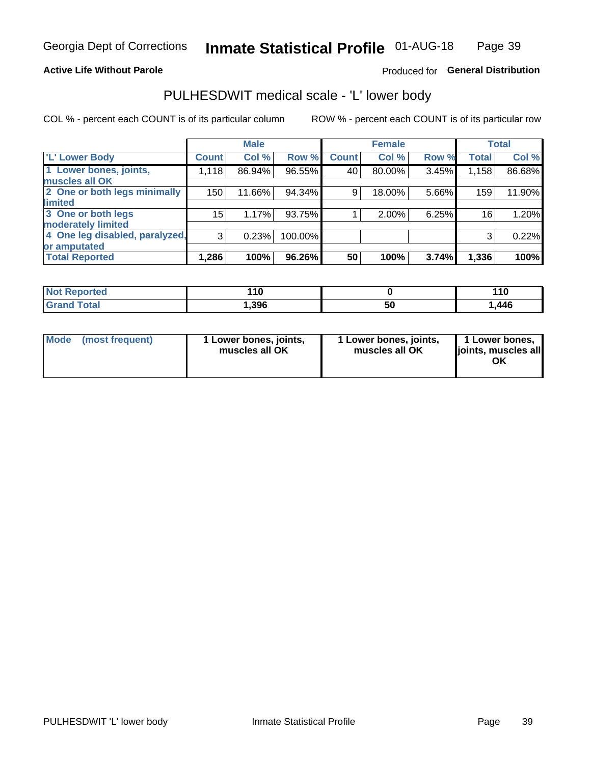Georgia Dept of Corrections **Inmate Statistical Profile** 01-AUG-18

**Active Life Without Parole**

Produced for **General Distribution**

## PULHESDWIT medical scale - 'L' lower body

COL % - percent each COUNT is of its particular column

ROW % - percent each COUNT is of its particular row

| | Male | | | Female | | | Total | |
|---|---|---|---|---|---|---|---|---|
| 'L' Lower Body | Count | Col % | Row % | Count | Col % | Row % | Total | Col % |
| 1 Lower bones, joints, muscles all OK | 1,118 | 86.94% | 96.55% | 40 | 80.00% | 3.45% | 1,158 | 86.68% |
| 2 One or both legs minimally limited | 150 | 11.66% | 94.34% | 9 | 18.00% | 5.66% | 159 | 11.90% |
| 3 One or both legs moderately limited | 15 | 1.17% | 93.75% | 1 | 2.00% | 6.25% | 16 | 1.20% |
| 4 One leg disabled, paralyzed, or amputated | 3 | 0.23% | 100.00% | | | | 3 | 0.22% |
| **Total Reported** | **1,286** | **100%** | **96.26%** | **50** | **100%** | **3.74%** | **1,336** | **100%** |

| | Male | Female | Total |
|---|---|---|---|
| Not Reported | 110 | 0 | 110 |
| Grand Total | 1,396 | 50 | 1,446 |

| | Male | Female | Total |
|---|---|---|---|
| Mode (most frequent) | 1 Lower bones, joints, muscles all OK | 1 Lower bones, joints, muscles all OK | 1 Lower bones, joints, muscles all OK |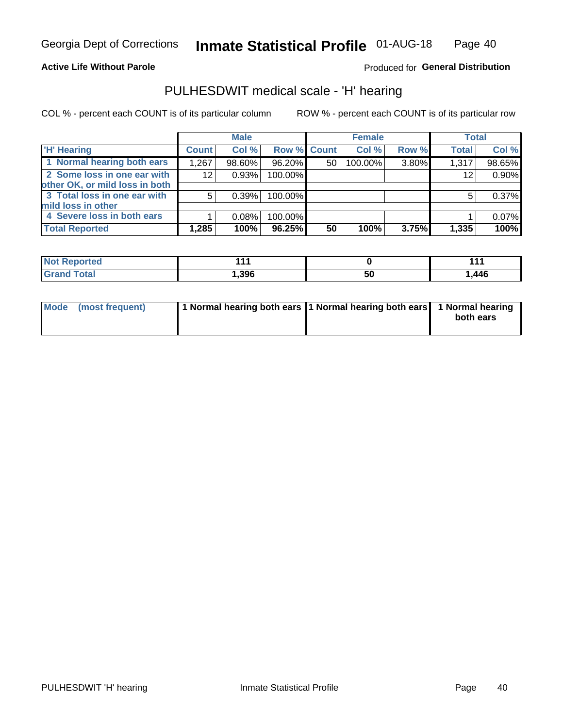Georgia Dept of Corrections **Inmate Statistical Profile** 01-AUG-18

**Active Life Without Parole**

Produced for **General Distribution**

## PULHESDWIT medical scale - 'H' hearing

COL % - percent each COUNT is of its particular column

ROW % - percent each COUNT is of its particular row

| | Male | | | Female | | | Total | |
|---|---|---|---|---|---|---|---|---|
| 'H' Hearing | Count | Col % | Row % | Count | Col % | Row % | Total | Col % |
| 1 Normal hearing both ears | 1,267 | 98.60% | 96.20% | 50 | 100.00% | 3.80% | 1,317 | 98.65% |
| 2 Some loss in one ear with other OK, or mild loss in both | 12 | 0.93% | 100.00% | | | | 12 | 0.90% |
| 3 Total loss in one ear with mild loss in other | 5 | 0.39% | 100.00% | | | | 5 | 0.37% |
| 4 Severe loss in both ears | 1 | 0.08% | 100.00% | | | | 1 | 0.07% |
| **Total Reported** | **1,285** | **100%** | **96.25%** | **50** | **100%** | **3.75%** | **1,335** | **100%** |

| | Male | Female | Total |
|---|---|---|---|
| Not Reported | 111 | 0 | 111 |
| Grand Total | 1,396 | 50 | 1,446 |

| | Male | Female | Total |
|---|---|---|---|
| Mode (most frequent) | 1 Normal hearing both ears | 1 Normal hearing both ears | 1 Normal hearing both ears |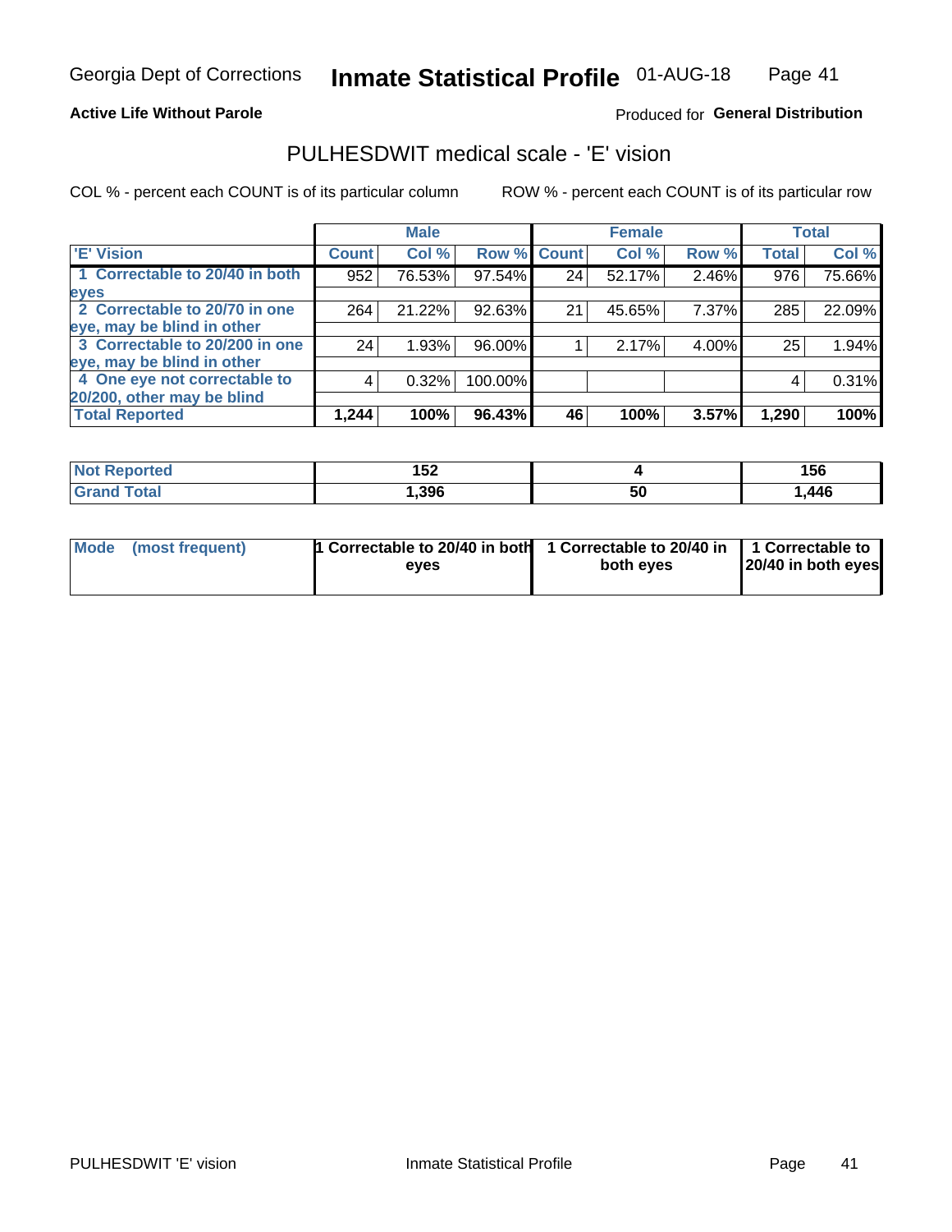Georgia Dept of Corrections **Inmate Statistical Profile** 01-AUG-18

**Active Life Without Parole**

Produced for **General Distribution**

## PULHESDWIT medical scale - 'E' vision

COL % - percent each COUNT is of its particular column

ROW % - percent each COUNT is of its particular row

| | Male | | | Female | | | Total | |
|---|---|---|---|---|---|---|---|---|
| **'E' Vision** | **Count** | **Col %** | **Row %** | **Count** | **Col %** | **Row %** | **Total** | **Col %** |
| **1 Correctable to 20/40 in both eyes** | 952 | 76.53% | 97.54% | 24 | 52.17% | 2.46% | 976 | 75.66% |
| **2 Correctable to 20/70 in one eye, may be blind in other** | 264 | 21.22% | 92.63% | 21 | 45.65% | 7.37% | 285 | 22.09% |
| **3 Correctable to 20/200 in one eye, may be blind in other** | 24 | 1.93% | 96.00% | 1 | 2.17% | 4.00% | 25 | 1.94% |
| **4 One eye not correctable to 20/200, other may be blind** | 4 | 0.32% | 100.00% | | | | 4 | 0.31% |
| **Total Reported** | **1,244** | **100%** | **96.43%** | **46** | **100%** | **3.57%** | **1,290** | **100%** |

| | Male | Female | Total |
|---|---|---|---|
| **Not Reported** | **152** | **4** | **156** |
| **Grand Total** | **1,396** | **50** | **1,446** |

| | Male | Female | Total |
|---|---|---|---|
| **Mode (most frequent)** | **1 Correctable to 20/40 in both eyes** | **1 Correctable to 20/40 in both eyes** | **1 Correctable to 20/40 in both eyes** |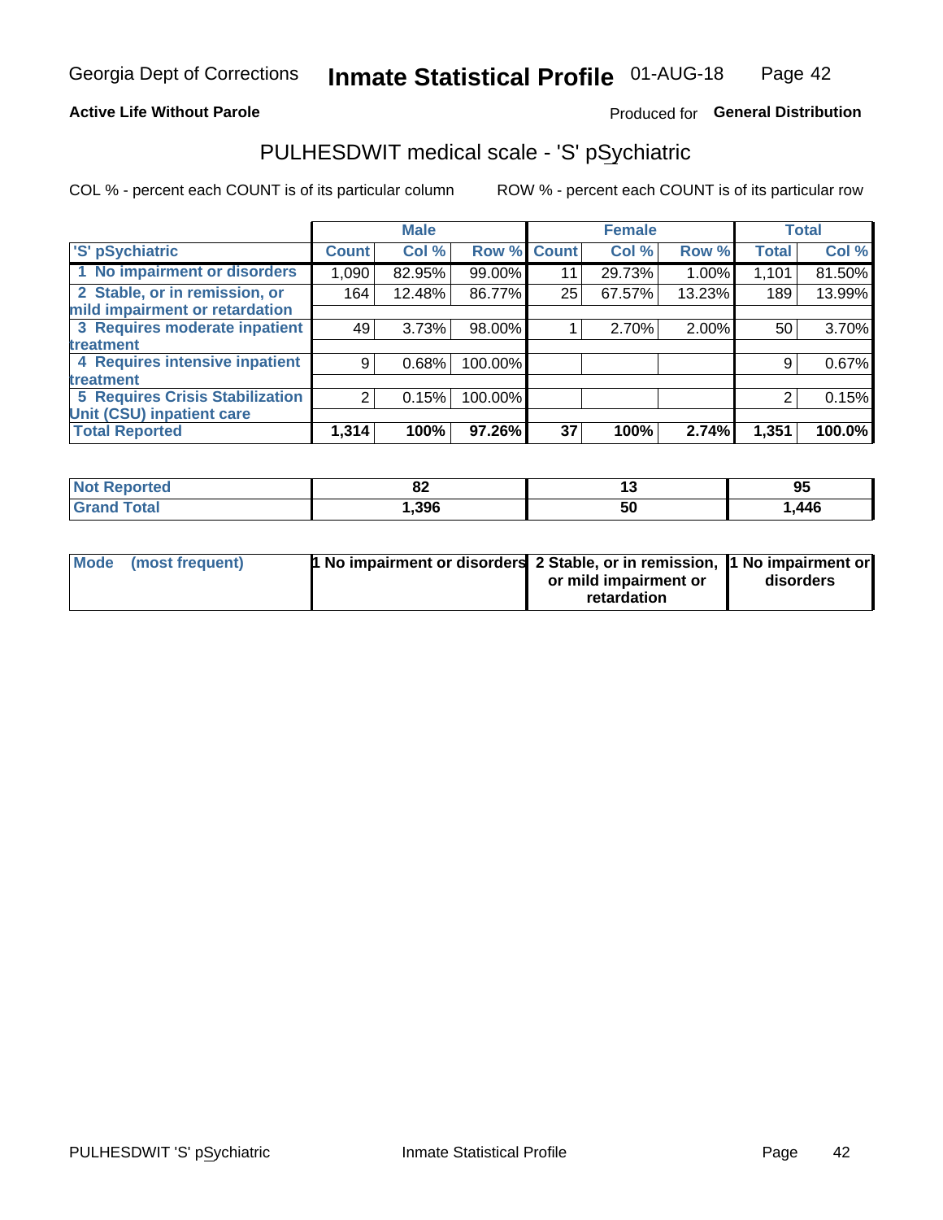Georgia Dept of Corrections **Inmate Statistical Profile** 01-AUG-18

**Active Life Without Parole**

Produced for **General Distribution**

## PULHESDWIT medical scale - 'S' pSychiatric

COL % - percent each COUNT is of its particular column

ROW % - percent each COUNT is of its particular row

| | Male | | | Female | | | Total | |
|---|---|---|---|---|---|---|---|---|
| **'S' pSychiatric** | **Count** | **Col %** | **Row %** | **Count** | **Col %** | **Row %** | **Total** | **Col %** |
| 1 No impairment or disorders | 1,090 | 82.95% | 99.00% | 11 | 29.73% | 1.00% | 1,101 | 81.50% |
| 2 Stable, or in remission, or mild impairment or retardation | 164 | 12.48% | 86.77% | 25 | 67.57% | 13.23% | 189 | 13.99% |
| 3 Requires moderate inpatient treatment | 49 | 3.73% | 98.00% | 1 | 2.70% | 2.00% | 50 | 3.70% |
| 4 Requires intensive inpatient treatment | 9 | 0.68% | 100.00% | | | | 9 | 0.67% |
| 5 Requires Crisis Stabilization Unit (CSU) inpatient care | 2 | 0.15% | 100.00% | | | | 2 | 0.15% |
| **Total Reported** | **1,314** | **100%** | **97.26%** | **37** | **100%** | **2.74%** | **1,351** | **100.0%** |

| | Male | Female | Total |
|---|---|---|---|
| **Not Reported** | **82** | **13** | **95** |
| **Grand Total** | **1,396** | **50** | **1,446** |

| | Male | Female | Total |
|---|---|---|---|
| **Mode (most frequent)** | **1 No impairment or disorders** | **2 Stable, or in remission, or mild impairment or retardation** | **1 No impairment or disorders** |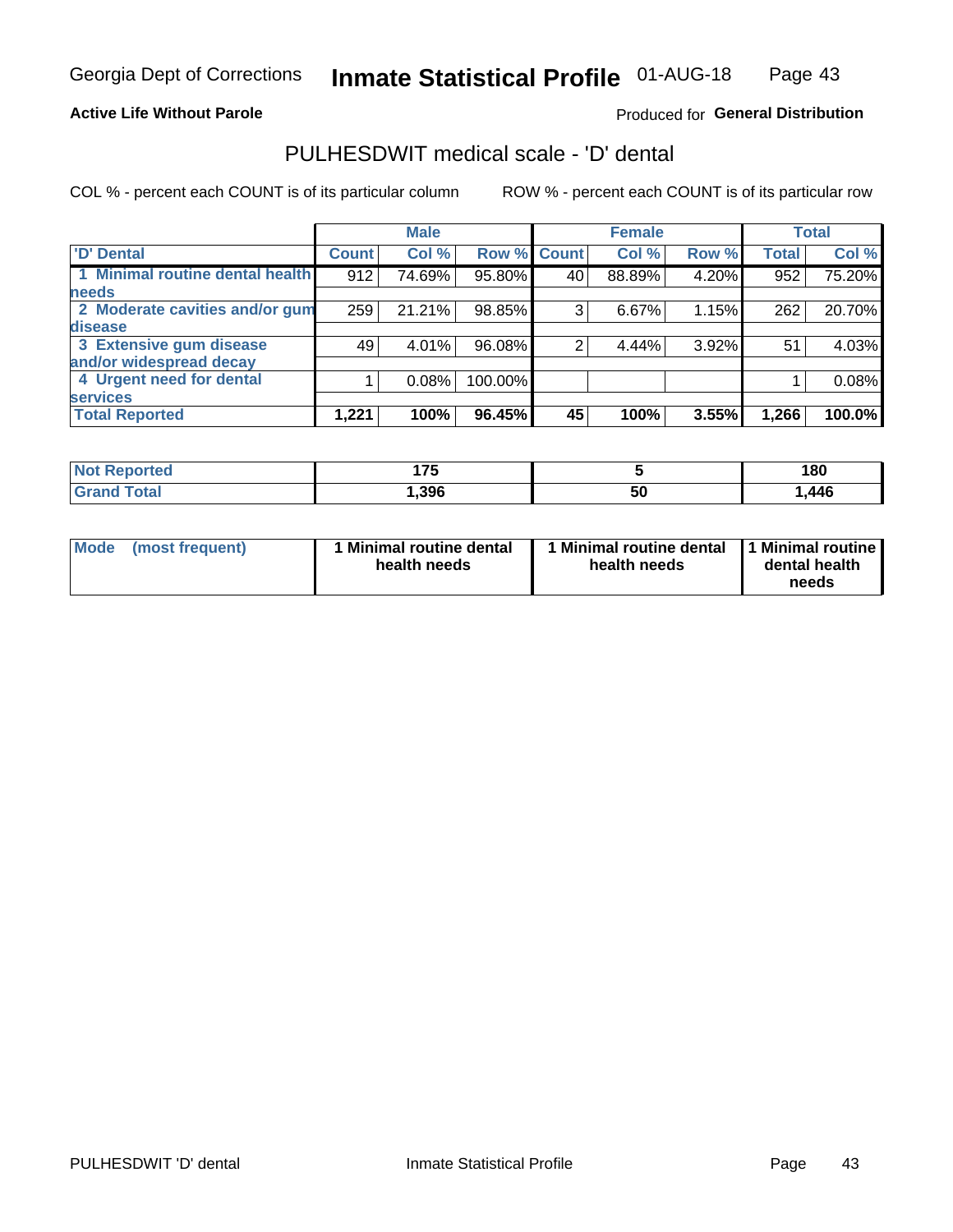Georgia Dept of Corrections **Inmate Statistical Profile** 01-AUG-18

**Active Life Without Parole** Produced for **General Distribution**

## PULHESDWIT medical scale - 'D' dental

COL % - percent each COUNT is of its particular column ROW % - percent each COUNT is of its particular row

| | Male | | | Female | | | Total | |
|---|---|---|---|---|---|---|---|---|
| 'D' Dental | Count | Col % | Row % | Count | Col % | Row % | Total | Col % |
| 1 Minimal routine dental health needs | 912 | 74.69% | 95.80% | 40 | 88.89% | 4.20% | 952 | 75.20% |
| 2 Moderate cavities and/or gum disease | 259 | 21.21% | 98.85% | 3 | 6.67% | 1.15% | 262 | 20.70% |
| 3 Extensive gum disease and/or widespread decay | 49 | 4.01% | 96.08% | 2 | 4.44% | 3.92% | 51 | 4.03% |
| 4 Urgent need for dental services | 1 | 0.08% | 100.00% | | | | 1 | 0.08% |
| **Total Reported** | **1,221** | **100%** | **96.45%** | **45** | **100%** | **3.55%** | **1,266** | **100.0%** |

| | Male | Female | Total |
|---|---|---|---|
| Not Reported | 175 | 5 | 180 |
| Grand Total | 1,396 | 50 | 1,446 |

| | Male | Female | Total |
|---|---|---|---|
| Mode (most frequent) | 1 Minimal routine dental health needs | 1 Minimal routine dental health needs | 1 Minimal routine dental health needs |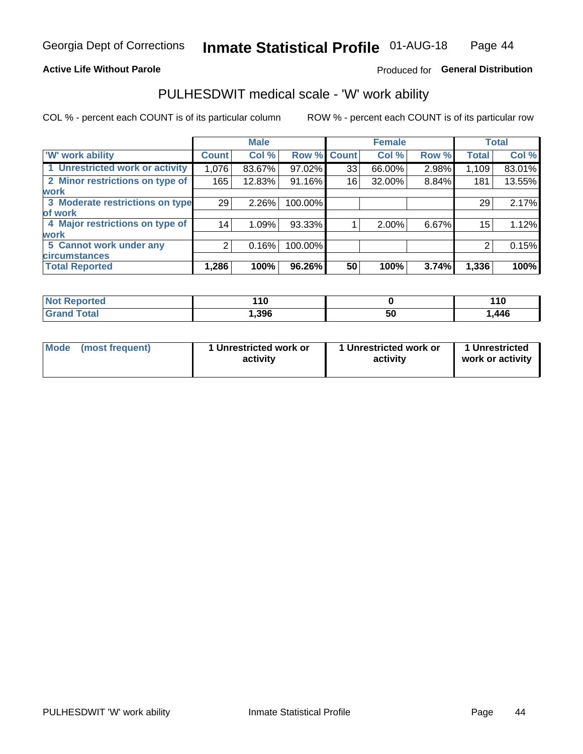Georgia Dept of Corrections **Inmate Statistical Profile** 01-AUG-18

**Active Life Without Parole**

Produced for **General Distribution**

## PULHESDWIT medical scale - 'W' work ability

COL % - percent each COUNT is of its particular column

ROW % - percent each COUNT is of its particular row

| 'W' work ability | Male | | | Female | | | Total | |
|---|---|---|---|---|---|---|---|---|
| | Count | Col % | Row % | Count | Col % | Row % | Total | Col % |
| 1 Unrestricted work or activity | 1,076 | 83.67% | 97.02% | 33 | 66.00% | 2.98% | 1,109 | 83.01% |
| 2 Minor restrictions on type of work | 165 | 12.83% | 91.16% | 16 | 32.00% | 8.84% | 181 | 13.55% |
| 3 Moderate restrictions on type of work | 29 | 2.26% | 100.00% | | | | 29 | 2.17% |
| 4 Major restrictions on type of work | 14 | 1.09% | 93.33% | 1 | 2.00% | 6.67% | 15 | 1.12% |
| 5 Cannot work under any circumstances | 2 | 0.16% | 100.00% | | | | 2 | 0.15% |
| **Total Reported** | **1,286** | **100%** | **96.26%** | **50** | **100%** | **3.74%** | **1,336** | **100%** |

| | Male | Female | Total |
|---|---|---|---|
| **Not Reported** | **110** | **0** | **110** |
| **Grand Total** | **1,396** | **50** | **1,446** |

| | Male | Female | Total |
|---|---|---|---|
| **Mode (most frequent)** | **1 Unrestricted work or activity** | **1 Unrestricted work or activity** | **1 Unrestricted work or activity** |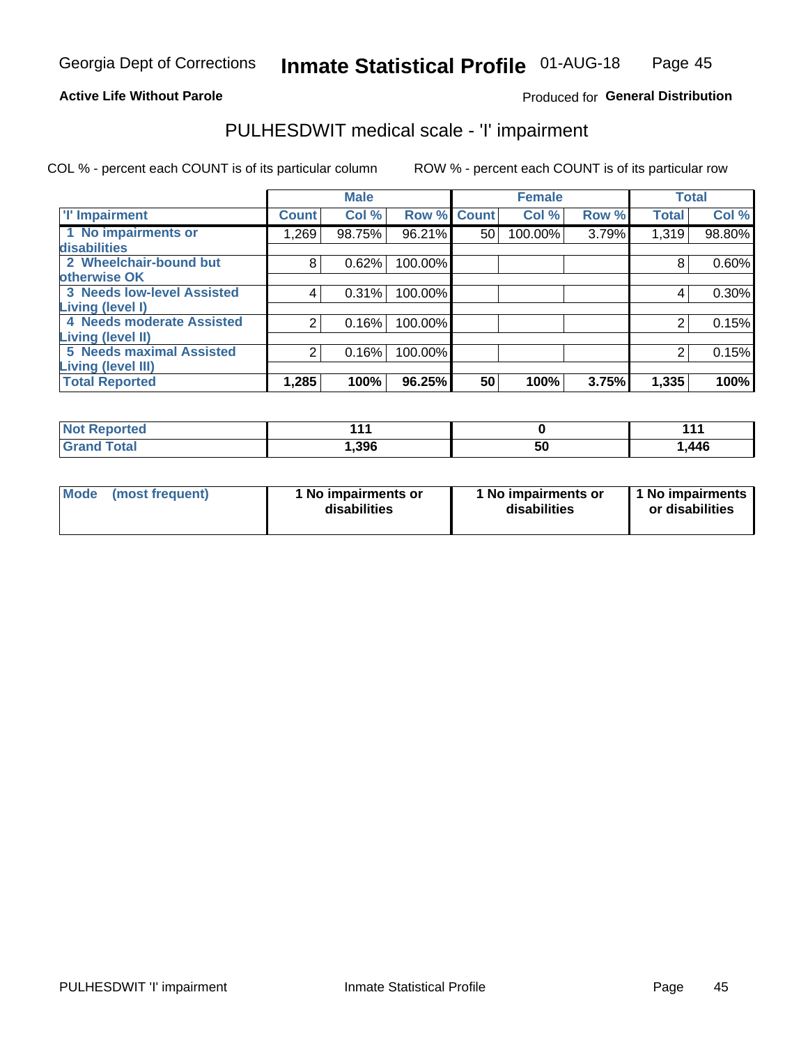Georgia Dept of Corrections **Inmate Statistical Profile** 01-AUG-18

**Active Life Without Parole**

Produced for **General Distribution**

## PULHESDWIT medical scale - 'I' impairment

COL % - percent each COUNT is of its particular column

ROW % - percent each COUNT is of its particular row

| | Male | | | Female | | | Total | |
|---|---|---|---|---|---|---|---|---|
| **'I' Impairment** | **Count** | **Col %** | **Row %** | **Count** | **Col %** | **Row %** | **Total** | **Col %** |
| 1 No impairments or disabilities | 1,269 | 98.75% | 96.21% | 50 | 100.00% | 3.79% | 1,319 | 98.80% |
| 2 Wheelchair-bound but otherwise OK | 8 | 0.62% | 100.00% | | | | 8 | 0.60% |
| 3 Needs low-level Assisted Living (level I) | 4 | 0.31% | 100.00% | | | | 4 | 0.30% |
| 4 Needs moderate Assisted Living (level II) | 2 | 0.16% | 100.00% | | | | 2 | 0.15% |
| 5 Needs maximal Assisted Living (level III) | 2 | 0.16% | 100.00% | | | | 2 | 0.15% |
| **Total Reported** | **1,285** | **100%** | **96.25%** | **50** | **100%** | **3.75%** | **1,335** | **100%** |

| | Male | Female | Total |
|---|---|---|---|
| **Not Reported** | **111** | **0** | **111** |
| **Grand Total** | **1,396** | **50** | **1,446** |

| | Male | Female | Total |
|---|---|---|---|
| **Mode (most frequent)** | **1 No impairments or disabilities** | **1 No impairments or disabilities** | **1 No impairments or disabilities** |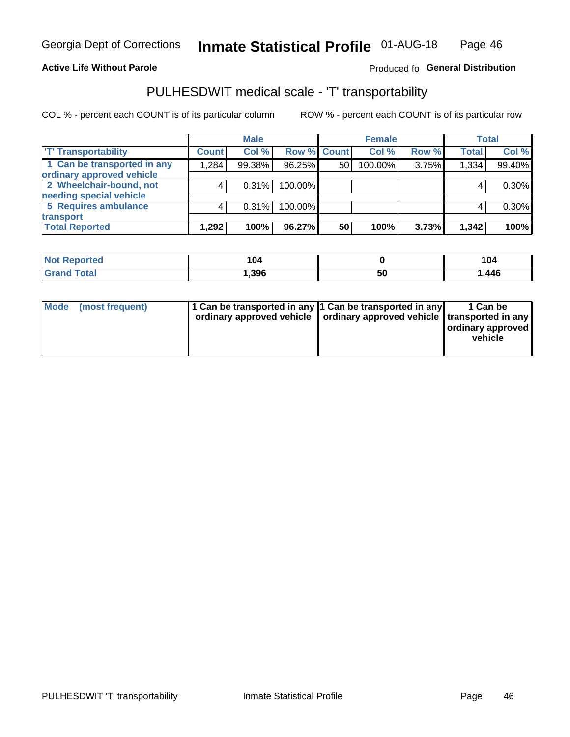Georgia Dept of Corrections **Inmate Statistical Profile** 01-AUG-18

**Active Life Without Parole**

Produced fo **General Distribution**

## PULHESDWIT medical scale - 'T' transportability

COL % - percent each COUNT is of its particular column ROW % - percent each COUNT is of its particular row

| | Male | | | Female | | | Total | |
|---|---|---|---|---|---|---|---|---|
| 'T' Transportability | Count | Col % | Row % | Count | Col % | Row % | Total | Col % |
| 1 Can be transported in any ordinary approved vehicle | 1,284 | 99.38% | 96.25% | 50 | 100.00% | 3.75% | 1,334 | 99.40% |
| 2 Wheelchair-bound, not needing special vehicle | 4 | 0.31% | 100.00% | | | | 4 | 0.30% |
| 5 Requires ambulance transport | 4 | 0.31% | 100.00% | | | | 4 | 0.30% |
| **Total Reported** | **1,292** | **100%** | **96.27%** | **50** | **100%** | **3.73%** | **1,342** | **100%** |

| | Male | Female | Total |
|---|---|---|---|
| Not Reported | 104 | 0 | 104 |
| Grand Total | 1,396 | 50 | 1,446 |

| | Male | Female | Total |
|---|---|---|---|
| Mode (most frequent) | 1 Can be transported in any ordinary approved vehicle | 1 Can be transported in any ordinary approved vehicle | 1 Can be transported in any ordinary approved vehicle |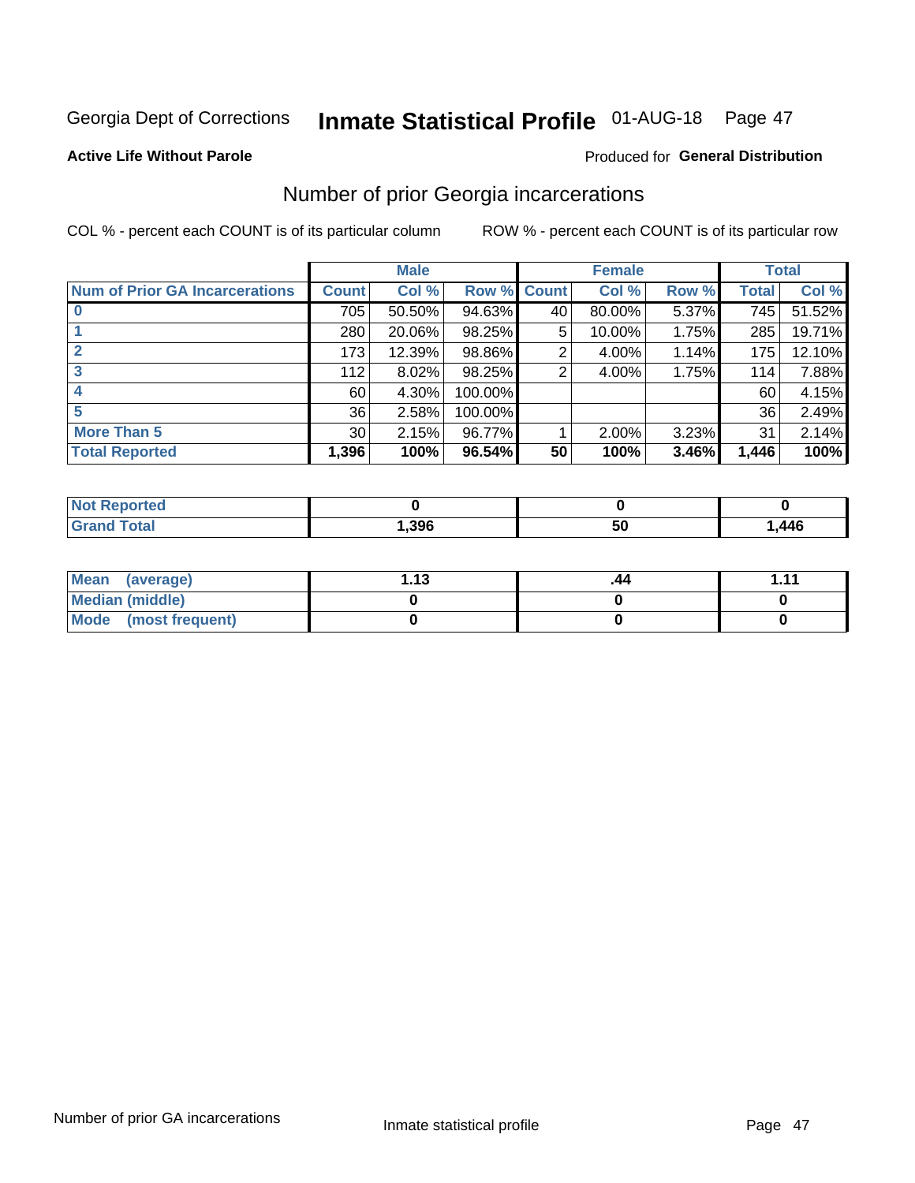Georgia Dept of Corrections **Inmate Statistical Profile** 01-AUG-18

**Active Life Without Parole**

Produced for **General Distribution**

## Number of prior Georgia incarcerations

COL % - percent each COUNT is of its particular column

ROW % - percent each COUNT is of its particular row

| | Male | | | Female | | | Total | |
|---|---|---|---|---|---|---|---|---|
| **Num of Prior GA Incarcerations** | **Count** | **Col %** | **Row %** | **Count** | **Col %** | **Row %** | **Total** | **Col %** |
| **0** | 705 | 50.50% | 94.63% | 40 | 80.00% | 5.37% | 745 | 51.52% |
| **1** | 280 | 20.06% | 98.25% | 5 | 10.00% | 1.75% | 285 | 19.71% |
| **2** | 173 | 12.39% | 98.86% | 2 | 4.00% | 1.14% | 175 | 12.10% |
| **3** | 112 | 8.02% | 98.25% | 2 | 4.00% | 1.75% | 114 | 7.88% |
| **4** | 60 | 4.30% | 100.00% | | | | 60 | 4.15% |
| **5** | 36 | 2.58% | 100.00% | | | | 36 | 2.49% |
| **More Than 5** | 30 | 2.15% | 96.77% | 1 | 2.00% | 3.23% | 31 | 2.14% |
| **Total Reported** | **1,396** | **100%** | **96.54%** | **50** | **100%** | **3.46%** | **1,446** | **100%** |

| | Male | Female | Total |
|---|---|---|---|
| **Not Reported** | **0** | **0** | **0** |
| **Grand Total** | **1,396** | **50** | **1,446** |

| | Male | Female | Total |
|---|---|---|---|
| **Mean (average)** | **1.13** | **.44** | **1.11** |
| **Median (middle)** | **0** | **0** | **0** |
| **Mode (most frequent)** | **0** | **0** | **0** |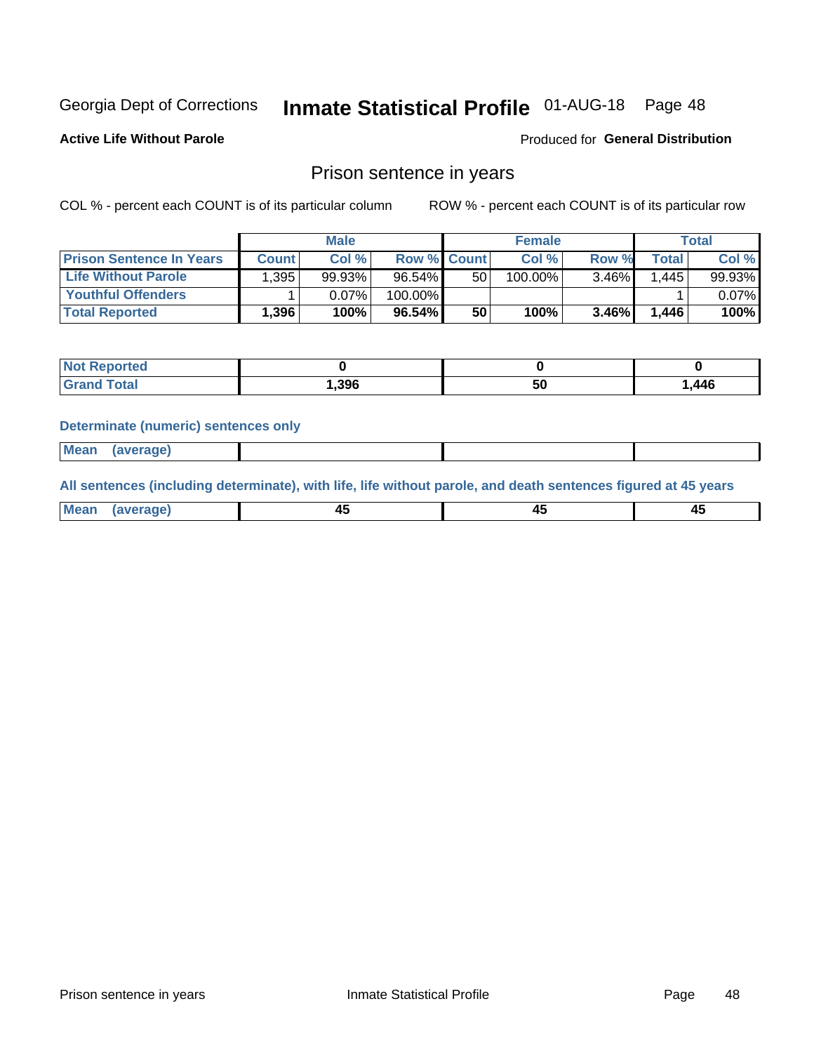Georgia Dept of Corrections **Inmate Statistical Profile** 01-AUG-18 Page 48

**Active Life Without Parole**

Produced for **General Distribution**

## Prison sentence in years

COL % - percent each COUNT is of its particular column

ROW % - percent each COUNT is of its particular row

| | Male | | | Female | | | Total | |
|---|---|---|---|---|---|---|---|---|
| **Prison Sentence In Years** | **Count** | **Col %** | **Row %** | **Count** | **Col %** | **Row %** | **Total** | **Col %** |
| **Life Without Parole** | 1,395 | 99.93% | 96.54% | 50 | 100.00% | 3.46% | 1,445 | 99.93% |
| **Youthful Offenders** | 1 | 0.07% | 100.00% | | | | 1 | 0.07% |
| **Total Reported** | **1,396** | **100%** | **96.54%** | **50** | **100%** | **3.46%** | **1,446** | **100%** |

| | Male | Female | Total |
|---|---|---|---|
| **Not Reported** | **0** | **0** | **0** |
| **Grand Total** | **1,396** | **50** | **1,446** |

**Determinate (numeric) sentences only**

| | Male | Female | Total |
|---|---|---|---|
| **Mean (average)** | | | |

**All sentences (including determinate), with life, life without parole, and death sentences figured at 45 years**

| | Male | Female | Total |
|---|---|---|---|
| **Mean (average)** | **45** | **45** | **45** |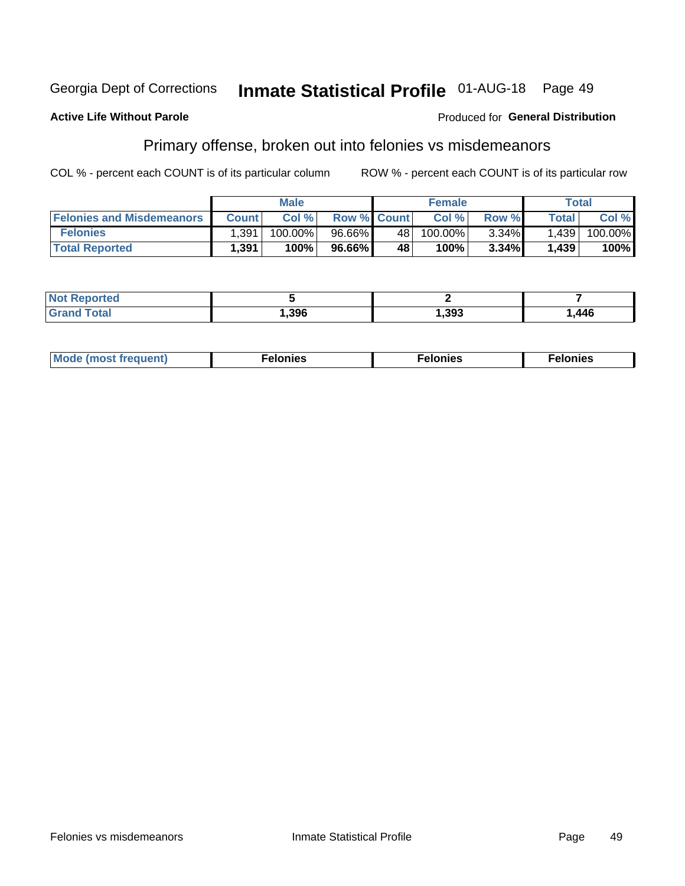Georgia Dept of Corrections **Inmate Statistical Profile** 01-AUG-18

**Active Life Without Parole**

Produced for **General Distribution**

## Primary offense, broken out into felonies vs misdemeanors

COL % - percent each COUNT is of its particular column ROW % - percent each COUNT is of its particular row

| | Male | | | Female | | | Total | |
|---|---|---|---|---|---|---|---|---|
| **Felonies and Misdemeanors** | **Count** | **Col %** | **Row %** | **Count** | **Col %** | **Row %** | **Total** | **Col %** |
| **Felonies** | 1,391 | 100.00% | 96.66% | 48 | 100.00% | 3.34% | 1,439 | 100.00% |
| **Total Reported** | **1,391** | **100%** | **96.66%** | **48** | **100%** | **3.34%** | **1,439** | **100%** |

| | Male | Female | Total |
|---|---|---|---|
| **Not Reported** | **5** | **2** | **7** |
| **Grand Total** | **1,396** | **1,393** | **1,446** |

| | Male | Female | Total |
|---|---|---|---|
| **Mode (most frequent)** | **Felonies** | **Felonies** | **Felonies** |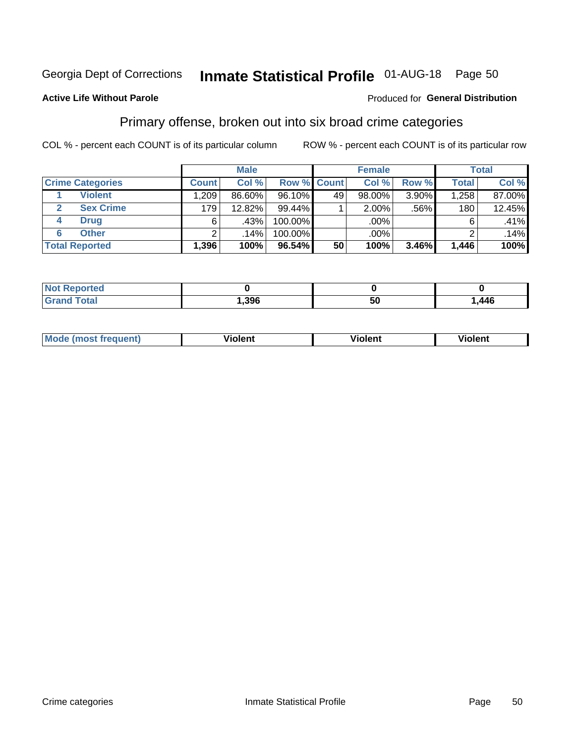Georgia Dept of Corrections **Inmate Statistical Profile** 01-AUG-18

**Active Life Without Parole**

Produced for **General Distribution**

## Primary offense, broken out into six broad crime categories

COL % - percent each COUNT is of its particular column

ROW % - percent each COUNT is of its particular row

| | | Male | | | Female | | | Total | |
|---|---|---|---|---|---|---|---|---|---|
| **Crime Categories** | | **Count** | **Col %** | **Row %** | **Count** | **Col %** | **Row %** | **Total** | **Col %** |
| 1 | Violent | 1,209 | 86.60% | 96.10% | 49 | 98.00% | 3.90% | 1,258 | 87.00% |
| 2 | Sex Crime | 179 | 12.82% | 99.44% | 1 | 2.00% | .56% | 180 | 12.45% |
| 4 | Drug | 6 | .43% | 100.00% | | .00% | | 6 | .41% |
| 6 | Other | 2 | .14% | 100.00% | | .00% | | 2 | .14% |
| **Total Reported** | | **1,396** | **100%** | **96.54%** | **50** | **100%** | **3.46%** | **1,446** | **100%** |

| | Male | Female | Total |
|---|---|---|---|
| Not Reported | 0 | 0 | 0 |
| Grand Total | 1,396 | 50 | 1,446 |

| | Male | Female | Total |
|---|---|---|---|
| Mode (most frequent) | Violent | Violent | Violent |

Crime categories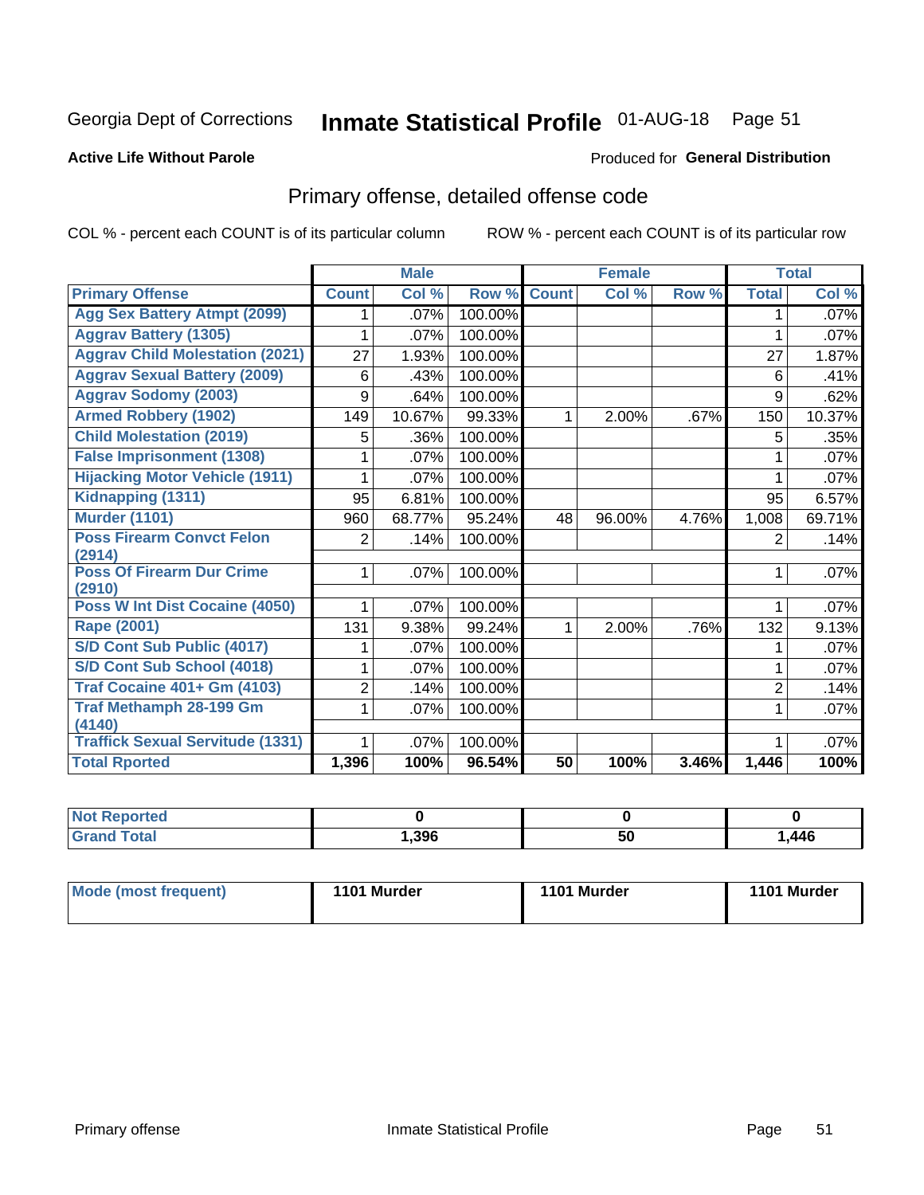Georgia Dept of Corrections **Inmate Statistical Profile** 01-AUG-18

**Active Life Without Parole**

Produced for **General Distribution**

## Primary offense, detailed offense code

COL % - percent each COUNT is of its particular column

ROW % - percent each COUNT is of its particular row

| | Male | | | Female | | | Total | |
|---|---|---|---|---|---|---|---|---|
| Primary Offense | Count | Col % | Row % | Count | Col % | Row % | Total | Col % |
| Agg Sex Battery Atmpt (2099) | 1 | .07% | 100.00% | | | | 1 | .07% |
| Aggrav Battery (1305) | 1 | .07% | 100.00% | | | | 1 | .07% |
| Aggrav Child Molestation (2021) | 27 | 1.93% | 100.00% | | | | 27 | 1.87% |
| Aggrav Sexual Battery (2009) | 6 | .43% | 100.00% | | | | 6 | .41% |
| Aggrav Sodomy (2003) | 9 | .64% | 100.00% | | | | 9 | .62% |
| Armed Robbery (1902) | 149 | 10.67% | 99.33% | 1 | 2.00% | .67% | 150 | 10.37% |
| Child Molestation (2019) | 5 | .36% | 100.00% | | | | 5 | .35% |
| False Imprisonment (1308) | 1 | .07% | 100.00% | | | | 1 | .07% |
| Hijacking Motor Vehicle (1911) | 1 | .07% | 100.00% | | | | 1 | .07% |
| Kidnapping (1311) | 95 | 6.81% | 100.00% | | | | 95 | 6.57% |
| Murder (1101) | 960 | 68.77% | 95.24% | 48 | 96.00% | 4.76% | 1,008 | 69.71% |
| Poss Firearm Convct Felon (2914) | 2 | .14% | 100.00% | | | | 2 | .14% |
| Poss Of Firearm Dur Crime (2910) | 1 | .07% | 100.00% | | | | 1 | .07% |
| Poss W Int Dist Cocaine (4050) | 1 | .07% | 100.00% | | | | 1 | .07% |
| Rape (2001) | 131 | 9.38% | 99.24% | 1 | 2.00% | .76% | 132 | 9.13% |
| S/D Cont Sub Public (4017) | 1 | .07% | 100.00% | | | | 1 | .07% |
| S/D Cont Sub School (4018) | 1 | .07% | 100.00% | | | | 1 | .07% |
| Traf Cocaine 401+ Gm (4103) | 2 | .14% | 100.00% | | | | 2 | .14% |
| Traf Methamph 28-199 Gm (4140) | 1 | .07% | 100.00% | | | | 1 | .07% |
| Traffick Sexual Servitude (1331) | 1 | .07% | 100.00% | | | | 1 | .07% |
| Total Rported | 1,396 | 100% | 96.54% | 50 | 100% | 3.46% | 1,446 | 100% |

| | Male | Female | Total |
|---|---|---|---|
| Not Reported | 0 | 0 | 0 |
| Grand Total | 1,396 | 50 | 1,446 |

| | Male | Female | Total |
|---|---|---|---|
| Mode (most frequent) | 1101 Murder | 1101 Murder | 1101 Murder |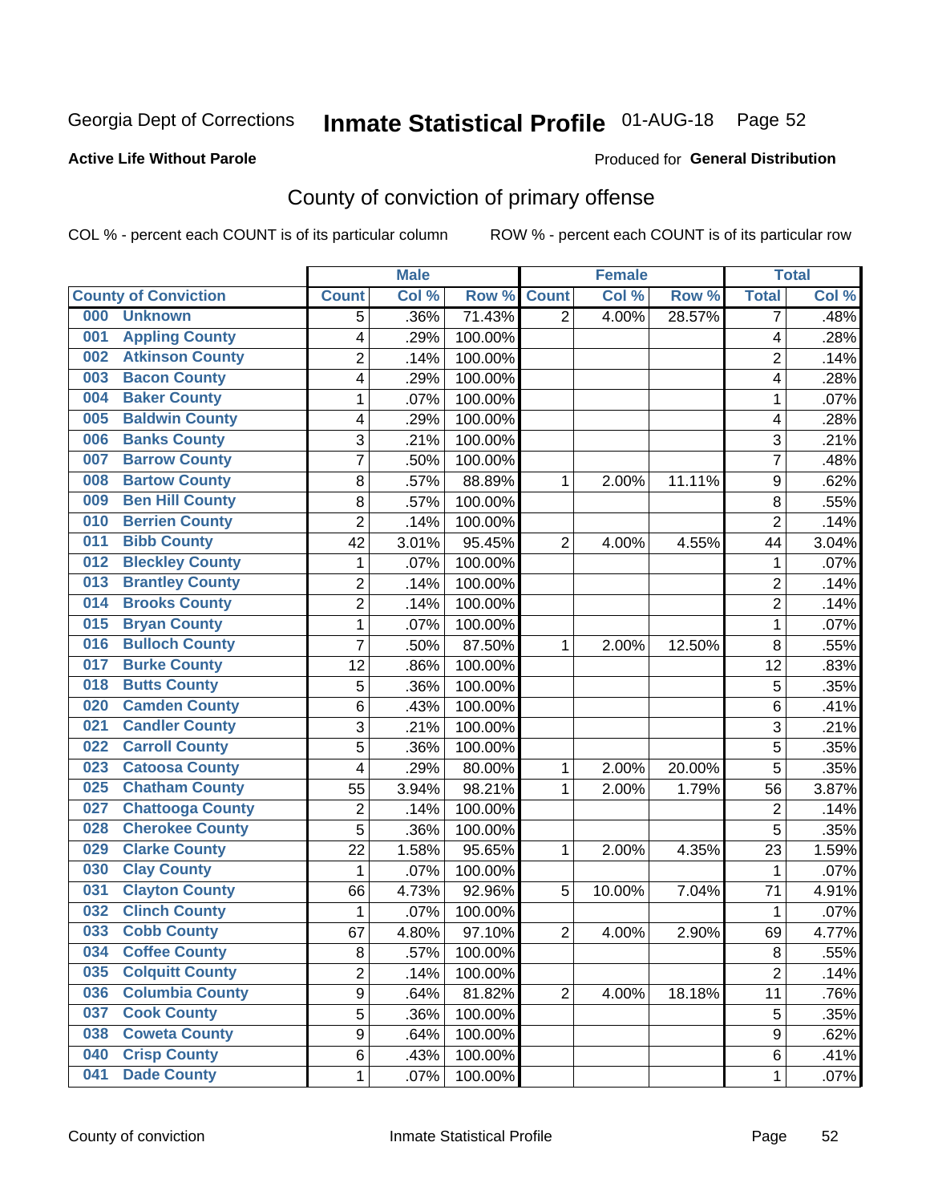Georgia Dept of Corrections **Inmate Statistical Profile** 01-AUG-18 Page 52

**Active Life Without Parole**

Produced for **General Distribution**

# County of conviction of primary offense

COL % - percent each COUNT is of its particular column ROW % - percent each COUNT is of its particular row

| County of Conviction | Male | | | Female | | | Total | |
|---|---|---|---|---|---|---|---|---|
| | Count | Col % | Row % | Count | Col % | Row % | Total | Col % |
| 000 Unknown | 5 | .36% | 71.43% | 2 | 4.00% | 28.57% | 7 | .48% |
| 001 Appling County | 4 | .29% | 100.00% | | | | 4 | .28% |
| 002 Atkinson County | 2 | .14% | 100.00% | | | | 2 | .14% |
| 003 Bacon County | 4 | .29% | 100.00% | | | | 4 | .28% |
| 004 Baker County | 1 | .07% | 100.00% | | | | 1 | .07% |
| 005 Baldwin County | 4 | .29% | 100.00% | | | | 4 | .28% |
| 006 Banks County | 3 | .21% | 100.00% | | | | 3 | .21% |
| 007 Barrow County | 7 | .50% | 100.00% | | | | 7 | .48% |
| 008 Bartow County | 8 | .57% | 88.89% | 1 | 2.00% | 11.11% | 9 | .62% |
| 009 Ben Hill County | 8 | .57% | 100.00% | | | | 8 | .55% |
| 010 Berrien County | 2 | .14% | 100.00% | | | | 2 | .14% |
| 011 Bibb County | 42 | 3.01% | 95.45% | 2 | 4.00% | 4.55% | 44 | 3.04% |
| 012 Bleckley County | 1 | .07% | 100.00% | | | | 1 | .07% |
| 013 Brantley County | 2 | .14% | 100.00% | | | | 2 | .14% |
| 014 Brooks County | 2 | .14% | 100.00% | | | | 2 | .14% |
| 015 Bryan County | 1 | .07% | 100.00% | | | | 1 | .07% |
| 016 Bulloch County | 7 | .50% | 87.50% | 1 | 2.00% | 12.50% | 8 | .55% |
| 017 Burke County | 12 | .86% | 100.00% | | | | 12 | .83% |
| 018 Butts County | 5 | .36% | 100.00% | | | | 5 | .35% |
| 020 Camden County | 6 | .43% | 100.00% | | | | 6 | .41% |
| 021 Candler County | 3 | .21% | 100.00% | | | | 3 | .21% |
| 022 Carroll County | 5 | .36% | 100.00% | | | | 5 | .35% |
| 023 Catoosa County | 4 | .29% | 80.00% | 1 | 2.00% | 20.00% | 5 | .35% |
| 025 Chatham County | 55 | 3.94% | 98.21% | 1 | 2.00% | 1.79% | 56 | 3.87% |
| 027 Chattooga County | 2 | .14% | 100.00% | | | | 2 | .14% |
| 028 Cherokee County | 5 | .36% | 100.00% | | | | 5 | .35% |
| 029 Clarke County | 22 | 1.58% | 95.65% | 1 | 2.00% | 4.35% | 23 | 1.59% |
| 030 Clay County | 1 | .07% | 100.00% | | | | 1 | .07% |
| 031 Clayton County | 66 | 4.73% | 92.96% | 5 | 10.00% | 7.04% | 71 | 4.91% |
| 032 Clinch County | 1 | .07% | 100.00% | | | | 1 | .07% |
| 033 Cobb County | 67 | 4.80% | 97.10% | 2 | 4.00% | 2.90% | 69 | 4.77% |
| 034 Coffee County | 8 | .57% | 100.00% | | | | 8 | .55% |
| 035 Colquitt County | 2 | .14% | 100.00% | | | | 2 | .14% |
| 036 Columbia County | 9 | .64% | 81.82% | 2 | 4.00% | 18.18% | 11 | .76% |
| 037 Cook County | 5 | .36% | 100.00% | | | | 5 | .35% |
| 038 Coweta County | 9 | .64% | 100.00% | | | | 9 | .62% |
| 040 Crisp County | 6 | .43% | 100.00% | | | | 6 | .41% |
| 041 Dade County | 1 | .07% | 100.00% | | | | 1 | .07% |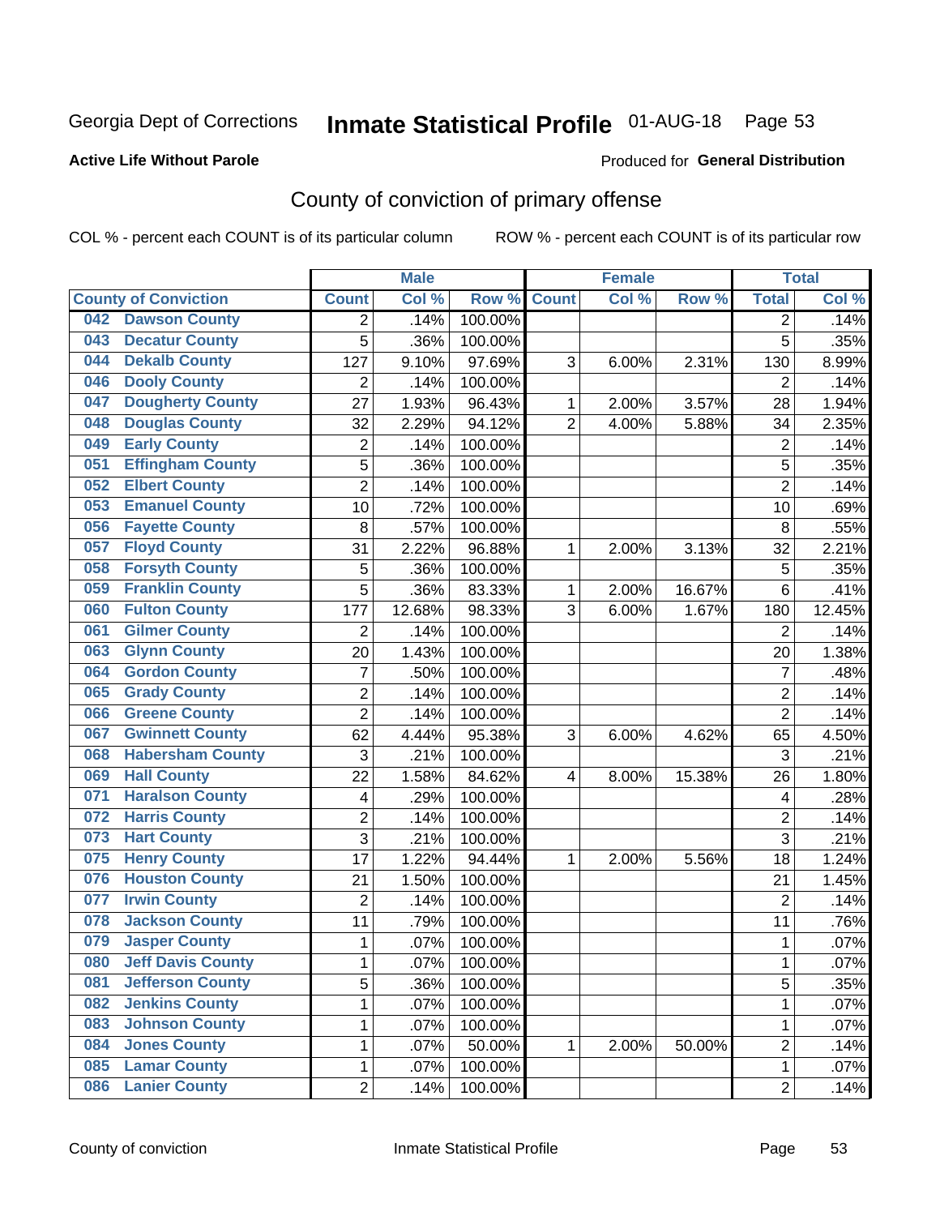Georgia Dept of Corrections

# Inmate Statistical Profile

01-AUG-18

**Active Life Without Parole**

Produced for **General Distribution**

## County of conviction of primary offense

COL % - percent each COUNT is of its particular column

ROW % - percent each COUNT is of its particular row

| County of Conviction | Male | | | Female | | | Total | |
|---|---|---|---|---|---|---|---|---|
| | Count | Col % | Row % | Count | Col % | Row % | Total | Col % |
| 042 Dawson County | 2 | .14% | 100.00% | | | | 2 | .14% |
| 043 Decatur County | 5 | .36% | 100.00% | | | | 5 | .35% |
| 044 Dekalb County | 127 | 9.10% | 97.69% | 3 | 6.00% | 2.31% | 130 | 8.99% |
| 046 Dooly County | 2 | .14% | 100.00% | | | | 2 | .14% |
| 047 Dougherty County | 27 | 1.93% | 96.43% | 1 | 2.00% | 3.57% | 28 | 1.94% |
| 048 Douglas County | 32 | 2.29% | 94.12% | 2 | 4.00% | 5.88% | 34 | 2.35% |
| 049 Early County | 2 | .14% | 100.00% | | | | 2 | .14% |
| 051 Effingham County | 5 | .36% | 100.00% | | | | 5 | .35% |
| 052 Elbert County | 2 | .14% | 100.00% | | | | 2 | .14% |
| 053 Emanuel County | 10 | .72% | 100.00% | | | | 10 | .69% |
| 056 Fayette County | 8 | .57% | 100.00% | | | | 8 | .55% |
| 057 Floyd County | 31 | 2.22% | 96.88% | 1 | 2.00% | 3.13% | 32 | 2.21% |
| 058 Forsyth County | 5 | .36% | 100.00% | | | | 5 | .35% |
| 059 Franklin County | 5 | .36% | 83.33% | 1 | 2.00% | 16.67% | 6 | .41% |
| 060 Fulton County | 177 | 12.68% | 98.33% | 3 | 6.00% | 1.67% | 180 | 12.45% |
| 061 Gilmer County | 2 | .14% | 100.00% | | | | 2 | .14% |
| 063 Glynn County | 20 | 1.43% | 100.00% | | | | 20 | 1.38% |
| 064 Gordon County | 7 | .50% | 100.00% | | | | 7 | .48% |
| 065 Grady County | 2 | .14% | 100.00% | | | | 2 | .14% |
| 066 Greene County | 2 | .14% | 100.00% | | | | 2 | .14% |
| 067 Gwinnett County | 62 | 4.44% | 95.38% | 3 | 6.00% | 4.62% | 65 | 4.50% |
| 068 Habersham County | 3 | .21% | 100.00% | | | | 3 | .21% |
| 069 Hall County | 22 | 1.58% | 84.62% | 4 | 8.00% | 15.38% | 26 | 1.80% |
| 071 Haralson County | 4 | .29% | 100.00% | | | | 4 | .28% |
| 072 Harris County | 2 | .14% | 100.00% | | | | 2 | .14% |
| 073 Hart County | 3 | .21% | 100.00% | | | | 3 | .21% |
| 075 Henry County | 17 | 1.22% | 94.44% | 1 | 2.00% | 5.56% | 18 | 1.24% |
| 076 Houston County | 21 | 1.50% | 100.00% | | | | 21 | 1.45% |
| 077 Irwin County | 2 | .14% | 100.00% | | | | 2 | .14% |
| 078 Jackson County | 11 | .79% | 100.00% | | | | 11 | .76% |
| 079 Jasper County | 1 | .07% | 100.00% | | | | 1 | .07% |
| 080 Jeff Davis County | 1 | .07% | 100.00% | | | | 1 | .07% |
| 081 Jefferson County | 5 | .36% | 100.00% | | | | 5 | .35% |
| 082 Jenkins County | 1 | .07% | 100.00% | | | | 1 | .07% |
| 083 Johnson County | 1 | .07% | 100.00% | | | | 1 | .07% |
| 084 Jones County | 1 | .07% | 50.00% | 1 | 2.00% | 50.00% | 2 | .14% |
| 085 Lamar County | 1 | .07% | 100.00% | | | | 1 | .07% |
| 086 Lanier County | 2 | .14% | 100.00% | | | | 2 | .14% |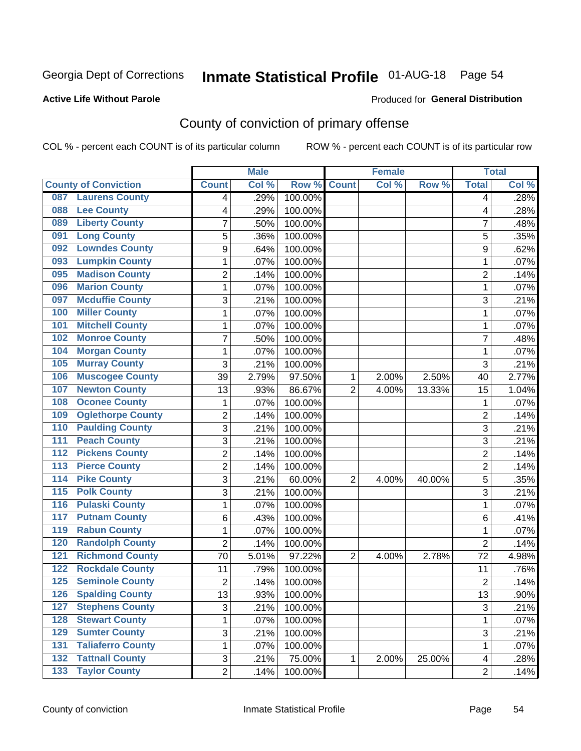Georgia Dept of Corrections **Inmate Statistical Profile** 01-AUG-18 Page 54

**Active Life Without Parole**

Produced for **General Distribution**

## County of conviction of primary offense

COL % - percent each COUNT is of its particular column ROW % - percent each COUNT is of its particular row

| County of Conviction | Male | | | Female | | | Total | |
|---|---|---|---|---|---|---|---|---|
| | Count | Col % | Row % | Count | Col % | Row % | Total | Col % |
| 087 Laurens County | 4 | .29% | 100.00% | | | | 4 | .28% |
| 088 Lee County | 4 | .29% | 100.00% | | | | 4 | .28% |
| 089 Liberty County | 7 | .50% | 100.00% | | | | 7 | .48% |
| 091 Long County | 5 | .36% | 100.00% | | | | 5 | .35% |
| 092 Lowndes County | 9 | .64% | 100.00% | | | | 9 | .62% |
| 093 Lumpkin County | 1 | .07% | 100.00% | | | | 1 | .07% |
| 095 Madison County | 2 | .14% | 100.00% | | | | 2 | .14% |
| 096 Marion County | 1 | .07% | 100.00% | | | | 1 | .07% |
| 097 Mcduffie County | 3 | .21% | 100.00% | | | | 3 | .21% |
| 100 Miller County | 1 | .07% | 100.00% | | | | 1 | .07% |
| 101 Mitchell County | 1 | .07% | 100.00% | | | | 1 | .07% |
| 102 Monroe County | 7 | .50% | 100.00% | | | | 7 | .48% |
| 104 Morgan County | 1 | .07% | 100.00% | | | | 1 | .07% |
| 105 Murray County | 3 | .21% | 100.00% | | | | 3 | .21% |
| 106 Muscogee County | 39 | 2.79% | 97.50% | 1 | 2.00% | 2.50% | 40 | 2.77% |
| 107 Newton County | 13 | .93% | 86.67% | 2 | 4.00% | 13.33% | 15 | 1.04% |
| 108 Oconee County | 1 | .07% | 100.00% | | | | 1 | .07% |
| 109 Oglethorpe County | 2 | .14% | 100.00% | | | | 2 | .14% |
| 110 Paulding County | 3 | .21% | 100.00% | | | | 3 | .21% |
| 111 Peach County | 3 | .21% | 100.00% | | | | 3 | .21% |
| 112 Pickens County | 2 | .14% | 100.00% | | | | 2 | .14% |
| 113 Pierce County | 2 | .14% | 100.00% | | | | 2 | .14% |
| 114 Pike County | 3 | .21% | 60.00% | 2 | 4.00% | 40.00% | 5 | .35% |
| 115 Polk County | 3 | .21% | 100.00% | | | | 3 | .21% |
| 116 Pulaski County | 1 | .07% | 100.00% | | | | 1 | .07% |
| 117 Putnam County | 6 | .43% | 100.00% | | | | 6 | .41% |
| 119 Rabun County | 1 | .07% | 100.00% | | | | 1 | .07% |
| 120 Randolph County | 2 | .14% | 100.00% | | | | 2 | .14% |
| 121 Richmond County | 70 | 5.01% | 97.22% | 2 | 4.00% | 2.78% | 72 | 4.98% |
| 122 Rockdale County | 11 | .79% | 100.00% | | | | 11 | .76% |
| 125 Seminole County | 2 | .14% | 100.00% | | | | 2 | .14% |
| 126 Spalding County | 13 | .93% | 100.00% | | | | 13 | .90% |
| 127 Stephens County | 3 | .21% | 100.00% | | | | 3 | .21% |
| 128 Stewart County | 1 | .07% | 100.00% | | | | 1 | .07% |
| 129 Sumter County | 3 | .21% | 100.00% | | | | 3 | .21% |
| 131 Taliaferro County | 1 | .07% | 100.00% | | | | 1 | .07% |
| 132 Tattnall County | 3 | .21% | 75.00% | 1 | 2.00% | 25.00% | 4 | .28% |
| 133 Taylor County | 2 | .14% | 100.00% | | | | 2 | .14% |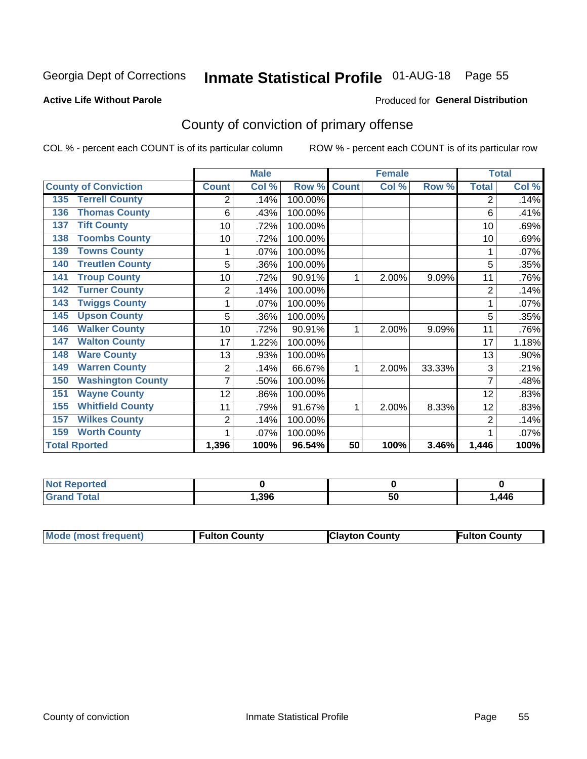Georgia Dept of Corrections **Inmate Statistical Profile** 01-AUG-18 Page 55

**Active Life Without Parole**

Produced for **General Distribution**

## County of conviction of primary offense

COL % - percent each COUNT is of its particular column ROW % - percent each COUNT is of its particular row

| | Male | | | Female | | | Total | |
|---|---|---|---|---|---|---|---|---|
| **County of Conviction** | **Count** | **Col %** | **Row %** | **Count** | **Col %** | **Row %** | **Total** | **Col %** |
| 135 Terrell County | 2 | .14% | 100.00% | | | | 2 | .14% |
| 136 Thomas County | 6 | .43% | 100.00% | | | | 6 | .41% |
| 137 Tift County | 10 | .72% | 100.00% | | | | 10 | .69% |
| 138 Toombs County | 10 | .72% | 100.00% | | | | 10 | .69% |
| 139 Towns County | 1 | .07% | 100.00% | | | | 1 | .07% |
| 140 Treutlen County | 5 | .36% | 100.00% | | | | 5 | .35% |
| 141 Troup County | 10 | .72% | 90.91% | 1 | 2.00% | 9.09% | 11 | .76% |
| 142 Turner County | 2 | .14% | 100.00% | | | | 2 | .14% |
| 143 Twiggs County | 1 | .07% | 100.00% | | | | 1 | .07% |
| 145 Upson County | 5 | .36% | 100.00% | | | | 5 | .35% |
| 146 Walker County | 10 | .72% | 90.91% | 1 | 2.00% | 9.09% | 11 | .76% |
| 147 Walton County | 17 | 1.22% | 100.00% | | | | 17 | 1.18% |
| 148 Ware County | 13 | .93% | 100.00% | | | | 13 | .90% |
| 149 Warren County | 2 | .14% | 66.67% | 1 | 2.00% | 33.33% | 3 | .21% |
| 150 Washington County | 7 | .50% | 100.00% | | | | 7 | .48% |
| 151 Wayne County | 12 | .86% | 100.00% | | | | 12 | .83% |
| 155 Whitfield County | 11 | .79% | 91.67% | 1 | 2.00% | 8.33% | 12 | .83% |
| 157 Wilkes County | 2 | .14% | 100.00% | | | | 2 | .14% |
| 159 Worth County | 1 | .07% | 100.00% | | | | 1 | .07% |
| **Total Rported** | **1,396** | **100%** | **96.54%** | **50** | **100%** | **3.46%** | **1,446** | **100%** |

| | Male | Female | Total |
|---|---|---|---|
| **Not Reported** | **0** | **0** | **0** |
| **Grand Total** | **1,396** | **50** | **1,446** |

| | Male | Female | Total |
|---|---|---|---|
| **Mode (most frequent)** | **Fulton County** | **Clayton County** | **Fulton County** |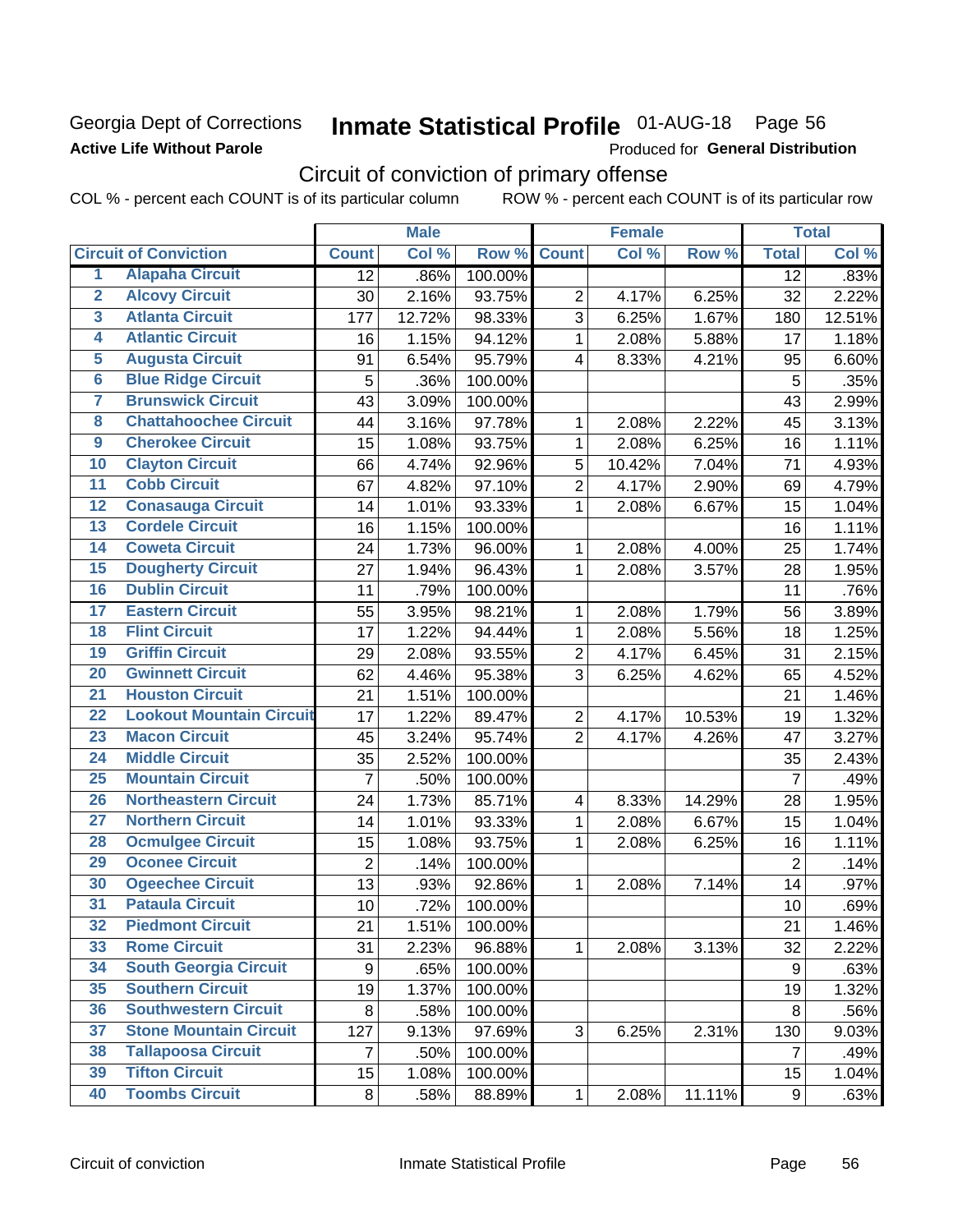Georgia Dept of Corrections
**Active Life Without Parole**

# Inmate Statistical Profile 01-AUG-18 Page 56

Produced for **General Distribution**

## Circuit of conviction of primary offense

COL % - percent each COUNT is of its particular column ROW % - percent each COUNT is of its particular row

| | | Male | | | Female | | | Total | |
|---|---|---|---|---|---|---|---|---|---|
| **Circuit of Conviction** | | **Count** | **Col %** | **Row %** | **Count** | **Col %** | **Row %** | **Total** | **Col %** |
| 1 | Alapaha Circuit | 12 | .86% | 100.00% | | | | 12 | .83% |
| 2 | Alcovy Circuit | 30 | 2.16% | 93.75% | 2 | 4.17% | 6.25% | 32 | 2.22% |
| 3 | Atlanta Circuit | 177 | 12.72% | 98.33% | 3 | 6.25% | 1.67% | 180 | 12.51% |
| 4 | Atlantic Circuit | 16 | 1.15% | 94.12% | 1 | 2.08% | 5.88% | 17 | 1.18% |
| 5 | Augusta Circuit | 91 | 6.54% | 95.79% | 4 | 8.33% | 4.21% | 95 | 6.60% |
| 6 | Blue Ridge Circuit | 5 | .36% | 100.00% | | | | 5 | .35% |
| 7 | Brunswick Circuit | 43 | 3.09% | 100.00% | | | | 43 | 2.99% |
| 8 | Chattahoochee Circuit | 44 | 3.16% | 97.78% | 1 | 2.08% | 2.22% | 45 | 3.13% |
| 9 | Cherokee Circuit | 15 | 1.08% | 93.75% | 1 | 2.08% | 6.25% | 16 | 1.11% |
| 10 | Clayton Circuit | 66 | 4.74% | 92.96% | 5 | 10.42% | 7.04% | 71 | 4.93% |
| 11 | Cobb Circuit | 67 | 4.82% | 97.10% | 2 | 4.17% | 2.90% | 69 | 4.79% |
| 12 | Conasauga Circuit | 14 | 1.01% | 93.33% | 1 | 2.08% | 6.67% | 15 | 1.04% |
| 13 | Cordele Circuit | 16 | 1.15% | 100.00% | | | | 16 | 1.11% |
| 14 | Coweta Circuit | 24 | 1.73% | 96.00% | 1 | 2.08% | 4.00% | 25 | 1.74% |
| 15 | Dougherty Circuit | 27 | 1.94% | 96.43% | 1 | 2.08% | 3.57% | 28 | 1.95% |
| 16 | Dublin Circuit | 11 | .79% | 100.00% | | | | 11 | .76% |
| 17 | Eastern Circuit | 55 | 3.95% | 98.21% | 1 | 2.08% | 1.79% | 56 | 3.89% |
| 18 | Flint Circuit | 17 | 1.22% | 94.44% | 1 | 2.08% | 5.56% | 18 | 1.25% |
| 19 | Griffin Circuit | 29 | 2.08% | 93.55% | 2 | 4.17% | 6.45% | 31 | 2.15% |
| 20 | Gwinnett Circuit | 62 | 4.46% | 95.38% | 3 | 6.25% | 4.62% | 65 | 4.52% |
| 21 | Houston Circuit | 21 | 1.51% | 100.00% | | | | 21 | 1.46% |
| 22 | Lookout Mountain Circuit | 17 | 1.22% | 89.47% | 2 | 4.17% | 10.53% | 19 | 1.32% |
| 23 | Macon Circuit | 45 | 3.24% | 95.74% | 2 | 4.17% | 4.26% | 47 | 3.27% |
| 24 | Middle Circuit | 35 | 2.52% | 100.00% | | | | 35 | 2.43% |
| 25 | Mountain Circuit | 7 | .50% | 100.00% | | | | 7 | .49% |
| 26 | Northeastern Circuit | 24 | 1.73% | 85.71% | 4 | 8.33% | 14.29% | 28 | 1.95% |
| 27 | Northern Circuit | 14 | 1.01% | 93.33% | 1 | 2.08% | 6.67% | 15 | 1.04% |
| 28 | Ocmulgee Circuit | 15 | 1.08% | 93.75% | 1 | 2.08% | 6.25% | 16 | 1.11% |
| 29 | Oconee Circuit | 2 | .14% | 100.00% | | | | 2 | .14% |
| 30 | Ogeechee Circuit | 13 | .93% | 92.86% | 1 | 2.08% | 7.14% | 14 | .97% |
| 31 | Pataula Circuit | 10 | .72% | 100.00% | | | | 10 | .69% |
| 32 | Piedmont Circuit | 21 | 1.51% | 100.00% | | | | 21 | 1.46% |
| 33 | Rome Circuit | 31 | 2.23% | 96.88% | 1 | 2.08% | 3.13% | 32 | 2.22% |
| 34 | South Georgia Circuit | 9 | .65% | 100.00% | | | | 9 | .63% |
| 35 | Southern Circuit | 19 | 1.37% | 100.00% | | | | 19 | 1.32% |
| 36 | Southwestern Circuit | 8 | .58% | 100.00% | | | | 8 | .56% |
| 37 | Stone Mountain Circuit | 127 | 9.13% | 97.69% | 3 | 6.25% | 2.31% | 130 | 9.03% |
| 38 | Tallapoosa Circuit | 7 | .50% | 100.00% | | | | 7 | .49% |
| 39 | Tifton Circuit | 15 | 1.08% | 100.00% | | | | 15 | 1.04% |
| 40 | Toombs Circuit | 8 | .58% | 88.89% | 1 | 2.08% | 11.11% | 9 | .63% |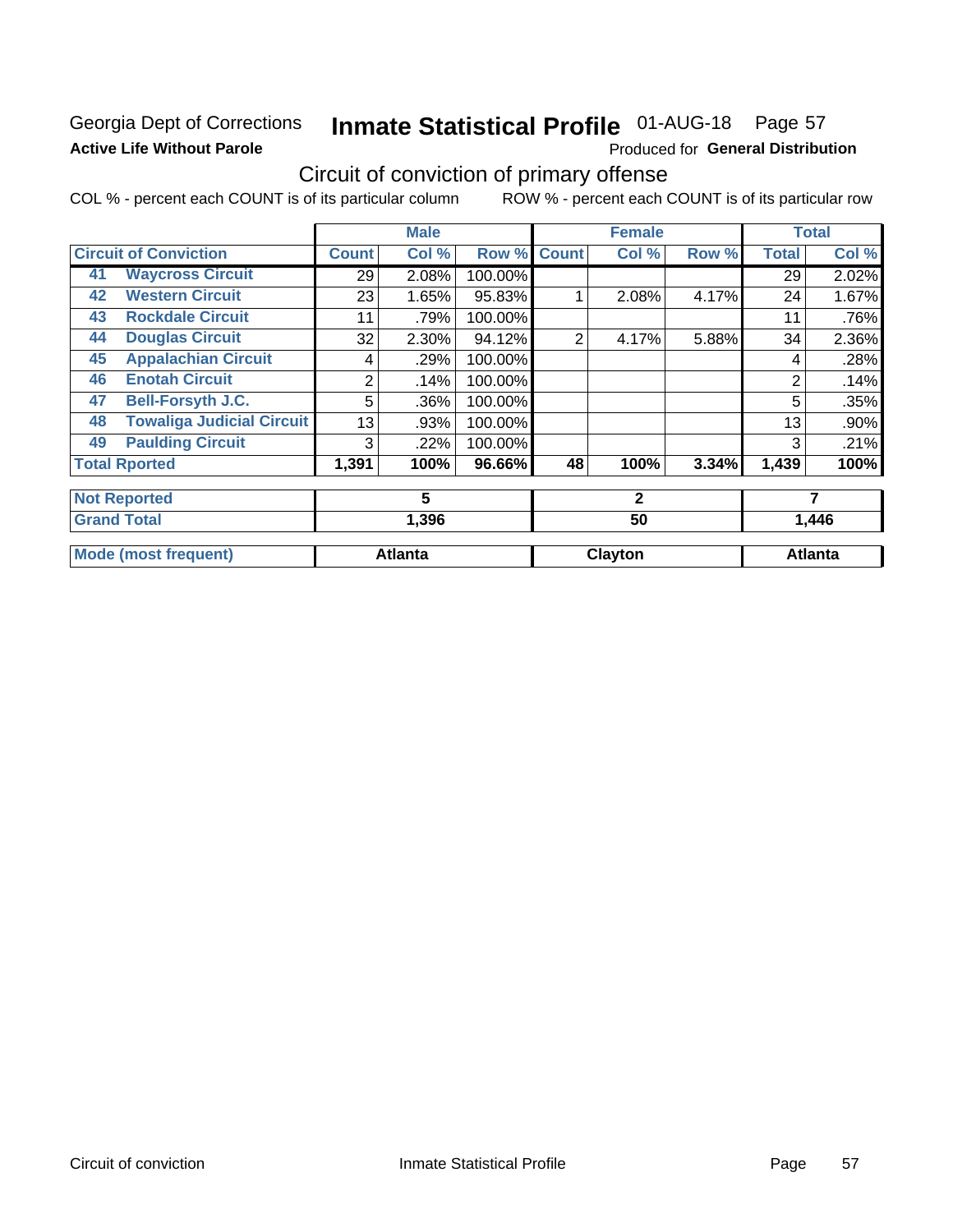Georgia Dept of Corrections **Inmate Statistical Profile** 01-AUG-18 Page 57

**Active Life Without Parole**

Produced for **General Distribution**

## Circuit of conviction of primary offense

COL % - percent each COUNT is of its particular column ROW % - percent each COUNT is of its particular row

| | | Male | | | Female | | | Total | |
|---|---|---|---|---|---|---|---|---|---|
| **Circuit of Conviction** | | **Count** | **Col %** | **Row %** | **Count** | **Col %** | **Row %** | **Total** | **Col %** |
| 41 | **Waycross Circuit** | 29 | 2.08% | 100.00% | | | | 29 | 2.02% |
| 42 | **Western Circuit** | 23 | 1.65% | 95.83% | 1 | 2.08% | 4.17% | 24 | 1.67% |
| 43 | **Rockdale Circuit** | 11 | .79% | 100.00% | | | | 11 | .76% |
| 44 | **Douglas Circuit** | 32 | 2.30% | 94.12% | 2 | 4.17% | 5.88% | 34 | 2.36% |
| 45 | **Appalachian Circuit** | 4 | .29% | 100.00% | | | | 4 | .28% |
| 46 | **Enotah Circuit** | 2 | .14% | 100.00% | | | | 2 | .14% |
| 47 | **Bell-Forsyth J.C.** | 5 | .36% | 100.00% | | | | 5 | .35% |
| 48 | **Towaliga Judicial Circuit** | 13 | .93% | 100.00% | | | | 13 | .90% |
| 49 | **Paulding Circuit** | 3 | .22% | 100.00% | | | | 3 | .21% |
| **Total Rported** | | **1,391** | **100%** | **96.66%** | **48** | **100%** | **3.34%** | **1,439** | **100%** |

| | Male | Female | Total |
|---|---|---|---|
| **Not Reported** | **5** | **2** | **7** |
| **Grand Total** | **1,396** | **50** | **1,446** |

| | Male | Female | Total |
|---|---|---|---|
| **Mode (most frequent)** | **Atlanta** | **Clayton** | **Atlanta** |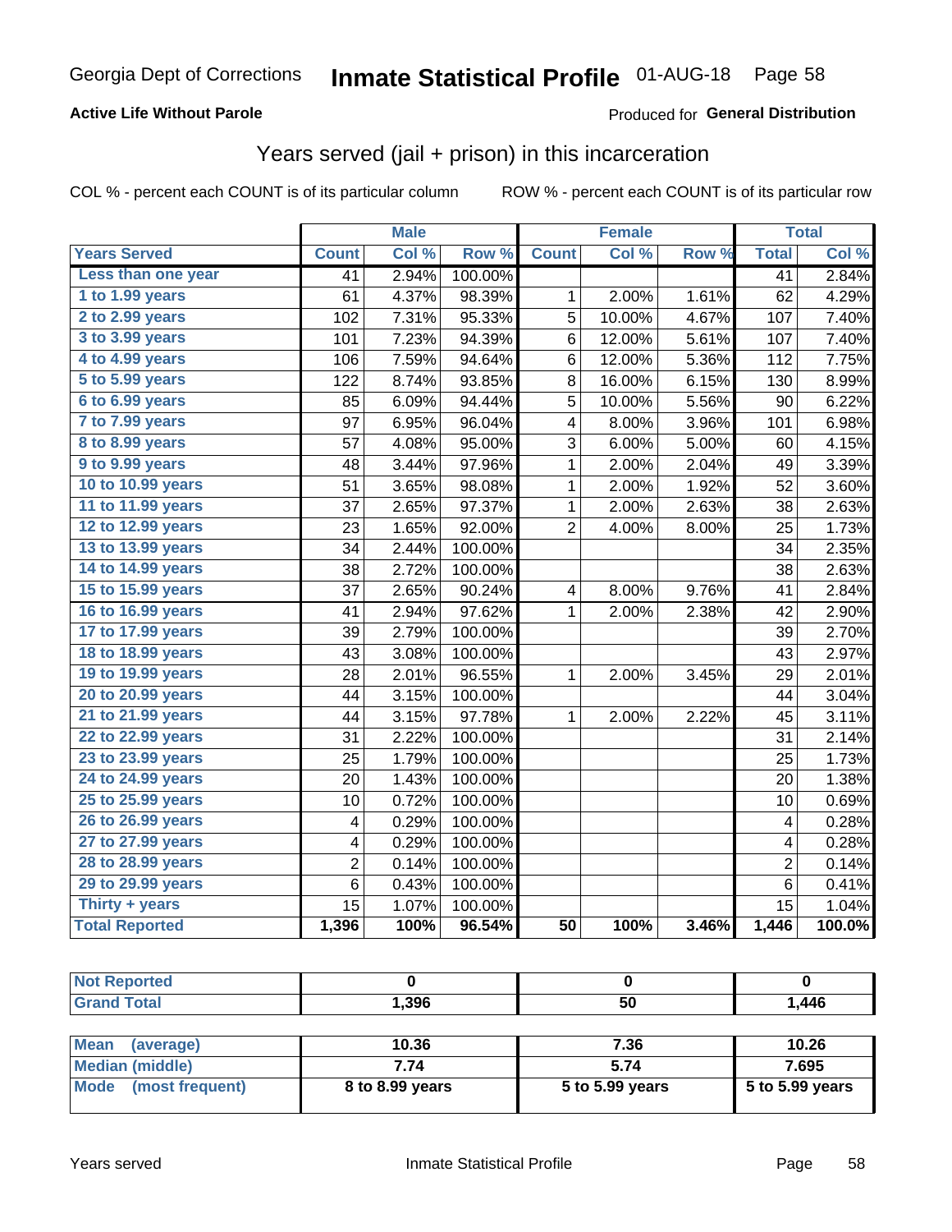Georgia Dept of Corrections **Inmate Statistical Profile** 01-AUG-18 Page 58

**Active Life Without Parole**

Produced for **General Distribution**

## Years served (jail + prison) in this incarceration

COL % - percent each COUNT is of its particular column

ROW % - percent each COUNT is of its particular row

| | Male | | | Female | | | Total | |
|---|---|---|---|---|---|---|---|---|
| **Years Served** | **Count** | **Col %** | **Row %** | **Count** | **Col %** | **Row %** | **Total** | **Col %** |
| Less than one year | 41 | 2.94% | 100.00% | | | | 41 | 2.84% |
| 1 to 1.99 years | 61 | 4.37% | 98.39% | 1 | 2.00% | 1.61% | 62 | 4.29% |
| 2 to 2.99 years | 102 | 7.31% | 95.33% | 5 | 10.00% | 4.67% | 107 | 7.40% |
| 3 to 3.99 years | 101 | 7.23% | 94.39% | 6 | 12.00% | 5.61% | 107 | 7.40% |
| 4 to 4.99 years | 106 | 7.59% | 94.64% | 6 | 12.00% | 5.36% | 112 | 7.75% |
| 5 to 5.99 years | 122 | 8.74% | 93.85% | 8 | 16.00% | 6.15% | 130 | 8.99% |
| 6 to 6.99 years | 85 | 6.09% | 94.44% | 5 | 10.00% | 5.56% | 90 | 6.22% |
| 7 to 7.99 years | 97 | 6.95% | 96.04% | 4 | 8.00% | 3.96% | 101 | 6.98% |
| 8 to 8.99 years | 57 | 4.08% | 95.00% | 3 | 6.00% | 5.00% | 60 | 4.15% |
| 9 to 9.99 years | 48 | 3.44% | 97.96% | 1 | 2.00% | 2.04% | 49 | 3.39% |
| 10 to 10.99 years | 51 | 3.65% | 98.08% | 1 | 2.00% | 1.92% | 52 | 3.60% |
| 11 to 11.99 years | 37 | 2.65% | 97.37% | 1 | 2.00% | 2.63% | 38 | 2.63% |
| 12 to 12.99 years | 23 | 1.65% | 92.00% | 2 | 4.00% | 8.00% | 25 | 1.73% |
| 13 to 13.99 years | 34 | 2.44% | 100.00% | | | | 34 | 2.35% |
| 14 to 14.99 years | 38 | 2.72% | 100.00% | | | | 38 | 2.63% |
| 15 to 15.99 years | 37 | 2.65% | 90.24% | 4 | 8.00% | 9.76% | 41 | 2.84% |
| 16 to 16.99 years | 41 | 2.94% | 97.62% | 1 | 2.00% | 2.38% | 42 | 2.90% |
| 17 to 17.99 years | 39 | 2.79% | 100.00% | | | | 39 | 2.70% |
| 18 to 18.99 years | 43 | 3.08% | 100.00% | | | | 43 | 2.97% |
| 19 to 19.99 years | 28 | 2.01% | 96.55% | 1 | 2.00% | 3.45% | 29 | 2.01% |
| 20 to 20.99 years | 44 | 3.15% | 100.00% | | | | 44 | 3.04% |
| 21 to 21.99 years | 44 | 3.15% | 97.78% | 1 | 2.00% | 2.22% | 45 | 3.11% |
| 22 to 22.99 years | 31 | 2.22% | 100.00% | | | | 31 | 2.14% |
| 23 to 23.99 years | 25 | 1.79% | 100.00% | | | | 25 | 1.73% |
| 24 to 24.99 years | 20 | 1.43% | 100.00% | | | | 20 | 1.38% |
| 25 to 25.99 years | 10 | 0.72% | 100.00% | | | | 10 | 0.69% |
| 26 to 26.99 years | 4 | 0.29% | 100.00% | | | | 4 | 0.28% |
| 27 to 27.99 years | 4 | 0.29% | 100.00% | | | | 4 | 0.28% |
| 28 to 28.99 years | 2 | 0.14% | 100.00% | | | | 2 | 0.14% |
| 29 to 29.99 years | 6 | 0.43% | 100.00% | | | | 6 | 0.41% |
| Thirty + years | 15 | 1.07% | 100.00% | | | | 15 | 1.04% |
| **Total Reported** | **1,396** | **100%** | **96.54%** | **50** | **100%** | **3.46%** | **1,446** | **100.0%** |

| | Male | Female | Total |
|---|---|---|---|
| Not Reported | 0 | 0 | 0 |
| Grand Total | 1,396 | 50 | 1,446 |

| | Male | Female | Total |
|---|---|---|---|
| Mean (average) | 10.36 | 7.36 | 10.26 |
| Median (middle) | 7.74 | 5.74 | 7.695 |
| Mode (most frequent) | 8 to 8.99 years | 5 to 5.99 years | 5 to 5.99 years |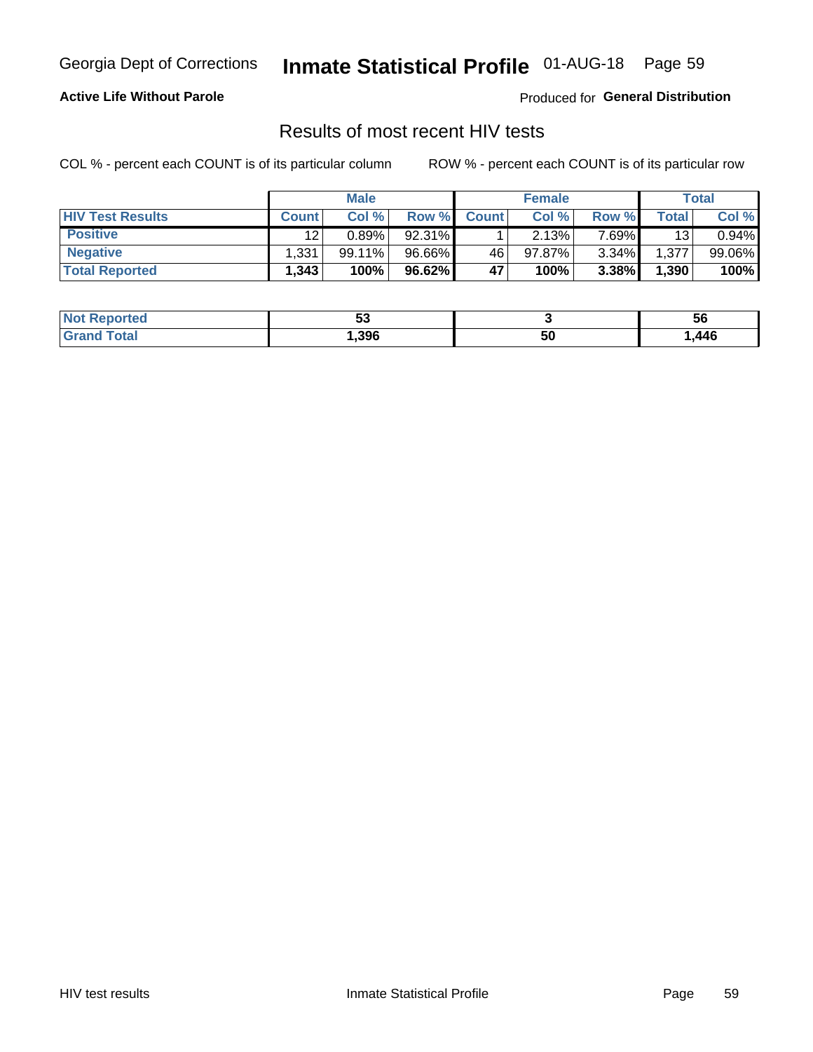Georgia Dept of Corrections **Inmate Statistical Profile** 01-AUG-18

**Active Life Without Parole**

Produced for **General Distribution**

## Results of most recent HIV tests

COL % - percent each COUNT is of its particular column

ROW % - percent each COUNT is of its particular row

| | Male | | | Female | | | Total | |
|---|---|---|---|---|---|---|---|---|
| **HIV Test Results** | **Count** | **Col %** | **Row %** | **Count** | **Col %** | **Row %** | **Total** | **Col %** |
| **Positive** | 12 | 0.89% | 92.31% | 1 | 2.13% | 7.69% | 13 | 0.94% |
| **Negative** | 1,331 | 99.11% | 96.66% | 46 | 97.87% | 3.34% | 1,377 | 99.06% |
| **Total Reported** | **1,343** | **100%** | **96.62%** | **47** | **100%** | **3.38%** | **1,390** | **100%** |

| | Male | Female | Total |
|---|---|---|---|
| **Not Reported** | **53** | **3** | **56** |
| **Grand Total** | **1,396** | **50** | **1,446** |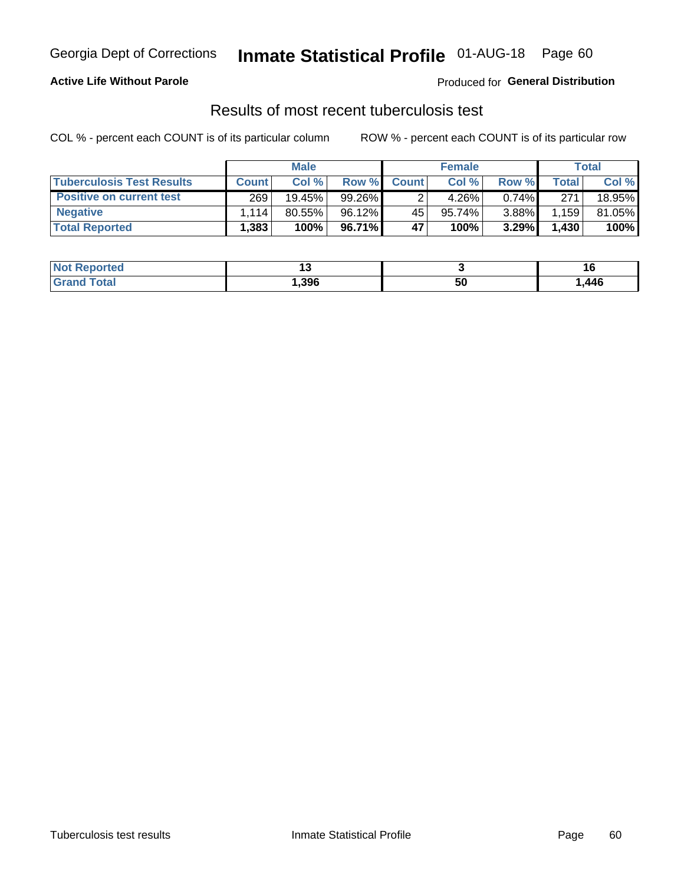Georgia Dept of Corrections **Inmate Statistical Profile** 01-AUG-18 Page 60

**Active Life Without Parole**

Produced for **General Distribution**

## Results of most recent tuberculosis test

COL % - percent each COUNT is of its particular column    ROW % - percent each COUNT is of its particular row

| | Male | | | Female | | | Total | |
|---|---|---|---|---|---|---|---|---|
| **Tuberculosis Test Results** | **Count** | **Col %** | **Row %** | **Count** | **Col %** | **Row %** | **Total** | **Col %** |
| **Positive on current test** | 269 | 19.45% | 99.26% | 2 | 4.26% | 0.74% | 271 | 18.95% |
| **Negative** | 1,114 | 80.55% | 96.12% | 45 | 95.74% | 3.88% | 1,159 | 81.05% |
| **Total Reported** | **1,383** | **100%** | **96.71%** | **47** | **100%** | **3.29%** | **1,430** | **100%** |

| | Male | Female | Total |
|---|---|---|---|
| **Not Reported** | **13** | **3** | **16** |
| **Grand Total** | **1,396** | **50** | **1,446** |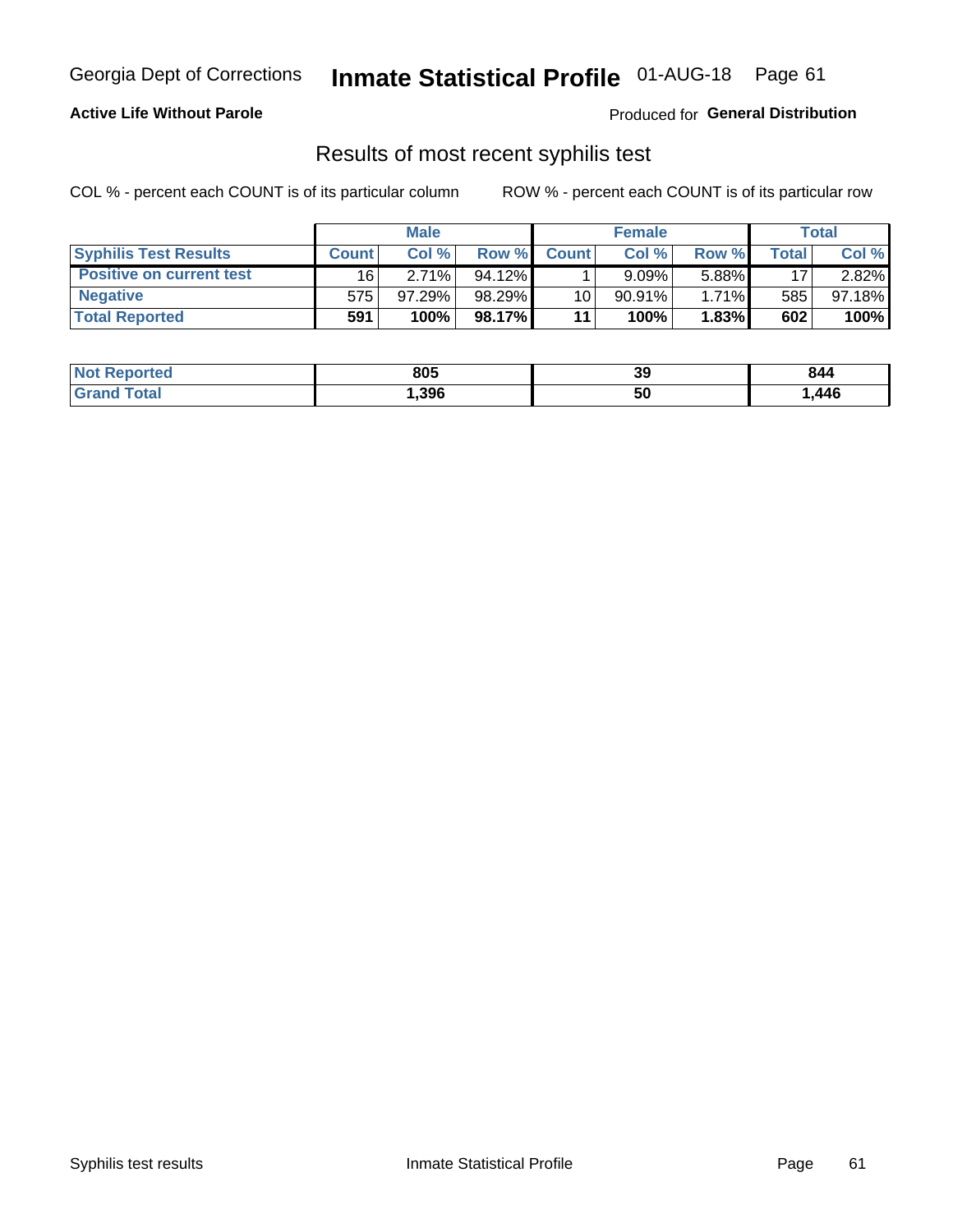Georgia Dept of Corrections **Inmate Statistical Profile** 01-AUG-18

**Active Life Without Parole**

Produced for **General Distribution**

## Results of most recent syphilis test

COL % - percent each COUNT is of its particular column        ROW % - percent each COUNT is of its particular row

| | Male | | | Female | | | Total | |
|---|---|---|---|---|---|---|---|---|
| **Syphilis Test Results** | **Count** | **Col %** | **Row %** | **Count** | **Col %** | **Row %** | **Total** | **Col %** |
| **Positive on current test** | 16 | 2.71% | 94.12% | 1 | 9.09% | 5.88% | 17 | 2.82% |
| **Negative** | 575 | 97.29% | 98.29% | 10 | 90.91% | 1.71% | 585 | 97.18% |
| **Total Reported** | **591** | **100%** | **98.17%** | **11** | **100%** | **1.83%** | **602** | **100%** |

| | Male | Female | Total |
|---|---|---|---|
| **Not Reported** | **805** | **39** | **844** |
| **Grand Total** | **1,396** | **50** | **1,446** |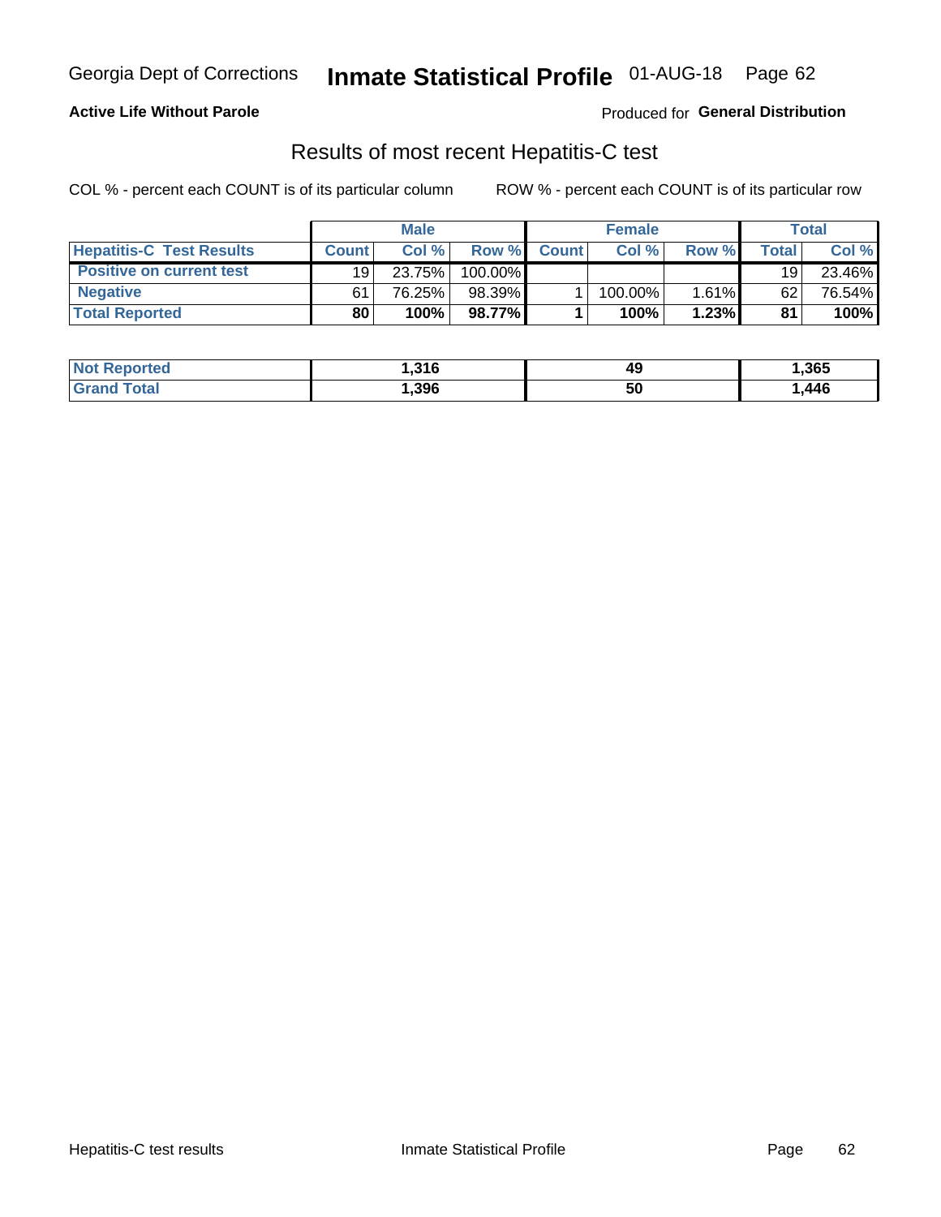Georgia Dept of Corrections **Inmate Statistical Profile** 01-AUG-18

**Active Life Without Parole**

Produced for **General Distribution**

## Results of most recent Hepatitis-C test

COL % - percent each COUNT is of its particular column    ROW % - percent each COUNT is of its particular row

| | Male | | | Female | | | Total | |
|---|---|---|---|---|---|---|---|---|
| **Hepatitis-C Test Results** | **Count** | **Col %** | **Row %** | **Count** | **Col %** | **Row %** | **Total** | **Col %** |
| **Positive on current test** | 19 | 23.75% | 100.00% | | | | 19 | 23.46% |
| **Negative** | 61 | 76.25% | 98.39% | 1 | 100.00% | 1.61% | 62 | 76.54% |
| **Total Reported** | **80** | **100%** | **98.77%** | **1** | **100%** | **1.23%** | **81** | **100%** |

| | Male | Female | Total |
|---|---|---|---|
| **Not Reported** | **1,316** | **49** | **1,365** |
| **Grand Total** | **1,396** | **50** | **1,446** |

Hepatitis-C test results    Inmate Statistical Profile